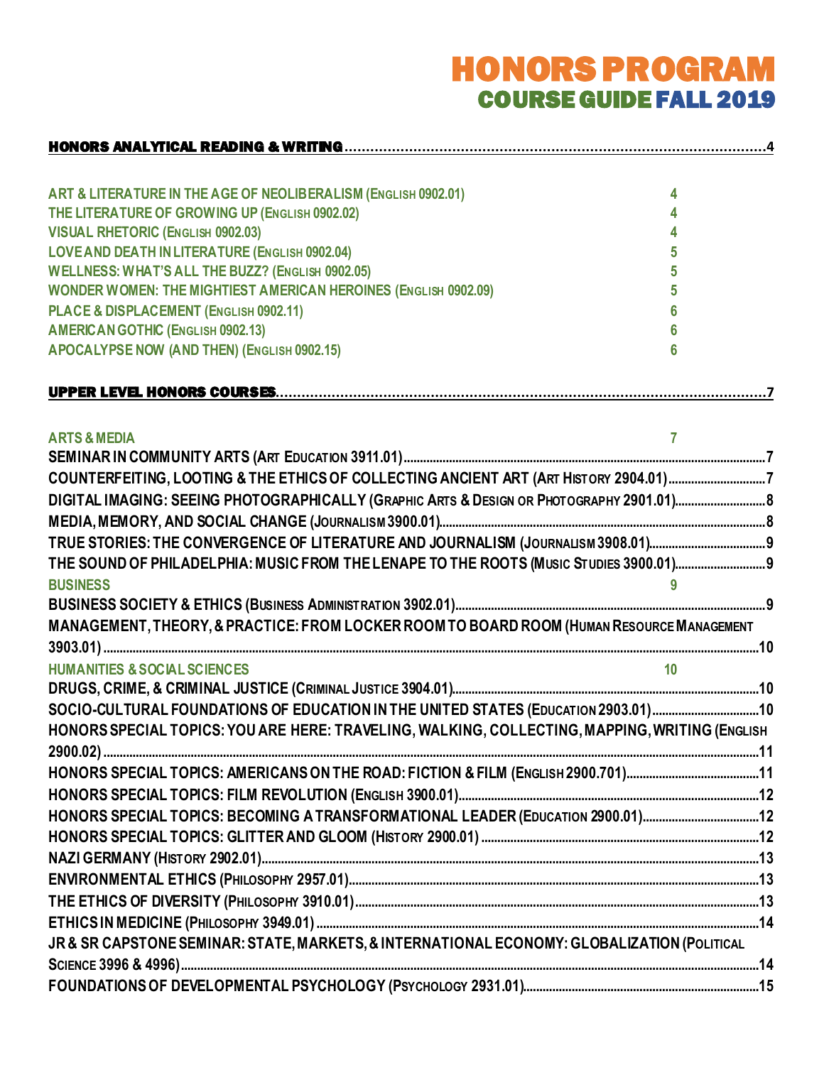# HONORS PROGRAM
## COURSE GUIDE FALL 2019

**HONORS ANALYTICAL READING & WRITING** .......... 4

- ART & LITERATURE IN THE AGE OF NEOLIBERALISM (ENGLISH 0902.01) 4
- THE LITERATURE OF GROWING UP (ENGLISH 0902.02) 4
- VISUAL RHETORIC (ENGLISH 0902.03) 4
- LOVE AND DEATH IN LITERATURE (ENGLISH 0902.04) 5
- WELLNESS: WHAT'S ALL THE BUZZ? (ENGLISH 0902.05) 5
- WONDER WOMEN: THE MIGHTIEST AMERICAN HEROINES (ENGLISH 0902.09) 5
- PLACE & DISPLACEMENT (ENGLISH 0902.11) 6
- AMERICAN GOTHIC (ENGLISH 0902.13) 6
- APOCALYPSE NOW (AND THEN) (ENGLISH 0902.15) 6

**UPPER LEVEL HONORS COURSES** .......... 7

ARTS & MEDIA 7

- SEMINAR IN COMMUNITY ARTS (ART EDUCATION 3911.01) .......... 7
- COUNTERFEITING, LOOTING & THE ETHICS OF COLLECTING ANCIENT ART (ART HISTORY 2904.01) .......... 7
- DIGITAL IMAGING: SEEING PHOTOGRAPHICALLY (GRAPHIC ARTS & DESIGN OR PHOTOGRAPHY 2901.01) .......... 8
- MEDIA, MEMORY, AND SOCIAL CHANGE (JOURNALISM 3900.01) .......... 8
- TRUE STORIES: THE CONVERGENCE OF LITERATURE AND JOURNALISM (JOURNALISM 3908.01) .......... 9
- THE SOUND OF PHILADELPHIA: MUSIC FROM THE LENAPE TO THE ROOTS (MUSIC STUDIES 3900.01) .......... 9

BUSINESS 9

- BUSINESS SOCIETY & ETHICS (BUSINESS ADMINISTRATION 3902.01) .......... 9
- MANAGEMENT, THEORY, & PRACTICE: FROM LOCKER ROOM TO BOARD ROOM (HUMAN RESOURCE MANAGEMENT 3903.01) .......... 10

HUMANITIES & SOCIAL SCIENCES 10

- DRUGS, CRIME, & CRIMINAL JUSTICE (CRIMINAL JUSTICE 3904.01) .......... 10
- SOCIO-CULTURAL FOUNDATIONS OF EDUCATION IN THE UNITED STATES (EDUCATION 2903.01) .......... 10
- HONORS SPECIAL TOPICS: YOU ARE HERE: TRAVELING, WALKING, COLLECTING, MAPPING, WRITING (ENGLISH 2900.02) .......... 11
- HONORS SPECIAL TOPICS: AMERICANS ON THE ROAD: FICTION & FILM (ENGLISH 2900.701) .......... 11
- HONORS SPECIAL TOPICS: FILM REVOLUTION (ENGLISH 3900.01) .......... 12
- HONORS SPECIAL TOPICS: BECOMING A TRANSFORMATIONAL LEADER (EDUCATION 2900.01) .......... 12
- HONORS SPECIAL TOPICS: GLITTER AND GLOOM (HISTORY 2900.01) .......... 12
- NAZI GERMANY (HISTORY 2902.01) .......... 13
- ENVIRONMENTAL ETHICS (PHILOSOPHY 2957.01) .......... 13
- THE ETHICS OF DIVERSITY (PHILOSOPHY 3910.01) .......... 13
- ETHICS IN MEDICINE (PHILOSOPHY 3949.01) .......... 14
- JR & SR CAPSTONE SEMINAR: STATE, MARKETS, & INTERNATIONAL ECONOMY: GLOBALIZATION (POLITICAL SCIENCE 3996 & 4996) .......... 14
- FOUNDATIONS OF DEVELOPMENTAL PSYCHOLOGY (PSYCHOLOGY 2931.01) .......... 15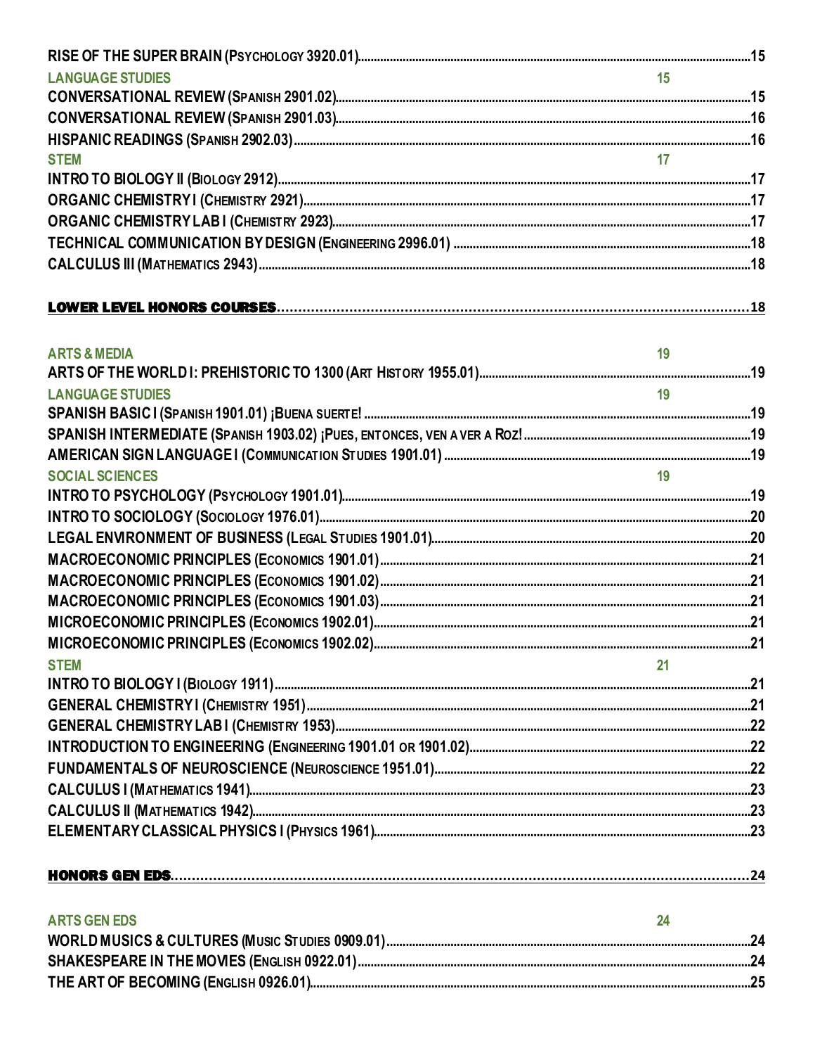RISE OF THE SUPER BRAIN (PSYCHOLOGY 3920.01) .....15

LANGUAGE STUDIES 15

CONVERSATIONAL REVIEW (SPANISH 2901.02) .....15

CONVERSATIONAL REVIEW (SPANISH 2901.03) .....16

HISPANIC READINGS (SPANISH 2902.03) .....16

STEM 17

INTRO TO BIOLOGY II (BIOLOGY 2912) .....17

ORGANIC CHEMISTRY I (CHEMISTRY 2921) .....17

ORGANIC CHEMISTRY LAB I (CHEMISTRY 2923) .....17

TECHNICAL COMMUNICATION BY DESIGN (ENGINEERING 2996.01) .....18

CALCULUS III (MATHEMATICS 2943) .....18

**LOWER LEVEL HONORS COURSES** .....18

ARTS & MEDIA 19

ARTS OF THE WORLD I: PREHISTORIC TO 1300 (ART HISTORY 1955.01) .....19

LANGUAGE STUDIES 19

SPANISH BASIC I (SPANISH 1901.01) ¡BUENA SUERTE! .....19

SPANISH INTERMEDIATE (SPANISH 1903.02) ¡PUES, ENTONCES, VEN A VER A ROZ! .....19

AMERICAN SIGN LANGUAGE I (COMMUNICATION STUDIES 1901.01) .....19

SOCIAL SCIENCES 19

INTRO TO PSYCHOLOGY (PSYCHOLOGY 1901.01) .....19

INTRO TO SOCIOLOGY (SOCIOLOGY 1976.01) .....20

LEGAL ENVIRONMENT OF BUSINESS (LEGAL STUDIES 1901.01) .....20

MACROECONOMIC PRINCIPLES (ECONOMICS 1901.01) .....21

MACROECONOMIC PRINCIPLES (ECONOMICS 1901.02) .....21

MACROECONOMIC PRINCIPLES (ECONOMICS 1901.03) .....21

MICROECONOMIC PRINCIPLES (ECONOMICS 1902.01) .....21

MICROECONOMIC PRINCIPLES (ECONOMICS 1902.02) .....21

STEM 21

INTRO TO BIOLOGY I (BIOLOGY 1911) .....21

GENERAL CHEMISTRY I (CHEMISTRY 1951) .....21

GENERAL CHEMISTRY LAB I (CHEMISTRY 1953) .....22

INTRODUCTION TO ENGINEERING (ENGINEERING 1901.01 OR 1901.02) .....22

FUNDAMENTALS OF NEUROSCIENCE (NEUROSCIENCE 1951.01) .....22

CALCULUS I (MATHEMATICS 1941) .....23

CALCULUS II (MATHEMATICS 1942) .....23

ELEMENTARY CLASSICAL PHYSICS I (PHYSICS 1961) .....23

**HONORS GEN EDS** .....24

ARTS GEN EDS 24

WORLD MUSICS & CULTURES (MUSIC STUDIES 0909.01) .....24

SHAKESPEARE IN THE MOVIES (ENGLISH 0922.01) .....24

THE ART OF BECOMING (ENGLISH 0926.01) .....25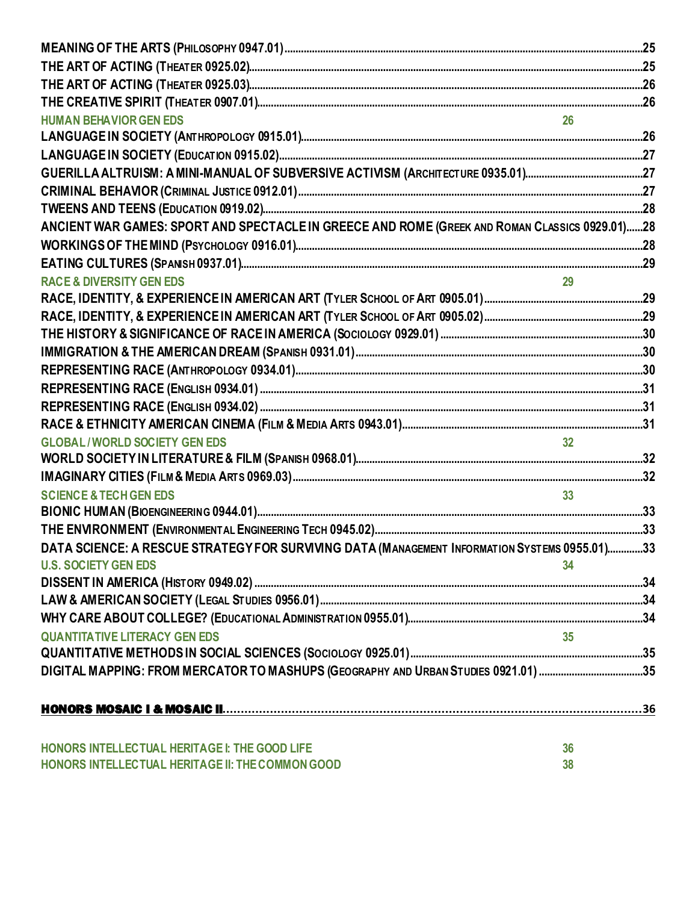MEANING OF THE ARTS (PHILOSOPHY 0947.01) ........ 25
THE ART OF ACTING (THEATER 0925.02) ........ 25
THE ART OF ACTING (THEATER 0925.03) ........ 26
THE CREATIVE SPIRIT (THEATER 0907.01) ........ 26

HUMAN BEHAVIOR GEN EDS 26

LANGUAGE IN SOCIETY (ANTHROPOLOGY 0915.01) ........ 26
LANGUAGE IN SOCIETY (EDUCATION 0915.02) ........ 27
GUERILLA ALTRUISM: A MINI-MANUAL OF SUBVERSIVE ACTIVISM (ARCHITECTURE 0935.01) ........ 27
CRIMINAL BEHAVIOR (CRIMINAL JUSTICE 0912.01) ........ 27
TWEENS AND TEENS (EDUCATION 0919.02) ........ 28
ANCIENT WAR GAMES: SPORT AND SPECTACLE IN GREECE AND ROME (GREEK AND ROMAN CLASSICS 0929.01) ........ 28
WORKINGS OF THE MIND (PSYCHOLOGY 0916.01) ........ 28
EATING CULTURES (SPANISH 0937.01) ........ 29

RACE & DIVERSITY GEN EDS 29

RACE, IDENTITY, & EXPERIENCE IN AMERICAN ART (TYLER SCHOOL OF ART 0905.01) ........ 29
RACE, IDENTITY, & EXPERIENCE IN AMERICAN ART (TYLER SCHOOL OF ART 0905.02) ........ 29
THE HISTORY & SIGNIFICANCE OF RACE IN AMERICA (SOCIOLOGY 0929.01) ........ 30
IMMIGRATION & THE AMERICAN DREAM (SPANISH 0931.01) ........ 30
REPRESENTING RACE (ANTHROPOLOGY 0934.01) ........ 30
REPRESENTING RACE (ENGLISH 0934.01) ........ 31
REPRESENTING RACE (ENGLISH 0934.02) ........ 31
RACE & ETHNICITY AMERICAN CINEMA (FILM & MEDIA ARTS 0943.01) ........ 31

GLOBAL / WORLD SOCIETY GEN EDS 32

WORLD SOCIETY IN LITERATURE & FILM (SPANISH 0968.01) ........ 32
IMAGINARY CITIES (FILM & MEDIA ARTS 0969.03) ........ 32

SCIENCE & TECH GEN EDS 33

BIONIC HUMAN (BIOENGINEERING 0944.01) ........ 33
THE ENVIRONMENT (ENVIRONMENTAL ENGINEERING TECH 0945.02) ........ 33
DATA SCIENCE: A RESCUE STRATEGY FOR SURVIVING DATA (MANAGEMENT INFORMATION SYSTEMS 0955.01) ........ 33

U.S. SOCIETY GEN EDS 34

DISSENT IN AMERICA (HISTORY 0949.02) ........ 34
LAW & AMERICAN SOCIETY (LEGAL STUDIES 0956.01) ........ 34
WHY CARE ABOUT COLLEGE? (EDUCATIONAL ADMINISTRATION 0955.01) ........ 34

QUANTITATIVE LITERACY GEN EDS 35

QUANTITATIVE METHODS IN SOCIAL SCIENCES (SOCIOLOGY 0925.01) ........ 35
DIGITAL MAPPING: FROM MERCATOR TO MASHUPS (GEOGRAPHY AND URBAN STUDIES 0921.01) ........ 35

**HONORS MOSAIC I & MOSAIC II** ........ 36

HONORS INTELLECTUAL HERITAGE I: THE GOOD LIFE 36
HONORS INTELLECTUAL HERITAGE II: THE COMMON GOOD 38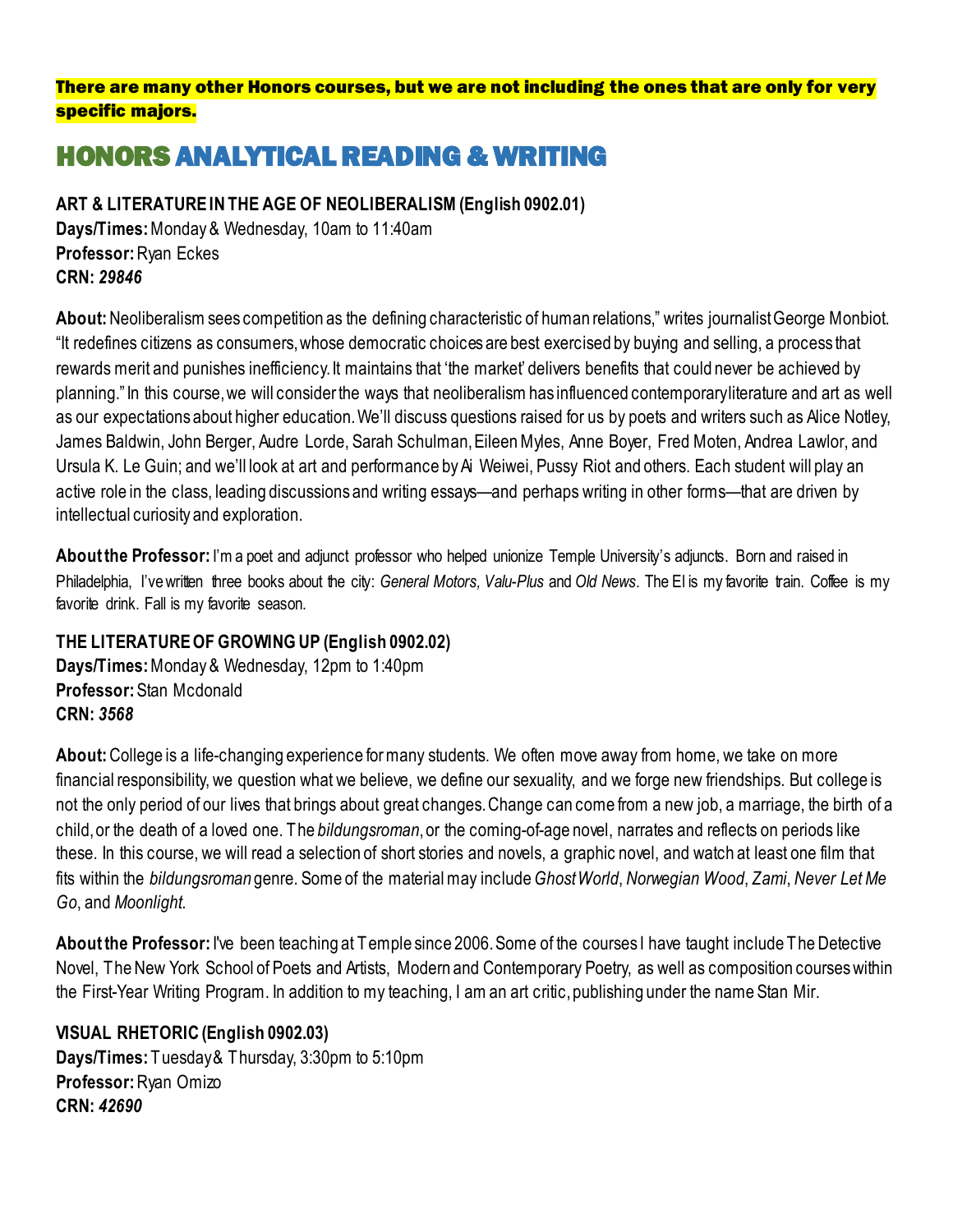**There are many other Honors courses, but we are not including the ones that are only for very specific majors.**

# HONORS ANALYTICAL READING & WRITING

**ART & LITERATURE IN THE AGE OF NEOLIBERALISM (English 0902.01)**
**Days/Times:** Monday & Wednesday, 10am to 11:40am
**Professor:** Ryan Eckes
**CRN:** ***29846***

**About:** Neoliberalism sees competition as the defining characteristic of human relations," writes journalist George Monbiot. "It redefines citizens as consumers, whose democratic choices are best exercised by buying and selling, a process that rewards merit and punishes inefficiency. It maintains that 'the market' delivers benefits that could never be achieved by planning." In this course, we will consider the ways that neoliberalism has influenced contemporary literature and art as well as our expectations about higher education. We'll discuss questions raised for us by poets and writers such as Alice Notley, James Baldwin, John Berger, Audre Lorde, Sarah Schulman, Eileen Myles, Anne Boyer, Fred Moten, Andrea Lawlor, and Ursula K. Le Guin; and we'll look at art and performance by Ai Weiwei, Pussy Riot and others. Each student will play an active role in the class, leading discussions and writing essays—and perhaps writing in other forms—that are driven by intellectual curiosity and exploration.

**About the Professor:** I'm a poet and adjunct professor who helped unionize Temple University's adjuncts. Born and raised in Philadelphia, I've written three books about the city: *General Motors, Valu-Plus* and *Old News*. The El is my favorite train. Coffee is my favorite drink. Fall is my favorite season.

**THE LITERATURE OF GROWING UP (English 0902.02)**
**Days/Times:** Monday & Wednesday, 12pm to 1:40pm
**Professor:** Stan Mcdonald
**CRN:** ***3568***

**About:** College is a life-changing experience for many students. We often move away from home, we take on more financial responsibility, we question what we believe, we define our sexuality, and we forge new friendships. But college is not the only period of our lives that brings about great changes. Change can come from a new job, a marriage, the birth of a child, or the death of a loved one. The *bildungsroman*, or the coming-of-age novel, narrates and reflects on periods like these. In this course, we will read a selection of short stories and novels, a graphic novel, and watch at least one film that fits within the *bildungsroman* genre. Some of the material may include *Ghost World*, *Norwegian Wood*, *Zami*, *Never Let Me Go*, and *Moonlight*.

**About the Professor:** I've been teaching at Temple since 2006. Some of the courses I have taught include The Detective Novel, The New York School of Poets and Artists, Modern and Contemporary Poetry, as well as composition courses within the First-Year Writing Program. In addition to my teaching, I am an art critic, publishing under the name Stan Mir.

**VISUAL RHETORIC (English 0902.03)**
**Days/Times:** Tuesday & Thursday, 3:30pm to 5:10pm
**Professor:** Ryan Omizo
**CRN:** ***42690***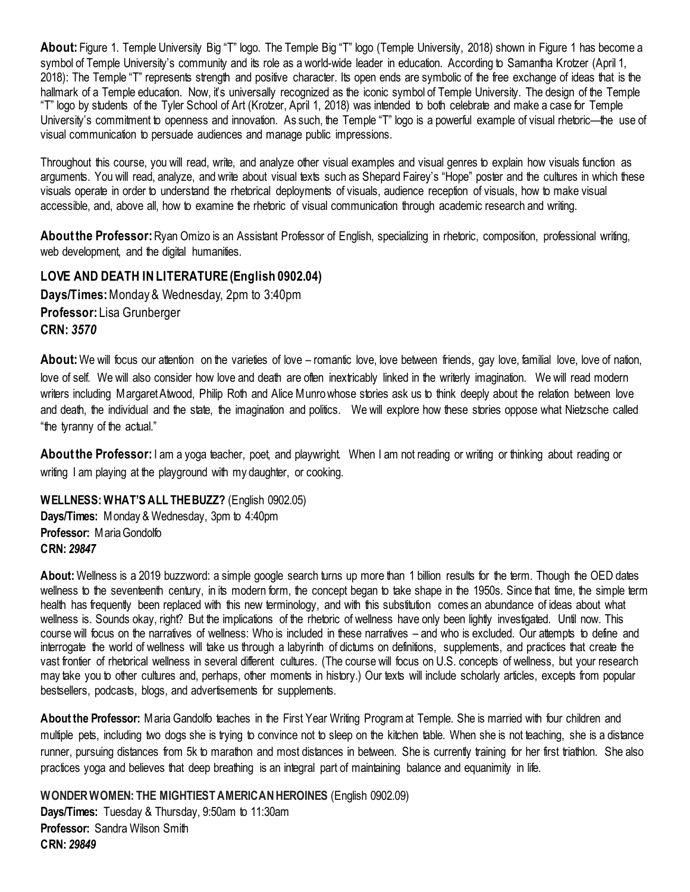**About:** Figure 1. Temple University Big "T" logo. The Temple Big "T" logo (Temple University, 2018) shown in Figure 1 has become a symbol of Temple University's community and its role as a world-wide leader in education. According to Samantha Krotzer (April 1, 2018): The Temple "T" represents strength and positive character. Its open ends are symbolic of the free exchange of ideas that is the hallmark of a Temple education. Now, it's universally recognized as the iconic symbol of Temple University. The design of the Temple "T" logo by students of the Tyler School of Art (Krotzer, April 1, 2018) was intended to both celebrate and make a case for Temple University's commitment to openness and innovation. As such, the Temple "T" logo is a powerful example of visual rhetoric—the use of visual communication to persuade audiences and manage public impressions.

Throughout this course, you will read, write, and analyze other visual examples and visual genres to explain how visuals function as arguments. You will read, analyze, and write about visual texts such as Shepard Fairey's "Hope" poster and the cultures in which these visuals operate in order to understand the rhetorical deployments of visuals, audience reception of visuals, how to make visual accessible, and, above all, how to examine the rhetoric of visual communication through academic research and writing.

**About the Professor:** Ryan Omizo is an Assistant Professor of English, specializing in rhetoric, composition, professional writing, web development, and the digital humanities.

### LOVE AND DEATH IN LITERATURE (English 0902.04)

**Days/Times:** Monday & Wednesday, 2pm to 3:40pm
**Professor:** Lisa Grunberger
**CRN:** ***3570***

**About:** We will focus our attention on the varieties of love – romantic love, love between friends, gay love, familial love, love of nation, love of self. We will also consider how love and death are often inextricably linked in the writerly imagination. We will read modern writers including Margaret Atwood, Philip Roth and Alice Munro whose stories ask us to think deeply about the relation between love and death, the individual and the state, the imagination and politics. We will explore how these stories oppose what Nietzsche called "the tyranny of the actual."

**About the Professor:** I am a yoga teacher, poet, and playwright. When I am not reading or writing or thinking about reading or writing I am playing at the playground with my daughter, or cooking.

**WELLNESS: WHAT'S ALL THE BUZZ?** (English 0902.05)
**Days/Times:** Monday & Wednesday, 3pm to 4:40pm
**Professor:** Maria Gondolfo
**CRN:** ***29847***

**About:** Wellness is a 2019 buzzword: a simple google search turns up more than 1 billion results for the term. Though the OED dates wellness to the seventeenth century, in its modern form, the concept began to take shape in the 1950s. Since that time, the simple term health has frequently been replaced with this new terminology, and with this substitution comes an abundance of ideas about what wellness is. Sounds okay, right? But the implications of the rhetoric of wellness have only been lightly investigated. Until now. This course will focus on the narratives of wellness: Who is included in these narratives – and who is excluded. Our attempts to define and interrogate the world of wellness will take us through a labyrinth of dictums on definitions, supplements, and practices that create the vast frontier of rhetorical wellness in several different cultures. (The course will focus on U.S. concepts of wellness, but your research may take you to other cultures and, perhaps, other moments in history.) Our texts will include scholarly articles, excepts from popular bestsellers, podcasts, blogs, and advertisements for supplements.

**About the Professor:** Maria Gandolfo teaches in the First Year Writing Program at Temple. She is married with four children and multiple pets, including two dogs she is trying to convince not to sleep on the kitchen table. When she is not teaching, she is a distance runner, pursuing distances from 5k to marathon and most distances in between. She is currently training for her first triathlon. She also practices yoga and believes that deep breathing is an integral part of maintaining balance and equanimity in life.

**WONDER WOMEN: THE MIGHTIEST AMERICAN HEROINES** (English 0902.09)
**Days/Times:** Tuesday & Thursday, 9:50am to 11:30am
**Professor:** Sandra Wilson Smith
**CRN:** ***29849***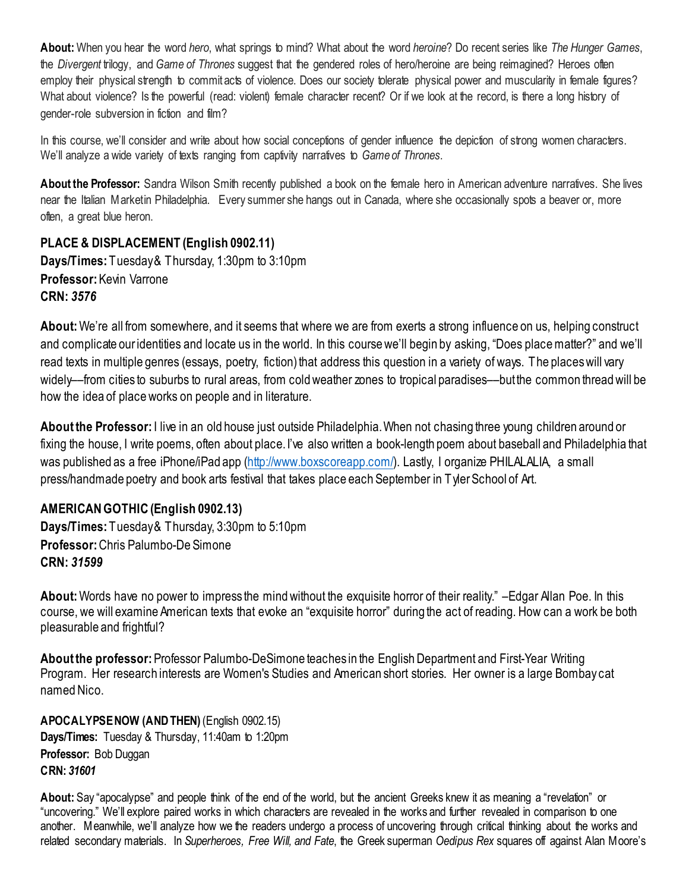**About:** When you hear the word *hero*, what springs to mind? What about the word *heroine*? Do recent series like *The Hunger Games*, the *Divergent* trilogy, and *Game of Thrones* suggest that the gendered roles of hero/heroine are being reimagined? Heroes often employ their physical strength to commit acts of violence. Does our society tolerate physical power and muscularity in female figures? What about violence? Is the powerful (read: violent) female character recent? Or if we look at the record, is there a long history of gender-role subversion in fiction and film?

In this course, we'll consider and write about how social conceptions of gender influence the depiction of strong women characters. We'll analyze a wide variety of texts ranging from captivity narratives to *Game of Thrones*.

**About the Professor:** Sandra Wilson Smith recently published a book on the female hero in American adventure narratives. She lives near the Italian Market in Philadelphia. Every summer she hangs out in Canada, where she occasionally spots a beaver or, more often, a great blue heron.

**PLACE & DISPLACEMENT (English 0902.11)**
**Days/Times:** Tuesday & Thursday, 1:30pm to 3:10pm
**Professor:** Kevin Varrone
**CRN:** ***3576***

**About:** We're all from somewhere, and it seems that where we are from exerts a strong influence on us, helping construct and complicate our identities and locate us in the world. In this course we'll begin by asking, "Does place matter?" and we'll read texts in multiple genres (essays, poetry, fiction) that address this question in a variety of ways. The places will vary widely—from cities to suburbs to rural areas, from cold weather zones to tropical paradises—but the common thread will be how the idea of place works on people and in literature.

**About the Professor:** I live in an old house just outside Philadelphia. When not chasing three young children around or fixing the house, I write poems, often about place. I've also written a book-length poem about baseball and Philadelphia that was published as a free iPhone/iPad app (http://www.boxscoreapp.com/). Lastly, I organize PHILALALIA, a small press/handmade poetry and book arts festival that takes place each September in Tyler School of Art.

**AMERICAN GOTHIC (English 0902.13)**
**Days/Times:** Tuesday & Thursday, 3:30pm to 5:10pm
**Professor:** Chris Palumbo-De Simone
**CRN:** ***31599***

**About:** Words have no power to impress the mind without the exquisite horror of their reality." –Edgar Allan Poe. In this course, we will examine American texts that evoke an "exquisite horror" during the act of reading. How can a work be both pleasurable and frightful?

**About the professor:** Professor Palumbo-DeSimone teaches in the English Department and First-Year Writing Program. Her research interests are Women's Studies and American short stories. Her owner is a large Bombay cat named Nico.

**APOCALYPSE NOW (AND THEN)** (English 0902.15)
**Days/Times:** Tuesday & Thursday, 11:40am to 1:20pm
**Professor:** Bob Duggan
**CRN:** ***31601***

**About:** Say "apocalypse" and people think of the end of the world, but the ancient Greeks knew it as meaning a "revelation" or "uncovering." We'll explore paired works in which characters are revealed in the works and further revealed in comparison to one another. Meanwhile, we'll analyze how we the readers undergo a process of uncovering through critical thinking about the works and related secondary materials. In *Superheroes, Free Will, and Fate*, the Greek superman *Oedipus Rex* squares off against Alan Moore's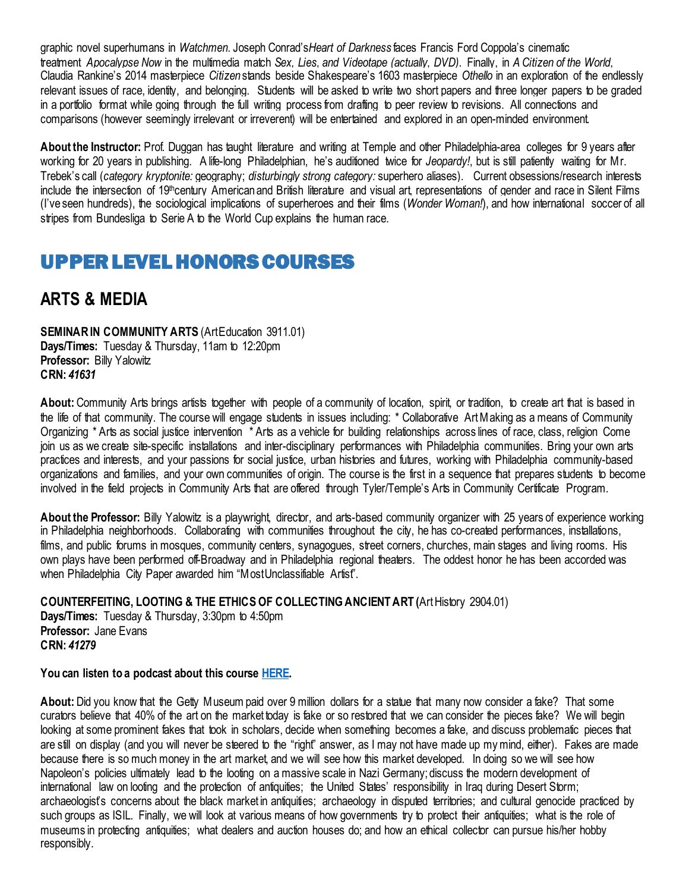graphic novel superhumans in *Watchmen*. Joseph Conrad's *Heart of Darkness* faces Francis Ford Coppola's cinematic treatment *Apocalypse Now* in the multimedia match *Sex, Lies, and Videotape (actually, DVD)*. Finally, in *A Citizen of the World*, Claudia Rankine's 2014 masterpiece *Citizen* stands beside Shakespeare's 1603 masterpiece *Othello* in an exploration of the endlessly relevant issues of race, identity, and belonging. Students will be asked to write two short papers and three longer papers to be graded in a portfolio format while going through the full writing process from drafting to peer review to revisions. All connections and comparisons (however seemingly irrelevant or irreverent) will be entertained and explored in an open-minded environment.

**About the Instructor:** Prof. Duggan has taught literature and writing at Temple and other Philadelphia-area colleges for 9 years after working for 20 years in publishing. A life-long Philadelphian, he's auditioned twice for *Jeopardy!*, but is still patiently waiting for Mr. Trebek's call (*category kryptonite:* geography; *disturbingly strong category:* superhero aliases). Current obsessions/research interests include the intersection of 19th century American and British literature and visual art, representations of gender and race in Silent Films (I've seen hundreds), the sociological implications of superheroes and their films (*Wonder Woman!*), and how international soccer of all stripes from Bundesliga to Serie A to the World Cup explains the human race.

# UPPER LEVEL HONORS COURSES

## ARTS & MEDIA

**SEMINAR IN COMMUNITY ARTS** (Art Education 3911.01)
**Days/Times:** Tuesday & Thursday, 11am to 12:20pm
**Professor:** Billy Yalowitz
**CRN:** ***41631***

**About:** Community Arts brings artists together with people of a community of location, spirit, or tradition, to create art that is based in the life of that community. The course will engage students in issues including: * Collaborative Art Making as a means of Community Organizing * Arts as social justice intervention * Arts as a vehicle for building relationships across lines of race, class, religion Come join us as we create site-specific installations and inter-disciplinary performances with Philadelphia communities. Bring your own arts practices and interests, and your passions for social justice, urban histories and futures, working with Philadelphia community-based organizations and families, and your own communities of origin. The course is the first in a sequence that prepares students to become involved in the field projects in Community Arts that are offered through Tyler/Temple's Arts in Community Certificate Program.

**About the Professor:** Billy Yalowitz is a playwright, director, and arts-based community organizer with 25 years of experience working in Philadelphia neighborhoods. Collaborating with communities throughout the city, he has co-created performances, installations, films, and public forums in mosques, community centers, synagogues, street corners, churches, main stages and living rooms. His own plays have been performed off-Broadway and in Philadelphia regional theaters. The oddest honor he has been accorded was when Philadelphia City Paper awarded him "Most Unclassifiable Artist".

**COUNTERFEITING, LOOTING & THE ETHICS OF COLLECTING ANCIENT ART (**Art History 2904.01)
**Days/Times:** Tuesday & Thursday, 3:30pm to 4:50pm
**Professor:** Jane Evans
**CRN:** ***41279***

**You can listen to a podcast about this course HERE.**

**About:** Did you know that the Getty Museum paid over 9 million dollars for a statue that many now consider a fake? That some curators believe that 40% of the art on the market today is fake or so restored that we can consider the pieces fake? We will begin looking at some prominent fakes that took in scholars, decide when something becomes a fake, and discuss problematic pieces that are still on display (and you will never be steered to the "right" answer, as I may not have made up my mind, either). Fakes are made because there is so much money in the art market, and we will see how this market developed. In doing so we will see how Napoleon's policies ultimately lead to the looting on a massive scale in Nazi Germany; discuss the modern development of international law on looting and the protection of antiquities; the United States' responsibility in Iraq during Desert Storm; archaeologist's concerns about the black market in antiquities; archaeology in disputed territories; and cultural genocide practiced by such groups as ISIL. Finally, we will look at various means of how governments try to protect their antiquities; what is the role of museums in protecting antiquities; what dealers and auction houses do; and how an ethical collector can pursue his/her hobby responsibly.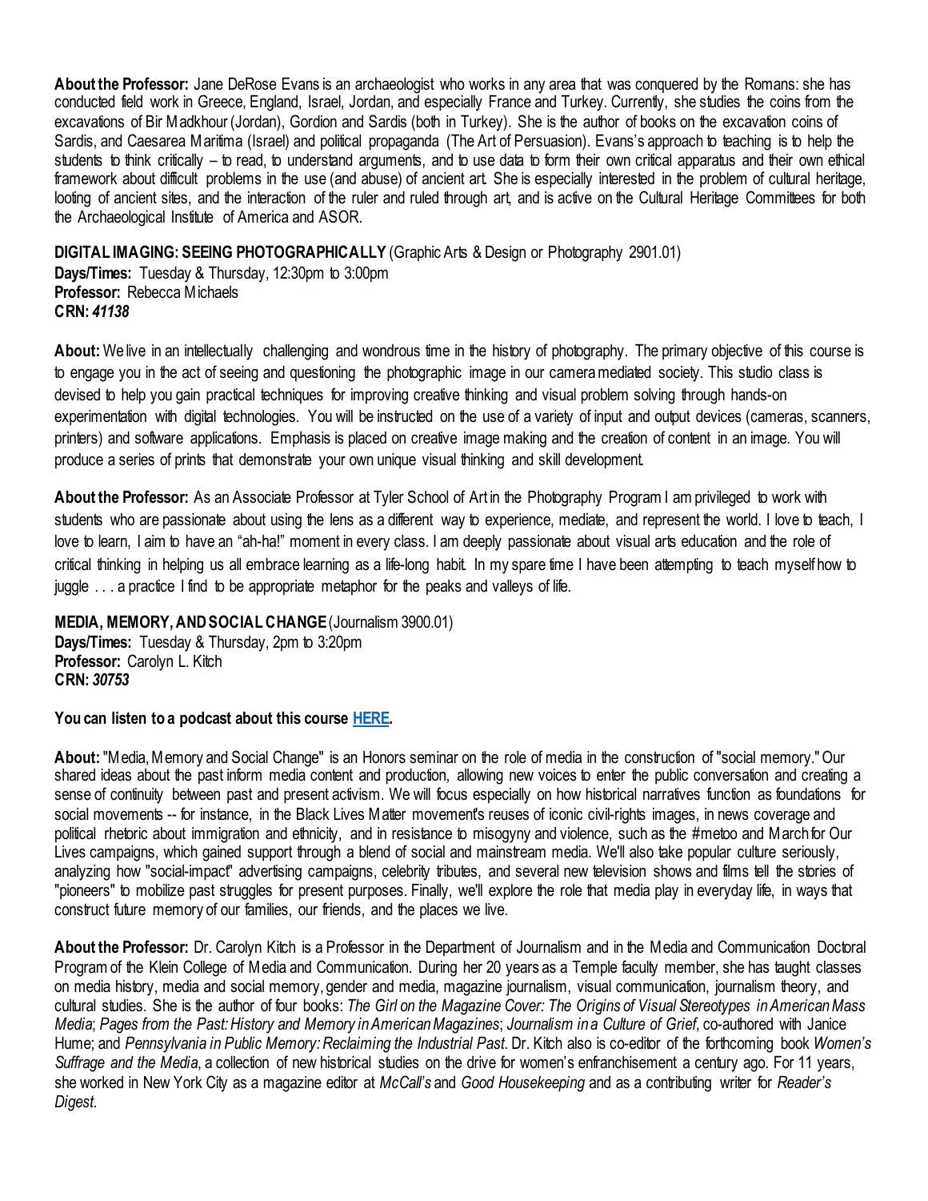**About the Professor:** Jane DeRose Evans is an archaeologist who works in any area that was conquered by the Romans: she has conducted field work in Greece, England, Israel, Jordan, and especially France and Turkey. Currently, she studies the coins from the excavations of Bir Madkhour (Jordan), Gordion and Sardis (both in Turkey). She is the author of books on the excavation coins of Sardis, and Caesarea Maritima (Israel) and political propaganda (The Art of Persuasion). Evans's approach to teaching is to help the students to think critically – to read, to understand arguments, and to use data to form their own critical apparatus and their own ethical framework about difficult problems in the use (and abuse) of ancient art. She is especially interested in the problem of cultural heritage, looting of ancient sites, and the interaction of the ruler and ruled through art, and is active on the Cultural Heritage Committees for both the Archaeological Institute of America and ASOR.

**DIGITAL IMAGING: SEEING PHOTOGRAPHICALLY** (Graphic Arts & Design or Photography 2901.01)
**Days/Times:** Tuesday & Thursday, 12:30pm to 3:00pm
**Professor:** Rebecca Michaels
**CRN:** ***41138***

**About:** We live in an intellectually challenging and wondrous time in the history of photography. The primary objective of this course is to engage you in the act of seeing and questioning the photographic image in our camera mediated society. This studio class is devised to help you gain practical techniques for improving creative thinking and visual problem solving through hands-on experimentation with digital technologies. You will be instructed on the use of a variety of input and output devices (cameras, scanners, printers) and software applications. Emphasis is placed on creative image making and the creation of content in an image. You will produce a series of prints that demonstrate your own unique visual thinking and skill development.

**About the Professor:** As an Associate Professor at Tyler School of Art in the Photography Program I am privileged to work with students who are passionate about using the lens as a different way to experience, mediate, and represent the world. I love to teach, I love to learn, I aim to have an "ah-ha!" moment in every class. I am deeply passionate about visual arts education and the role of critical thinking in helping us all embrace learning as a life-long habit. In my spare time I have been attempting to teach myself how to juggle . . . a practice I find to be appropriate metaphor for the peaks and valleys of life.

**MEDIA, MEMORY, AND SOCIAL CHANGE** (Journalism 3900.01)
**Days/Times:** Tuesday & Thursday, 2pm to 3:20pm
**Professor:** Carolyn L. Kitch
**CRN:** ***30753***

**You can listen to a podcast about this course HERE.**

**About:** "Media, Memory and Social Change" is an Honors seminar on the role of media in the construction of "social memory." Our shared ideas about the past inform media content and production, allowing new voices to enter the public conversation and creating a sense of continuity between past and present activism. We will focus especially on how historical narratives function as foundations for social movements -- for instance, in the Black Lives Matter movement's reuses of iconic civil-rights images, in news coverage and political rhetoric about immigration and ethnicity, and in resistance to misogyny and violence, such as the #metoo and March for Our Lives campaigns, which gained support through a blend of social and mainstream media. We'll also take popular culture seriously, analyzing how "social-impact" advertising campaigns, celebrity tributes, and several new television shows and films tell the stories of "pioneers" to mobilize past struggles for present purposes. Finally, we'll explore the role that media play in everyday life, in ways that construct future memory of our families, our friends, and the places we live.

**About the Professor:** Dr. Carolyn Kitch is a Professor in the Department of Journalism and in the Media and Communication Doctoral Program of the Klein College of Media and Communication. During her 20 years as a Temple faculty member, she has taught classes on media history, media and social memory, gender and media, magazine journalism, visual communication, journalism theory, and cultural studies. She is the author of four books: *The Girl on the Magazine Cover: The Origins of Visual Stereotypes in American Mass Media*; *Pages from the Past: History and Memory in American Magazines*; *Journalism in a Culture of Grief*, co-authored with Janice Hume; and *Pennsylvania in Public Memory: Reclaiming the Industrial Past*. Dr. Kitch also is co-editor of the forthcoming book *Women's Suffrage and the Media*, a collection of new historical studies on the drive for women's enfranchisement a century ago. For 11 years, she worked in New York City as a magazine editor at *McCall's* and *Good Housekeeping* and as a contributing writer for *Reader's Digest*.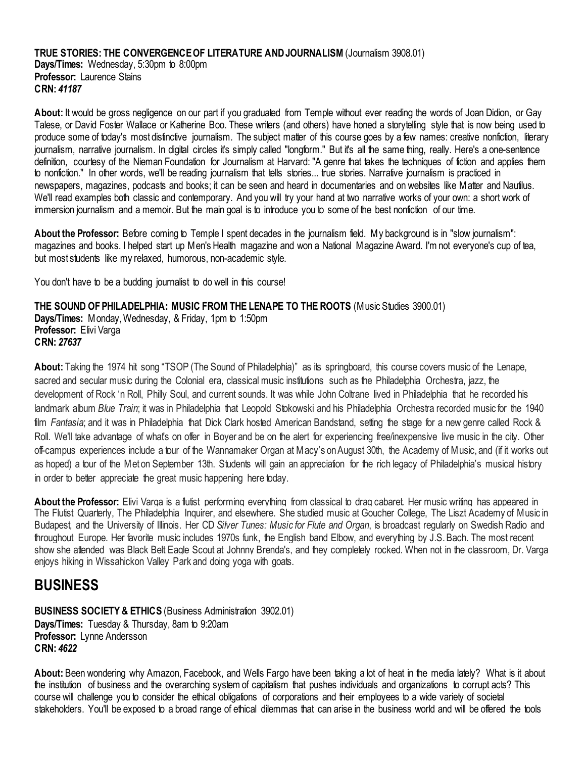**TRUE STORIES: THE CONVERGENCE OF LITERATURE AND JOURNALISM** (Journalism 3908.01)
**Days/Times:** Wednesday, 5:30pm to 8:00pm
**Professor:** Laurence Stains
**CRN:** ***41187***

**About:** It would be gross negligence on our part if you graduated from Temple without ever reading the words of Joan Didion, or Gay Talese, or David Foster Wallace or Katherine Boo. These writers (and others) have honed a storytelling style that is now being used to produce some of today's most distinctive journalism. The subject matter of this course goes by a few names: creative nonfiction, literary journalism, narrative journalism. In digital circles it's simply called "longform." But it's all the same thing, really. Here's a one-sentence definition, courtesy of the Nieman Foundation for Journalism at Harvard: "A genre that takes the techniques of fiction and applies them to nonfiction." In other words, we'll be reading journalism that tells stories... true stories. Narrative journalism is practiced in newspapers, magazines, podcasts and books; it can be seen and heard in documentaries and on websites like Matter and Nautilus. We'll read examples both classic and contemporary. And you will try your hand at two narrative works of your own: a short work of immersion journalism and a memoir. But the main goal is to introduce you to some of the best nonfiction of our time.

**About the Professor:** Before coming to Temple I spent decades in the journalism field. My background is in "slow journalism": magazines and books. I helped start up Men's Health magazine and won a National Magazine Award. I'm not everyone's cup of tea, but most students like my relaxed, humorous, non-academic style.

You don't have to be a budding journalist to do well in this course!

**THE SOUND OF PHILADELPHIA: MUSIC FROM THE LENAPE TO THE ROOTS** (Music Studies 3900.01)
**Days/Times:** Monday, Wednesday, & Friday, 1pm to 1:50pm
**Professor:** Elivi Varga
**CRN:** ***27637***

**About:** Taking the 1974 hit song "TSOP (The Sound of Philadelphia)" as its springboard, this course covers music of the Lenape, sacred and secular music during the Colonial era, classical music institutions such as the Philadelphia Orchestra, jazz, the development of Rock 'n Roll, Philly Soul, and current sounds. It was while John Coltrane lived in Philadelphia that he recorded his landmark album *Blue Train*; it was in Philadelphia that Leopold Stokowski and his Philadelphia Orchestra recorded music for the 1940 film *Fantasia*; and it was in Philadelphia that Dick Clark hosted American Bandstand, setting the stage for a new genre called Rock & Roll. We'll take advantage of what's on offer in Boyer and be on the alert for experiencing free/inexpensive live music in the city. Other off-campus experiences include a tour of the Wannamaker Organ at Macy's on August 30th, the Academy of Music, and (if it works out as hoped) a tour of the Met on September 13th. Students will gain an appreciation for the rich legacy of Philadelphia's musical history in order to better appreciate the great music happening here today.

**About the Professor:** Elivi Varga is a flutist performing everything from classical to drag cabaret. Her music writing has appeared in The Flutist Quarterly, The Philadelphia Inquirer, and elsewhere. She studied music at Goucher College, The Liszt Academy of Music in Budapest, and the University of Illinois. Her CD *Silver Tunes: Music for Flute and Organ*, is broadcast regularly on Swedish Radio and throughout Europe. Her favorite music includes 1970s funk, the English band Elbow, and everything by J.S. Bach. The most recent show she attended was Black Belt Eagle Scout at Johnny Brenda's, and they completely rocked. When not in the classroom, Dr. Varga enjoys hiking in Wissahickon Valley Park and doing yoga with goats.

# BUSINESS

**BUSINESS SOCIETY & ETHICS** (Business Administration 3902.01)
**Days/Times:** Tuesday & Thursday, 8am to 9:20am
**Professor:** Lynne Andersson
**CRN:** ***4622***

**About:** Been wondering why Amazon, Facebook, and Wells Fargo have been taking a lot of heat in the media lately? What is it about the institution of business and the overarching system of capitalism that pushes individuals and organizations to corrupt acts? This course will challenge you to consider the ethical obligations of corporations and their employees to a wide variety of societal stakeholders. You'll be exposed to a broad range of ethical dilemmas that can arise in the business world and will be offered the tools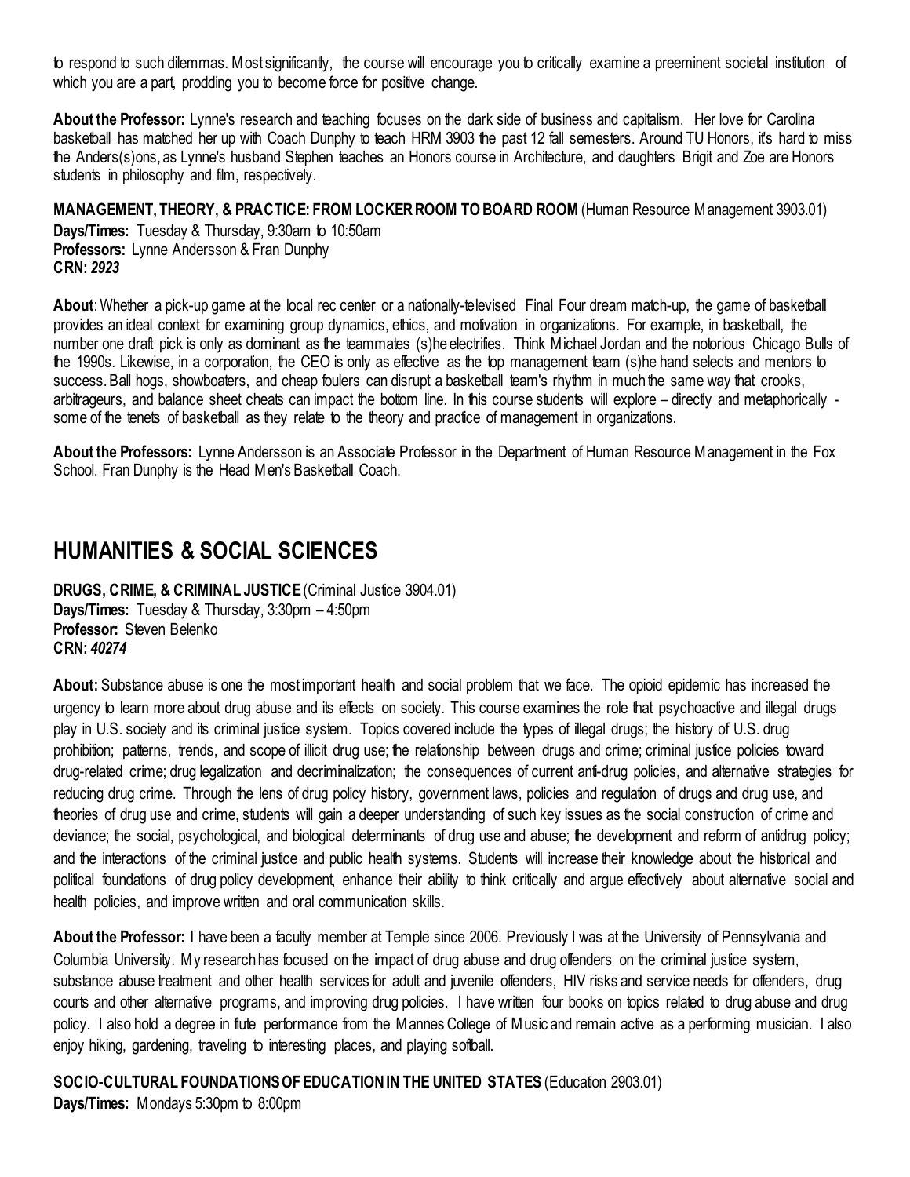to respond to such dilemmas. Most significantly, the course will encourage you to critically examine a preeminent societal institution of which you are a part, prodding you to become force for positive change.

**About the Professor:** Lynne's research and teaching focuses on the dark side of business and capitalism. Her love for Carolina basketball has matched her up with Coach Dunphy to teach HRM 3903 the past 12 fall semesters. Around TU Honors, it's hard to miss the Anders(s)ons, as Lynne's husband Stephen teaches an Honors course in Architecture, and daughters Brigit and Zoe are Honors students in philosophy and film, respectively.

**MANAGEMENT, THEORY, & PRACTICE: FROM LOCKER ROOM TO BOARD ROOM** (Human Resource Management 3903.01)
**Days/Times:** Tuesday & Thursday, 9:30am to 10:50am
**Professors:** Lynne Andersson & Fran Dunphy
**CRN:** ***2923***

**About**: Whether a pick-up game at the local rec center or a nationally-televised Final Four dream match-up, the game of basketball provides an ideal context for examining group dynamics, ethics, and motivation in organizations. For example, in basketball, the number one draft pick is only as dominant as the teammates (s)he electrifies. Think Michael Jordan and the notorious Chicago Bulls of the 1990s. Likewise, in a corporation, the CEO is only as effective as the top management team (s)he hand selects and mentors to success. Ball hogs, showboaters, and cheap foulers can disrupt a basketball team's rhythm in much the same way that crooks, arbitrageurs, and balance sheet cheats can impact the bottom line. In this course students will explore – directly and metaphorically - some of the tenets of basketball as they relate to the theory and practice of management in organizations.

**About the Professors:** Lynne Andersson is an Associate Professor in the Department of Human Resource Management in the Fox School. Fran Dunphy is the Head Men's Basketball Coach.

## HUMANITIES & SOCIAL SCIENCES

**DRUGS, CRIME, & CRIMINAL JUSTICE** (Criminal Justice 3904.01)
**Days/Times:** Tuesday & Thursday, 3:30pm – 4:50pm
**Professor:** Steven Belenko
**CRN:** ***40274***

**About:** Substance abuse is one the most important health and social problem that we face. The opioid epidemic has increased the urgency to learn more about drug abuse and its effects on society. This course examines the role that psychoactive and illegal drugs play in U.S. society and its criminal justice system. Topics covered include the types of illegal drugs; the history of U.S. drug prohibition; patterns, trends, and scope of illicit drug use; the relationship between drugs and crime; criminal justice policies toward drug-related crime; drug legalization and decriminalization; the consequences of current anti-drug policies, and alternative strategies for reducing drug crime. Through the lens of drug policy history, government laws, policies and regulation of drugs and drug use, and theories of drug use and crime, students will gain a deeper understanding of such key issues as the social construction of crime and deviance; the social, psychological, and biological determinants of drug use and abuse; the development and reform of antidrug policy; and the interactions of the criminal justice and public health systems. Students will increase their knowledge about the historical and political foundations of drug policy development, enhance their ability to think critically and argue effectively about alternative social and health policies, and improve written and oral communication skills.

**About the Professor:** I have been a faculty member at Temple since 2006. Previously I was at the University of Pennsylvania and Columbia University. My research has focused on the impact of drug abuse and drug offenders on the criminal justice system, substance abuse treatment and other health services for adult and juvenile offenders, HIV risks and service needs for offenders, drug courts and other alternative programs, and improving drug policies. I have written four books on topics related to drug abuse and drug policy. I also hold a degree in flute performance from the Mannes College of Music and remain active as a performing musician. I also enjoy hiking, gardening, traveling to interesting places, and playing softball.

**SOCIO-CULTURAL FOUNDATIONS OF EDUCATION IN THE UNITED STATES** (Education 2903.01)
**Days/Times:** Mondays 5:30pm to 8:00pm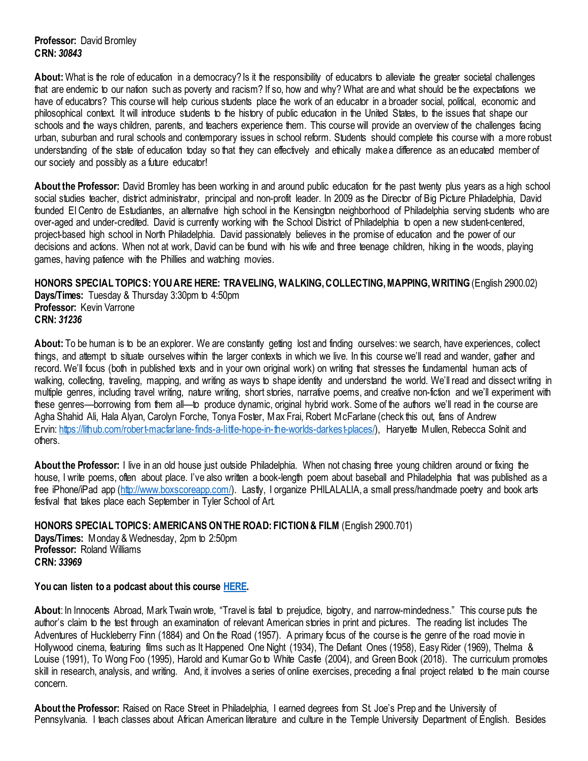**Professor:** David Bromley
**CRN:** ***30843***

**About:** What is the role of education in a democracy? Is it the responsibility of educators to alleviate the greater societal challenges that are endemic to our nation such as poverty and racism? If so, how and why? What are and what should be the expectations we have of educators? This course will help curious students place the work of an educator in a broader social, political, economic and philosophical context. It will introduce students to the history of public education in the United States, to the issues that shape our schools and the ways children, parents, and teachers experience them. This course will provide an overview of the challenges facing urban, suburban and rural schools and contemporary issues in school reform. Students should complete this course with a more robust understanding of the state of education today so that they can effectively and ethically make a difference as an educated member of our society and possibly as a future educator!

**About the Professor:** David Bromley has been working in and around public education for the past twenty plus years as a high school social studies teacher, district administrator, principal and non-profit leader. In 2009 as the Director of Big Picture Philadelphia, David founded El Centro de Estudiantes, an alternative high school in the Kensington neighborhood of Philadelphia serving students who are over-aged and under-credited. David is currently working with the School District of Philadelphia to open a new student-centered, project-based high school in North Philadelphia. David passionately believes in the promise of education and the power of our decisions and actions. When not at work, David can be found with his wife and three teenage children, hiking in the woods, playing games, having patience with the Phillies and watching movies.

**HONORS SPECIAL TOPICS: YOU ARE HERE: TRAVELING, WALKING, COLLECTING, MAPPING, WRITING** (English 2900.02)
**Days/Times:** Tuesday & Thursday 3:30pm to 4:50pm
**Professor:** Kevin Varrone
**CRN:** ***31236***

**About:** To be human is to be an explorer. We are constantly getting lost and finding ourselves: we search, have experiences, collect things, and attempt to situate ourselves within the larger contexts in which we live. In this course we'll read and wander, gather and record. We'll focus (both in published texts and in your own original work) on writing that stresses the fundamental human acts of walking, collecting, traveling, mapping, and writing as ways to shape identity and understand the world. We'll read and dissect writing in multiple genres, including travel writing, nature writing, short stories, narrative poems, and creative non-fiction and we'll experiment with these genres—borrowing from them all—to produce dynamic, original hybrid work. Some of the authors we'll read in the course are Agha Shahid Ali, Hala Alyan, Carolyn Forche, Tonya Foster, Max Frai, Robert McFarlane (check this out, fans of Andrew Ervin: https://lithub.com/robert-macfarlane-finds-a-little-hope-in-the-worlds-darkest-places/), Haryette Mullen, Rebecca Solnit and others.

**About the Professor:** I live in an old house just outside Philadelphia. When not chasing three young children around or fixing the house, I write poems, often about place. I've also written a book-length poem about baseball and Philadelphia that was published as a free iPhone/iPad app (http://www.boxscoreapp.com/). Lastly, I organize PHILALALIA, a small press/handmade poetry and book arts festival that takes place each September in Tyler School of Art.

**HONORS SPECIAL TOPICS: AMERICANS ON THE ROAD: FICTION & FILM** (English 2900.701)
**Days/Times:** Monday & Wednesday, 2pm to 2:50pm
**Professor:** Roland Williams
**CRN:** ***33969***

**You can listen to a podcast about this course HERE.**

**About**: In Innocents Abroad, Mark Twain wrote, "Travel is fatal to prejudice, bigotry, and narrow-mindedness." This course puts the author's claim to the test through an examination of relevant American stories in print and pictures. The reading list includes The Adventures of Huckleberry Finn (1884) and On the Road (1957). A primary focus of the course is the genre of the road movie in Hollywood cinema, featuring films such as It Happened One Night (1934), The Defiant Ones (1958), Easy Rider (1969), Thelma & Louise (1991), To Wong Foo (1995), Harold and Kumar Go to White Castle (2004), and Green Book (2018). The curriculum promotes skill in research, analysis, and writing. And, it involves a series of online exercises, preceding a final project related to the main course concern.

**About the Professor:** Raised on Race Street in Philadelphia, I earned degrees from St. Joe's Prep and the University of Pennsylvania. I teach classes about African American literature and culture in the Temple University Department of English. Besides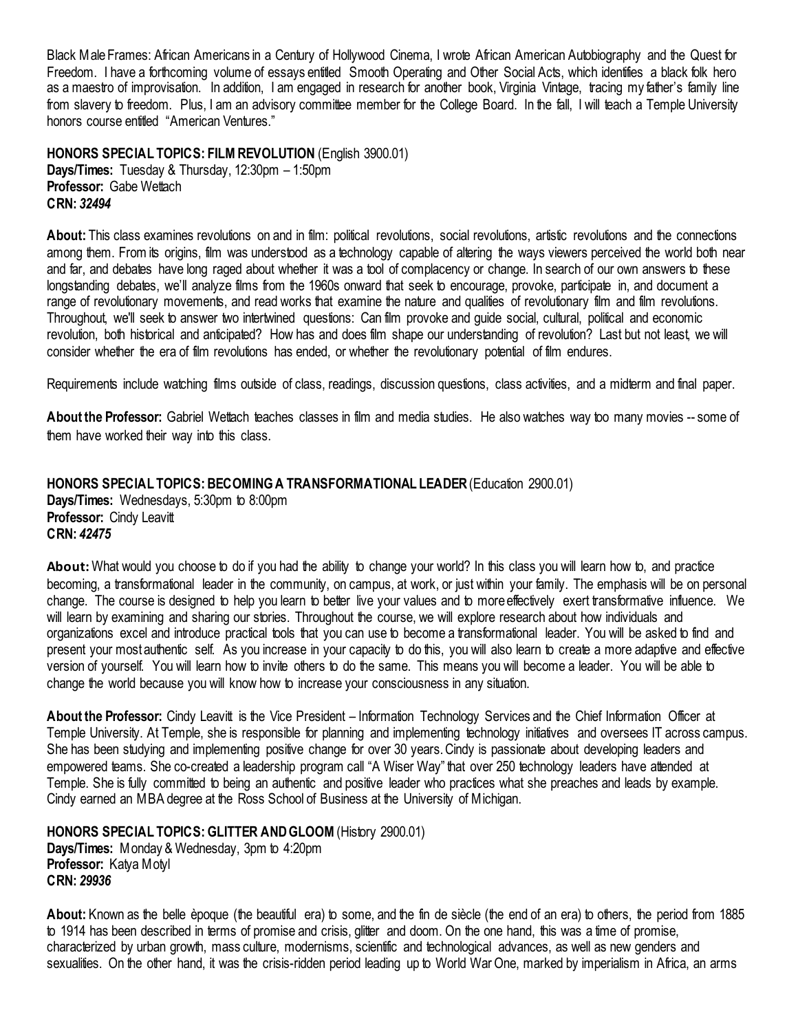Black Male Frames: African Americans in a Century of Hollywood Cinema, I wrote African American Autobiography and the Quest for Freedom. I have a forthcoming volume of essays entitled Smooth Operating and Other Social Acts, which identifies a black folk hero as a maestro of improvisation. In addition, I am engaged in research for another book, Virginia Vintage, tracing my father's family line from slavery to freedom. Plus, I am an advisory committee member for the College Board. In the fall, I will teach a Temple University honors course entitled "American Ventures."

**HONORS SPECIAL TOPICS: FILM REVOLUTION** (English 3900.01)
**Days/Times:** Tuesday & Thursday, 12:30pm – 1:50pm
**Professor:** Gabe Wettach
**CRN:** ***32494***

**About:** This class examines revolutions on and in film: political revolutions, social revolutions, artistic revolutions and the connections among them. From its origins, film was understood as a technology capable of altering the ways viewers perceived the world both near and far, and debates have long raged about whether it was a tool of complacency or change. In search of our own answers to these longstanding debates, we'll analyze films from the 1960s onward that seek to encourage, provoke, participate in, and document a range of revolutionary movements, and read works that examine the nature and qualities of revolutionary film and film revolutions. Throughout, we'll seek to answer two intertwined questions: Can film provoke and guide social, cultural, political and economic revolution, both historical and anticipated? How has and does film shape our understanding of revolution? Last but not least, we will consider whether the era of film revolutions has ended, or whether the revolutionary potential of film endures.

Requirements include watching films outside of class, readings, discussion questions, class activities, and a midterm and final paper.

**About the Professor:** Gabriel Wettach teaches classes in film and media studies. He also watches way too many movies -- some of them have worked their way into this class.

**HONORS SPECIAL TOPICS: BECOMING A TRANSFORMATIONAL LEADER** (Education 2900.01)
**Days/Times:** Wednesdays, 5:30pm to 8:00pm
**Professor:** Cindy Leavitt
**CRN:** ***42475***

**About:** What would you choose to do if you had the ability to change your world? In this class you will learn how to, and practice becoming, a transformational leader in the community, on campus, at work, or just within your family. The emphasis will be on personal change. The course is designed to help you learn to better live your values and to more effectively exert transformative influence. We will learn by examining and sharing our stories. Throughout the course, we will explore research about how individuals and organizations excel and introduce practical tools that you can use to become a transformational leader. You will be asked to find and present your most authentic self. As you increase in your capacity to do this, you will also learn to create a more adaptive and effective version of yourself. You will learn how to invite others to do the same. This means you will become a leader. You will be able to change the world because you will know how to increase your consciousness in any situation.

**About the Professor:** Cindy Leavitt is the Vice President – Information Technology Services and the Chief Information Officer at Temple University. At Temple, she is responsible for planning and implementing technology initiatives and oversees IT across campus. She has been studying and implementing positive change for over 30 years. Cindy is passionate about developing leaders and empowered teams. She co-created a leadership program call "A Wiser Way" that over 250 technology leaders have attended at Temple. She is fully committed to being an authentic and positive leader who practices what she preaches and leads by example. Cindy earned an MBA degree at the Ross School of Business at the University of Michigan.

**HONORS SPECIAL TOPICS: GLITTER AND GLOOM** (History 2900.01)
**Days/Times:** Monday & Wednesday, 3pm to 4:20pm
**Professor:** Katya Motyl
**CRN:** ***29936***

**About:** Known as the belle èpoque (the beautiful era) to some, and the fin de siècle (the end of an era) to others, the period from 1885 to 1914 has been described in terms of promise and crisis, glitter and doom. On the one hand, this was a time of promise, characterized by urban growth, mass culture, modernisms, scientific and technological advances, as well as new genders and sexualities. On the other hand, it was the crisis-ridden period leading up to World War One, marked by imperialism in Africa, an arms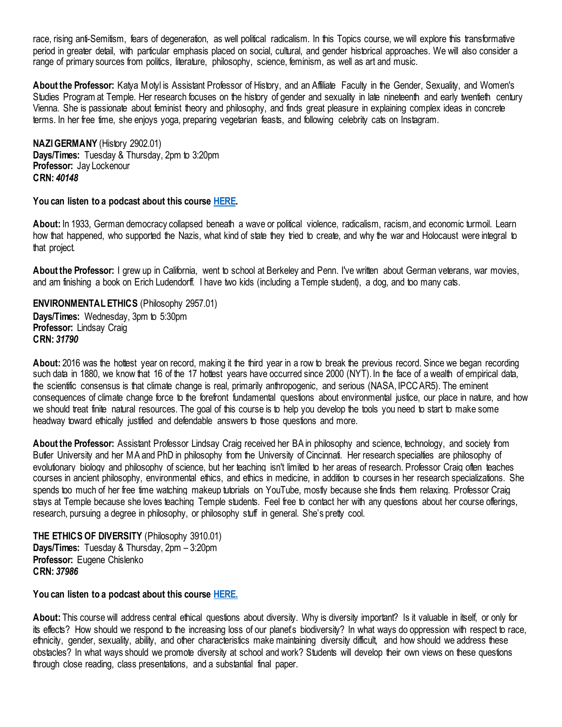race, rising anti-Semitism, fears of degeneration, as well political radicalism. In this Topics course, we will explore this transformative period in greater detail, with particular emphasis placed on social, cultural, and gender historical approaches. We will also consider a range of primary sources from politics, literature, philosophy, science, feminism, as well as art and music.

**About the Professor:** Katya Motyl is Assistant Professor of History, and an Affiliate Faculty in the Gender, Sexuality, and Women's Studies Program at Temple. Her research focuses on the history of gender and sexuality in late nineteenth and early twentieth century Vienna. She is passionate about feminist theory and philosophy, and finds great pleasure in explaining complex ideas in concrete terms. In her free time, she enjoys yoga, preparing vegetarian feasts, and following celebrity cats on Instagram.

**NAZI GERMANY** (History 2902.01)
**Days/Times:** Tuesday & Thursday, 2pm to 3:20pm
**Professor:** Jay Lockenour
**CRN:** ***40148***

**You can listen to a podcast about this course HERE.**

**About:** In 1933, German democracy collapsed beneath a wave or political violence, radicalism, racism, and economic turmoil. Learn how that happened, who supported the Nazis, what kind of state they tried to create, and why the war and Holocaust were integral to that project.

**About the Professor:** I grew up in California, went to school at Berkeley and Penn. I've written about German veterans, war movies, and am finishing a book on Erich Ludendorff. I have two kids (including a Temple student), a dog, and too many cats.

**ENVIRONMENTAL ETHICS** (Philosophy 2957.01)
**Days/Times:** Wednesday, 3pm to 5:30pm
**Professor:** Lindsay Craig
**CRN:** ***31790***

**About:** 2016 was the hottest year on record, making it the third year in a row to break the previous record. Since we began recording such data in 1880, we know that 16 of the 17 hottest years have occurred since 2000 (NYT). In the face of a wealth of empirical data, the scientific consensus is that climate change is real, primarily anthropogenic, and serious (NASA, IPCC AR5). The eminent consequences of climate change force to the forefront fundamental questions about environmental justice, our place in nature, and how we should treat finite natural resources. The goal of this course is to help you develop the tools you need to start to make some headway toward ethically justified and defendable answers to those questions and more.

**About the Professor:** Assistant Professor Lindsay Craig received her BA in philosophy and science, technology, and society from Butler University and her MA and PhD in philosophy from the University of Cincinnati. Her research specialties are philosophy of evolutionary biology and philosophy of science, but her teaching isn't limited to her areas of research. Professor Craig often teaches courses in ancient philosophy, environmental ethics, and ethics in medicine, in addition to courses in her research specializations. She spends too much of her free time watching makeup tutorials on YouTube, mostly because she finds them relaxing. Professor Craig stays at Temple because she loves teaching Temple students. Feel free to contact her with any questions about her course offerings, research, pursuing a degree in philosophy, or philosophy stuff in general. She's pretty cool.

**THE ETHICS OF DIVERSITY** (Philosophy 3910.01)
**Days/Times:** Tuesday & Thursday, 2pm – 3:20pm
**Professor:** Eugene Chislenko
**CRN:** ***37986***

**You can listen to a podcast about this course HERE.**

**About:** This course will address central ethical questions about diversity. Why is diversity important? Is it valuable in itself, or only for its effects? How should we respond to the increasing loss of our planet's biodiversity? In what ways do oppression with respect to race, ethnicity, gender, sexuality, ability, and other characteristics make maintaining diversity difficult, and how should we address these obstacles? In what ways should we promote diversity at school and work? Students will develop their own views on these questions through close reading, class presentations, and a substantial final paper.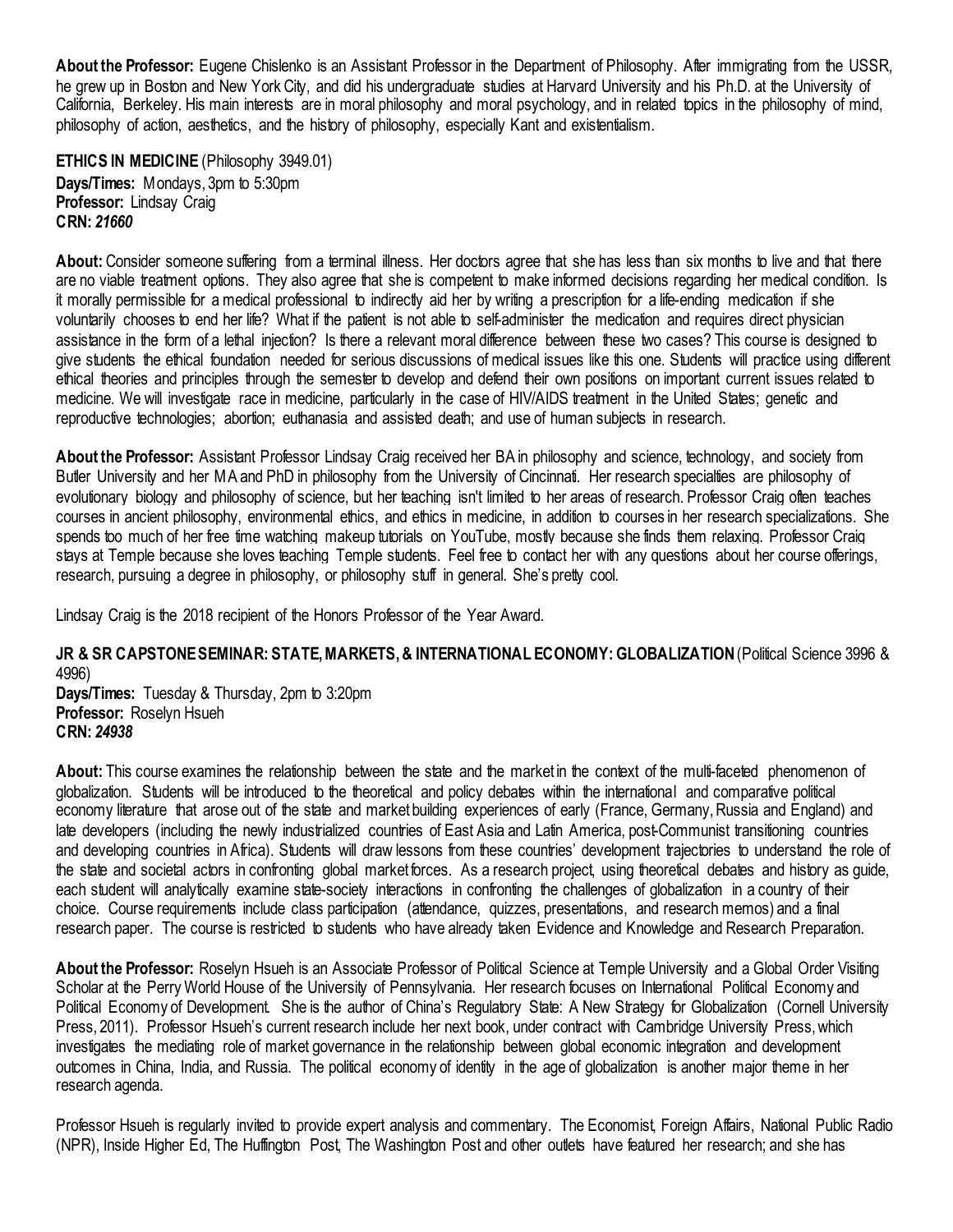**About the Professor:** Eugene Chislenko is an Assistant Professor in the Department of Philosophy. After immigrating from the USSR, he grew up in Boston and New York City, and did his undergraduate studies at Harvard University and his Ph.D. at the University of California, Berkeley. His main interests are in moral philosophy and moral psychology, and in related topics in the philosophy of mind, philosophy of action, aesthetics, and the history of philosophy, especially Kant and existentialism.

**ETHICS IN MEDICINE** (Philosophy 3949.01)
**Days/Times:** Mondays, 3pm to 5:30pm
**Professor:** Lindsay Craig
**CRN:** ***21660***

**About:** Consider someone suffering from a terminal illness. Her doctors agree that she has less than six months to live and that there are no viable treatment options. They also agree that she is competent to make informed decisions regarding her medical condition. Is it morally permissible for a medical professional to indirectly aid her by writing a prescription for a life-ending medication if she voluntarily chooses to end her life? What if the patient is not able to self-administer the medication and requires direct physician assistance in the form of a lethal injection? Is there a relevant moral difference between these two cases? This course is designed to give students the ethical foundation needed for serious discussions of medical issues like this one. Students will practice using different ethical theories and principles through the semester to develop and defend their own positions on important current issues related to medicine. We will investigate race in medicine, particularly in the case of HIV/AIDS treatment in the United States; genetic and reproductive technologies; abortion; euthanasia and assisted death; and use of human subjects in research.

**About the Professor:** Assistant Professor Lindsay Craig received her BA in philosophy and science, technology, and society from Butler University and her MA and PhD in philosophy from the University of Cincinnati. Her research specialties are philosophy of evolutionary biology and philosophy of science, but her teaching isn't limited to her areas of research. Professor Craig often teaches courses in ancient philosophy, environmental ethics, and ethics in medicine, in addition to courses in her research specializations. She spends too much of her free time watching makeup tutorials on YouTube, mostly because she finds them relaxing. Professor Craig stays at Temple because she loves teaching Temple students. Feel free to contact her with any questions about her course offerings, research, pursuing a degree in philosophy, or philosophy stuff in general. She's pretty cool.

Lindsay Craig is the 2018 recipient of the Honors Professor of the Year Award.

**JR & SR CAPSTONE SEMINAR: STATE, MARKETS, & INTERNATIONAL ECONOMY: GLOBALIZATION** (Political Science 3996 & 4996)
**Days/Times:** Tuesday & Thursday, 2pm to 3:20pm
**Professor:** Roselyn Hsueh
**CRN:** ***24938***

**About:** This course examines the relationship between the state and the market in the context of the multi-faceted phenomenon of globalization. Students will be introduced to the theoretical and policy debates within the international and comparative political economy literature that arose out of the state and market building experiences of early (France, Germany, Russia and England) and late developers (including the newly industrialized countries of East Asia and Latin America, post-Communist transitioning countries and developing countries in Africa). Students will draw lessons from these countries' development trajectories to understand the role of the state and societal actors in confronting global market forces. As a research project, using theoretical debates and history as guide, each student will analytically examine state-society interactions in confronting the challenges of globalization in a country of their choice. Course requirements include class participation (attendance, quizzes, presentations, and research memos) and a final research paper. The course is restricted to students who have already taken Evidence and Knowledge and Research Preparation.

**About the Professor:** Roselyn Hsueh is an Associate Professor of Political Science at Temple University and a Global Order Visiting Scholar at the Perry World House of the University of Pennsylvania. Her research focuses on International Political Economy and Political Economy of Development. She is the author of China's Regulatory State: A New Strategy for Globalization (Cornell University Press, 2011). Professor Hsueh's current research include her next book, under contract with Cambridge University Press, which investigates the mediating role of market governance in the relationship between global economic integration and development outcomes in China, India, and Russia. The political economy of identity in the age of globalization is another major theme in her research agenda.

Professor Hsueh is regularly invited to provide expert analysis and commentary. The Economist, Foreign Affairs, National Public Radio (NPR), Inside Higher Ed, The Huffington Post, The Washington Post and other outlets have featured her research; and she has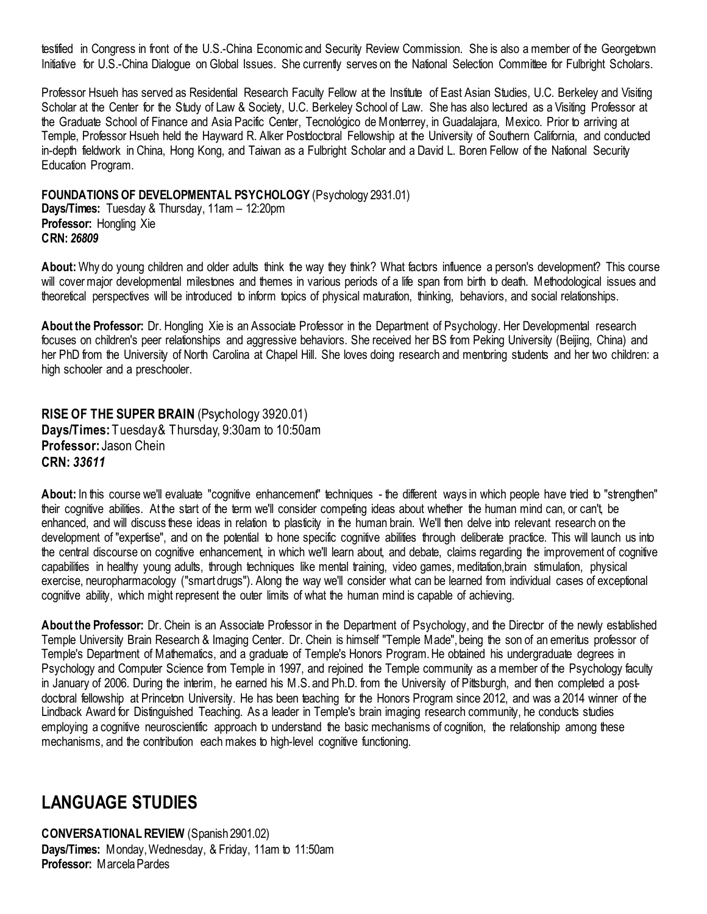testified in Congress in front of the U.S.-China Economic and Security Review Commission. She is also a member of the Georgetown Initiative for U.S.-China Dialogue on Global Issues. She currently serves on the National Selection Committee for Fulbright Scholars.

Professor Hsueh has served as Residential Research Faculty Fellow at the Institute of East Asian Studies, U.C. Berkeley and Visiting Scholar at the Center for the Study of Law & Society, U.C. Berkeley School of Law. She has also lectured as a Visiting Professor at the Graduate School of Finance and Asia Pacific Center, Tecnológico de Monterrey, in Guadalajara, Mexico. Prior to arriving at Temple, Professor Hsueh held the Hayward R. Alker Postdoctoral Fellowship at the University of Southern California, and conducted in-depth fieldwork in China, Hong Kong, and Taiwan as a Fulbright Scholar and a David L. Boren Fellow of the National Security Education Program.

**FOUNDATIONS OF DEVELOPMENTAL PSYCHOLOGY** (Psychology 2931.01)
**Days/Times:** Tuesday & Thursday, 11am – 12:20pm
**Professor:** Hongling Xie
**CRN:** ***26809***

**About:** Why do young children and older adults think the way they think? What factors influence a person's development? This course will cover major developmental milestones and themes in various periods of a life span from birth to death. Methodological issues and theoretical perspectives will be introduced to inform topics of physical maturation, thinking, behaviors, and social relationships.

**About the Professor:** Dr. Hongling Xie is an Associate Professor in the Department of Psychology. Her Developmental research focuses on children's peer relationships and aggressive behaviors. She received her BS from Peking University (Beijing, China) and her PhD from the University of North Carolina at Chapel Hill. She loves doing research and mentoring students and her two children: a high schooler and a preschooler.

**RISE OF THE SUPER BRAIN** (Psychology 3920.01)
**Days/Times:** Tuesday& Thursday, 9:30am to 10:50am
**Professor:** Jason Chein
**CRN:** ***33611***

**About:** In this course we'll evaluate "cognitive enhancement" techniques - the different ways in which people have tried to "strengthen" their cognitive abilities. At the start of the term we'll consider competing ideas about whether the human mind can, or can't, be enhanced, and will discuss these ideas in relation to plasticity in the human brain. We'll then delve into relevant research on the development of "expertise", and on the potential to hone specific cognitive abilities through deliberate practice. This will launch us into the central discourse on cognitive enhancement, in which we'll learn about, and debate, claims regarding the improvement of cognitive capabilities in healthy young adults, through techniques like mental training, video games, meditation,brain stimulation, physical exercise, neuropharmacology ("smart drugs"). Along the way we'll consider what can be learned from individual cases of exceptional cognitive ability, which might represent the outer limits of what the human mind is capable of achieving.

**About the Professor:** Dr. Chein is an Associate Professor in the Department of Psychology, and the Director of the newly established Temple University Brain Research & Imaging Center. Dr. Chein is himself "Temple Made", being the son of an emeritus professor of Temple's Department of Mathematics, and a graduate of Temple's Honors Program. He obtained his undergraduate degrees in Psychology and Computer Science from Temple in 1997, and rejoined the Temple community as a member of the Psychology faculty in January of 2006. During the interim, he earned his M.S. and Ph.D. from the University of Pittsburgh, and then completed a post-doctoral fellowship at Princeton University. He has been teaching for the Honors Program since 2012, and was a 2014 winner of the Lindback Award for Distinguished Teaching. As a leader in Temple's brain imaging research community, he conducts studies employing a cognitive neuroscientific approach to understand the basic mechanisms of cognition, the relationship among these mechanisms, and the contribution each makes to high-level cognitive functioning.

## LANGUAGE STUDIES

**CONVERSATIONAL REVIEW** (Spanish 2901.02)
**Days/Times:** Monday, Wednesday, & Friday, 11am to 11:50am
**Professor:** Marcela Pardes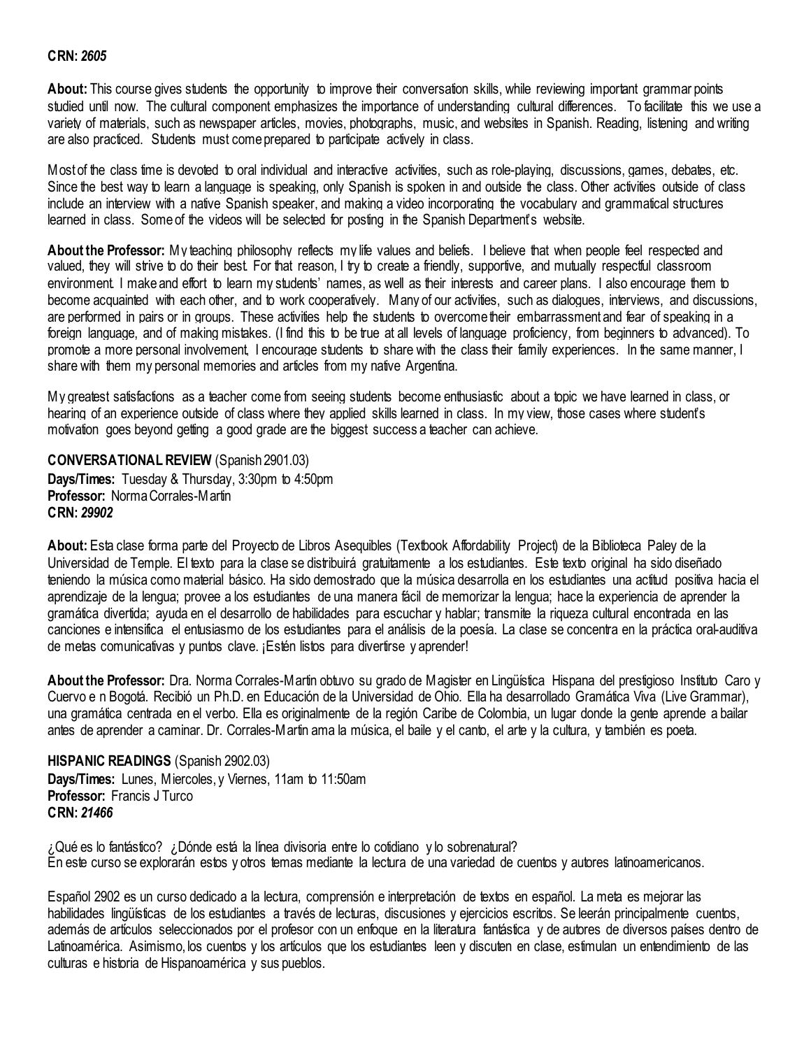**CRN:** ***2605***

**About:** This course gives students the opportunity to improve their conversation skills, while reviewing important grammar points studied until now. The cultural component emphasizes the importance of understanding cultural differences. To facilitate this we use a variety of materials, such as newspaper articles, movies, photographs, music, and websites in Spanish. Reading, listening and writing are also practiced. Students must come prepared to participate actively in class.

Most of the class time is devoted to oral individual and interactive activities, such as role-playing, discussions, games, debates, etc. Since the best way to learn a language is speaking, only Spanish is spoken in and outside the class. Other activities outside of class include an interview with a native Spanish speaker, and making a video incorporating the vocabulary and grammatical structures learned in class. Some of the videos will be selected for posting in the Spanish Department's website.

**About the Professor:** My teaching philosophy reflects my life values and beliefs. I believe that when people feel respected and valued, they will strive to do their best. For that reason, I try to create a friendly, supportive, and mutually respectful classroom environment. I make and effort to learn my students' names, as well as their interests and career plans. I also encourage them to become acquainted with each other, and to work cooperatively. Many of our activities, such as dialogues, interviews, and discussions, are performed in pairs or in groups. These activities help the students to overcome their embarrassment and fear of speaking in a foreign language, and of making mistakes. (I find this to be true at all levels of language proficiency, from beginners to advanced). To promote a more personal involvement, I encourage students to share with the class their family experiences. In the same manner, I share with them my personal memories and articles from my native Argentina.

My greatest satisfactions as a teacher come from seeing students become enthusiastic about a topic we have learned in class, or hearing of an experience outside of class where they applied skills learned in class. In my view, those cases where student's motivation goes beyond getting a good grade are the biggest success a teacher can achieve.

**CONVERSATIONAL REVIEW** (Spanish 2901.03)
**Days/Times:** Tuesday & Thursday, 3:30pm to 4:50pm
**Professor:** Norma Corrales-Martin
**CRN:** ***29902***

**About:** Esta clase forma parte del Proyecto de Libros Asequibles (Textbook Affordability Project) de la Biblioteca Paley de la Universidad de Temple. El texto para la clase se distribuirá gratuitamente a los estudiantes. Este texto original ha sido diseñado teniendo la música como material básico. Ha sido demostrado que la música desarrolla en los estudiantes una actitud positiva hacia el aprendizaje de la lengua; provee a los estudiantes de una manera fácil de memorizar la lengua; hace la experiencia de aprender la gramática divertida; ayuda en el desarrollo de habilidades para escuchar y hablar; transmite la riqueza cultural encontrada en las canciones e intensifica el entusiasmo de los estudiantes para el análisis de la poesía. La clase se concentra en la práctica oral-auditiva de metas comunicativas y puntos clave. ¡Estén listos para divertirse y aprender!

**About the Professor:** Dra. Norma Corrales-Martin obtuvo su grado de Magister en Lingüística Hispana del prestigioso Instituto Caro y Cuervo e n Bogotá. Recibió un Ph.D. en Educación de la Universidad de Ohio. Ella ha desarrollado Gramática Viva (Live Grammar), una gramática centrada en el verbo. Ella es originalmente de la región Caribe de Colombia, un lugar donde la gente aprende a bailar antes de aprender a caminar. Dr. Corrales-Martin ama la música, el baile y el canto, el arte y la cultura, y también es poeta.

**HISPANIC READINGS** (Spanish 2902.03)
**Days/Times:** Lunes, Miercoles, y Viernes, 11am to 11:50am
**Professor:** Francis J Turco
**CRN:** ***21466***

¿Qué es lo fantástico? ¿Dónde está la línea divisoria entre lo cotidiano y lo sobrenatural?
En este curso se explorarán estos y otros temas mediante la lectura de una variedad de cuentos y autores latinoamericanos.

Español 2902 es un curso dedicado a la lectura, comprensión e interpretación de textos en español. La meta es mejorar las habilidades lingüísticas de los estudiantes a través de lecturas, discusiones y ejercicios escritos. Se leerán principalmente cuentos, además de artículos seleccionados por el profesor con un enfoque en la literatura fantástica y de autores de diversos países dentro de Latinoamérica. Asimismo, los cuentos y los artículos que los estudiantes leen y discuten en clase, estimulan un entendimiento de las culturas e historia de Hispanoamérica y sus pueblos.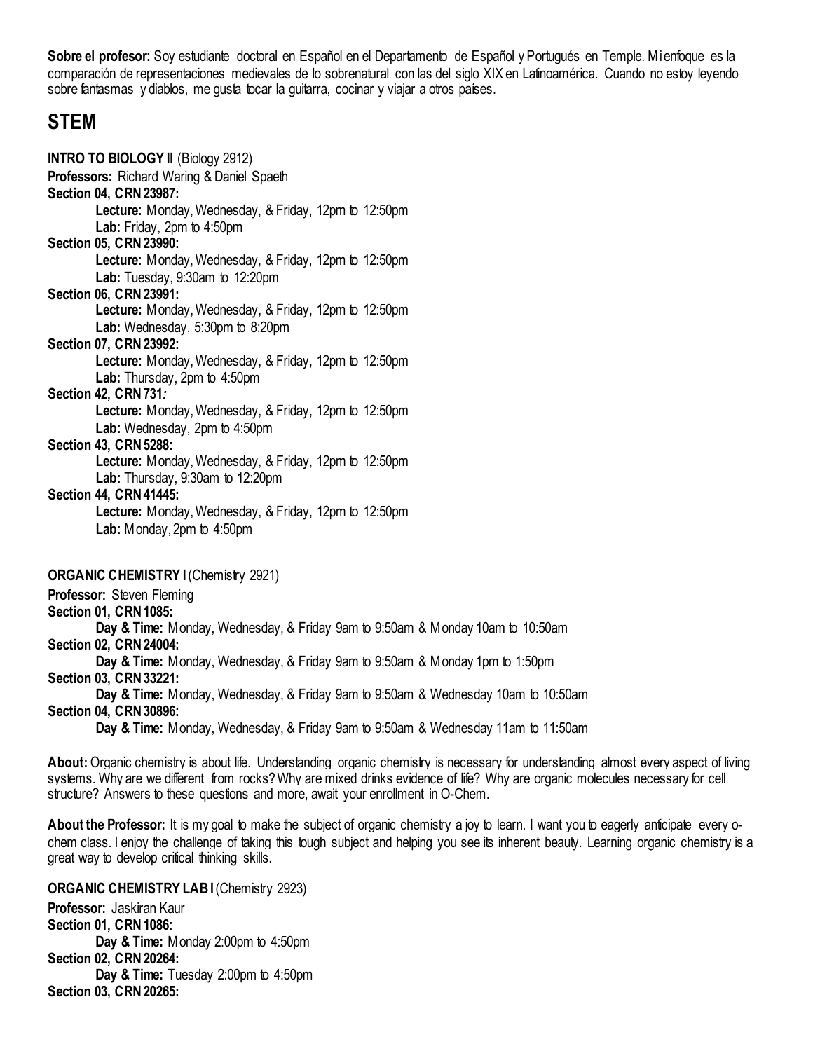**Sobre el profesor:** Soy estudiante doctoral en Español en el Departamento de Español y Portugués en Temple. Mi enfoque es la comparación de representaciones medievales de lo sobrenatural con las del siglo XIX en Latinoamérica. Cuando no estoy leyendo sobre fantasmas y diablos, me gusta tocar la guitarra, cocinar y viajar a otros países.

## STEM

**INTRO TO BIOLOGY II** (Biology 2912)
**Professors:** Richard Waring & Daniel Spaeth
**Section 04, CRN 23987:**
- **Lecture:** Monday, Wednesday, & Friday, 12pm to 12:50pm
- **Lab:** Friday, 2pm to 4:50pm

**Section 05, CRN 23990:**
- **Lecture:** Monday, Wednesday, & Friday, 12pm to 12:50pm
- **Lab:** Tuesday, 9:30am to 12:20pm

**Section 06, CRN 23991:**
- **Lecture:** Monday, Wednesday, & Friday, 12pm to 12:50pm
- **Lab:** Wednesday, 5:30pm to 8:20pm

**Section 07, CRN 23992:**
- **Lecture:** Monday, Wednesday, & Friday, 12pm to 12:50pm
- **Lab:** Thursday, 2pm to 4:50pm

**Section 42, CRN 731:**
- **Lecture:** Monday, Wednesday, & Friday, 12pm to 12:50pm
- **Lab:** Wednesday, 2pm to 4:50pm

**Section 43, CRN 5288:**
- **Lecture:** Monday, Wednesday, & Friday, 12pm to 12:50pm
- **Lab:** Thursday, 9:30am to 12:20pm

**Section 44, CRN 41445:**
- **Lecture:** Monday, Wednesday, & Friday, 12pm to 12:50pm
- **Lab:** Monday, 2pm to 4:50pm

**ORGANIC CHEMISTRY I** (Chemistry 2921)
**Professor:** Steven Fleming
**Section 01, CRN 1085:**
- **Day & Time:** Monday, Wednesday, & Friday 9am to 9:50am & Monday 10am to 10:50am

**Section 02, CRN 24004:**
- **Day & Time:** Monday, Wednesday, & Friday 9am to 9:50am & Monday 1pm to 1:50pm

**Section 03, CRN 33221:**
- **Day & Time:** Monday, Wednesday, & Friday 9am to 9:50am & Wednesday 10am to 10:50am

**Section 04, CRN 30896:**
- **Day & Time:** Monday, Wednesday, & Friday 9am to 9:50am & Wednesday 11am to 11:50am

**About:** Organic chemistry is about life. Understanding organic chemistry is necessary for understanding almost every aspect of living systems. Why are we different from rocks? Why are mixed drinks evidence of life? Why are organic molecules necessary for cell structure? Answers to these questions and more, await your enrollment in O-Chem.

**About the Professor:** It is my goal to make the subject of organic chemistry a joy to learn. I want you to eagerly anticipate every o-chem class. I enjoy the challenge of taking this tough subject and helping you see its inherent beauty. Learning organic chemistry is a great way to develop critical thinking skills.

**ORGANIC CHEMISTRY LAB I** (Chemistry 2923)
**Professor:** Jaskiran Kaur
**Section 01, CRN 1086:**
- **Day & Time:** Monday 2:00pm to 4:50pm

**Section 02, CRN 20264:**
- **Day & Time:** Tuesday 2:00pm to 4:50pm

**Section 03, CRN 20265:**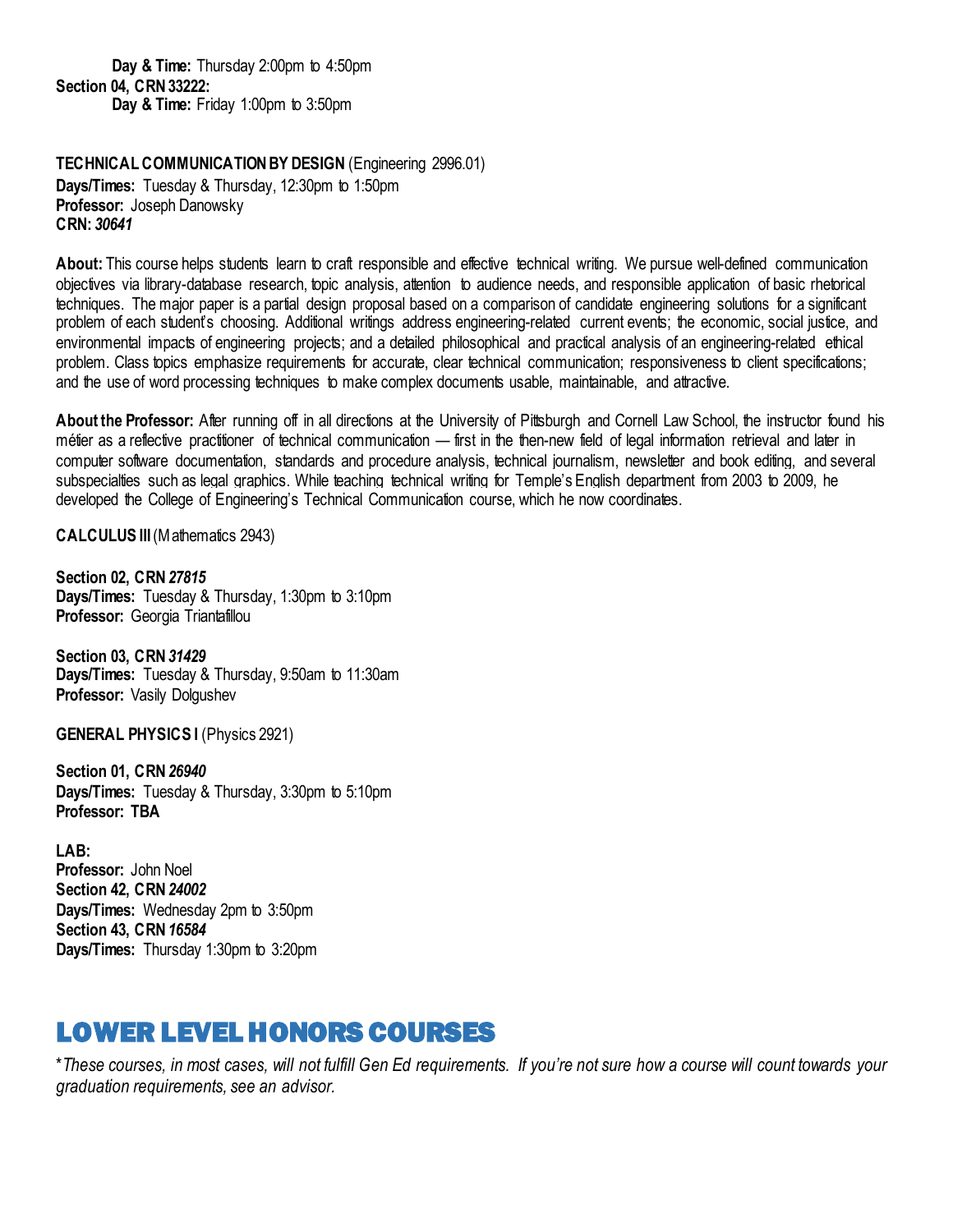**Day & Time:** Thursday 2:00pm to 4:50pm

**Section 04, CRN 33222:**

**Day & Time:** Friday 1:00pm to 3:50pm

**TECHNICAL COMMUNICATION BY DESIGN** (Engineering 2996.01)
**Days/Times:** Tuesday & Thursday, 12:30pm to 1:50pm
**Professor:** Joseph Danowsky
**CRN:** ***30641***

**About:** This course helps students learn to craft responsible and effective technical writing. We pursue well-defined communication objectives via library-database research, topic analysis, attention to audience needs, and responsible application of basic rhetorical techniques. The major paper is a partial design proposal based on a comparison of candidate engineering solutions for a significant problem of each student's choosing. Additional writings address engineering-related current events; the economic, social justice, and environmental impacts of engineering projects; and a detailed philosophical and practical analysis of an engineering-related ethical problem. Class topics emphasize requirements for accurate, clear technical communication; responsiveness to client specifications; and the use of word processing techniques to make complex documents usable, maintainable, and attractive.

**About the Professor:** After running off in all directions at the University of Pittsburgh and Cornell Law School, the instructor found his métier as a reflective practitioner of technical communication — first in the then-new field of legal information retrieval and later in computer software documentation, standards and procedure analysis, technical journalism, newsletter and book editing, and several subspecialties such as legal graphics. While teaching technical writing for Temple's English department from 2003 to 2009, he developed the College of Engineering's Technical Communication course, which he now coordinates.

**CALCULUS III** (Mathematics 2943)

**Section 02, CRN** ***27815***
**Days/Times:** Tuesday & Thursday, 1:30pm to 3:10pm
**Professor:** Georgia Triantafillou

**Section 03, CRN** ***31429***
**Days/Times:** Tuesday & Thursday, 9:50am to 11:30am
**Professor:** Vasily Dolgushev

**GENERAL PHYSICS I** (Physics 2921)

**Section 01, CRN** ***26940***
**Days/Times:** Tuesday & Thursday, 3:30pm to 5:10pm
**Professor: TBA**

**LAB:**
**Professor:** John Noel
**Section 42, CRN** ***24002***
**Days/Times:** Wednesday 2pm to 3:50pm
**Section 43, CRN** ***16584***
**Days/Times:** Thursday 1:30pm to 3:20pm

# LOWER LEVEL HONORS COURSES

*\*These courses, in most cases, will not fulfill Gen Ed requirements. If you're not sure how a course will count towards your graduation requirements, see an advisor.*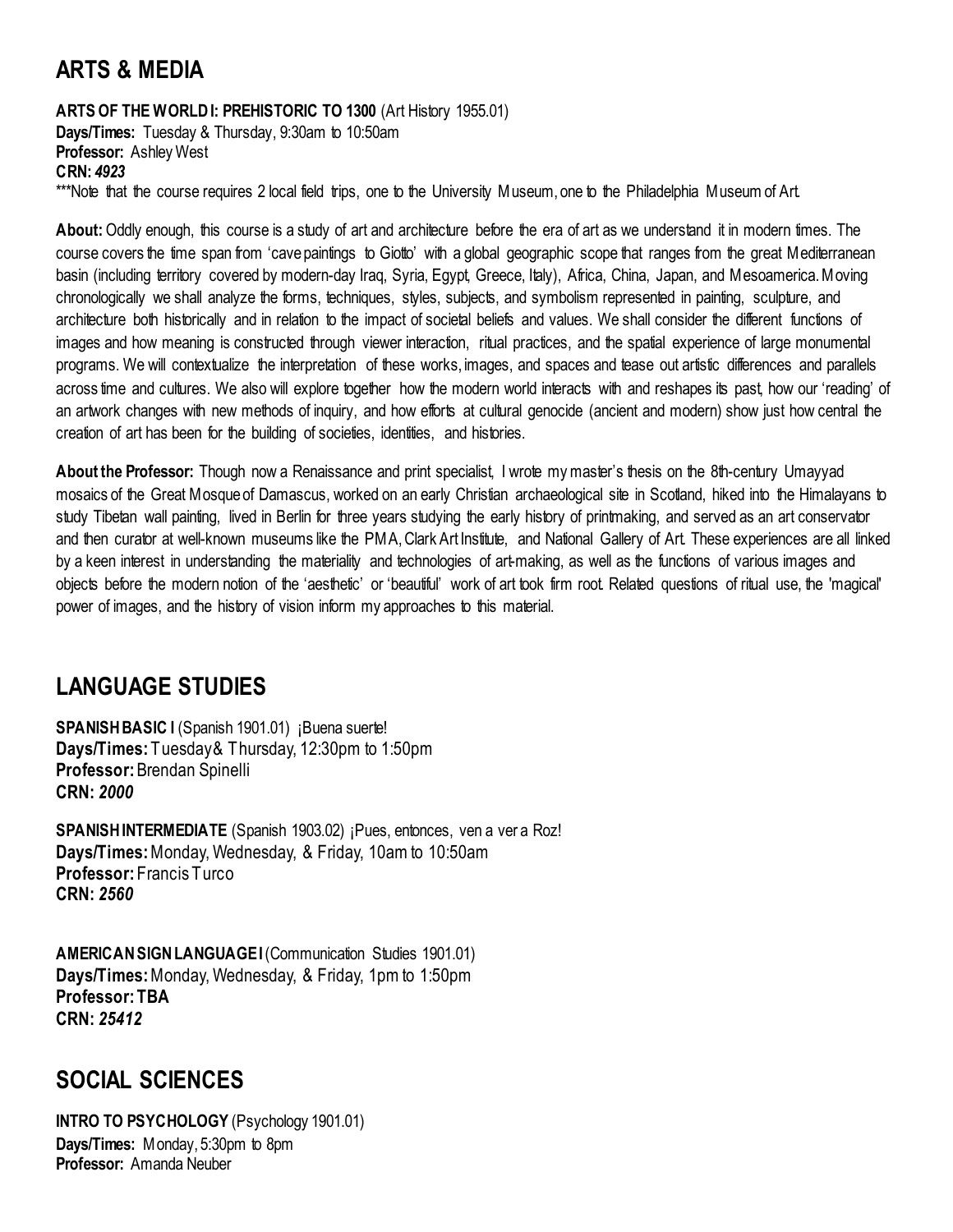## ARTS & MEDIA

**ARTS OF THE WORLD I: PREHISTORIC TO 1300** (Art History 1955.01)
**Days/Times:** Tuesday & Thursday, 9:30am to 10:50am
**Professor:** Ashley West
**CRN:** ***4923***
***Note that the course requires 2 local field trips, one to the University Museum, one to the Philadelphia Museum of Art.

**About:** Oddly enough, this course is a study of art and architecture before the era of art as we understand it in modern times. The course covers the time span from 'cave paintings to Giotto' with a global geographic scope that ranges from the great Mediterranean basin (including territory covered by modern-day Iraq, Syria, Egypt, Greece, Italy), Africa, China, Japan, and Mesoamerica. Moving chronologically we shall analyze the forms, techniques, styles, subjects, and symbolism represented in painting, sculpture, and architecture both historically and in relation to the impact of societal beliefs and values. We shall consider the different functions of images and how meaning is constructed through viewer interaction, ritual practices, and the spatial experience of large monumental programs. We will contextualize the interpretation of these works, images, and spaces and tease out artistic differences and parallels across time and cultures. We also will explore together how the modern world interacts with and reshapes its past, how our 'reading' of an artwork changes with new methods of inquiry, and how efforts at cultural genocide (ancient and modern) show just how central the creation of art has been for the building of societies, identities, and histories.

**About the Professor:** Though now a Renaissance and print specialist, I wrote my master's thesis on the 8th-century Umayyad mosaics of the Great Mosque of Damascus, worked on an early Christian archaeological site in Scotland, hiked into the Himalayans to study Tibetan wall painting, lived in Berlin for three years studying the early history of printmaking, and served as an art conservator and then curator at well-known museums like the PMA, Clark Art Institute, and National Gallery of Art. These experiences are all linked by a keen interest in understanding the materiality and technologies of art-making, as well as the functions of various images and objects before the modern notion of the 'aesthetic' or 'beautiful' work of art took firm root. Related questions of ritual use, the 'magical' power of images, and the history of vision inform my approaches to this material.

## LANGUAGE STUDIES

**SPANISH BASIC I** (Spanish 1901.01) ¡Buena suerte!
**Days/Times:** Tuesday & Thursday, 12:30pm to 1:50pm
**Professor:** Brendan Spinelli
**CRN:** ***2000***

**SPANISH INTERMEDIATE** (Spanish 1903.02) ¡Pues, entonces, ven a ver a Roz!
**Days/Times:** Monday, Wednesday, & Friday, 10am to 10:50am
**Professor:** Francis Turco
**CRN:** ***2560***

**AMERICAN SIGN LANGUAGE I** (Communication Studies 1901.01)
**Days/Times:** Monday, Wednesday, & Friday, 1pm to 1:50pm
**Professor: TBA**
**CRN:** ***25412***

## SOCIAL SCIENCES

**INTRO TO PSYCHOLOGY** (Psychology 1901.01)
**Days/Times:** Monday, 5:30pm to 8pm
**Professor:** Amanda Neuber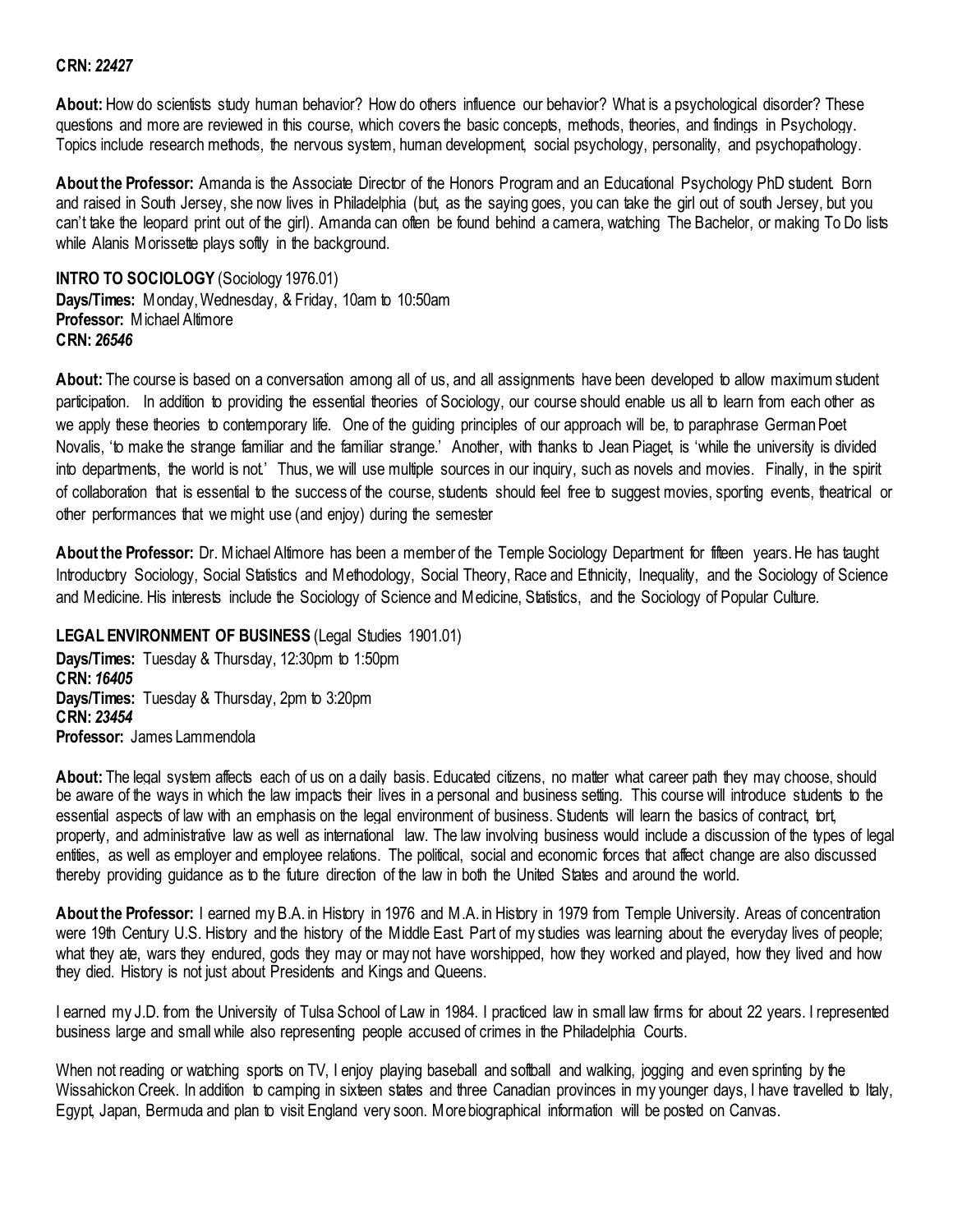**CRN:** *22427*

**About:** How do scientists study human behavior? How do others influence our behavior? What is a psychological disorder? These questions and more are reviewed in this course, which covers the basic concepts, methods, theories, and findings in Psychology. Topics include research methods, the nervous system, human development, social psychology, personality, and psychopathology.

**About the Professor:** Amanda is the Associate Director of the Honors Program and an Educational Psychology PhD student. Born and raised in South Jersey, she now lives in Philadelphia (but, as the saying goes, you can take the girl out of south Jersey, but you can't take the leopard print out of the girl). Amanda can often be found behind a camera, watching The Bachelor, or making To Do lists while Alanis Morissette plays softly in the background.

**INTRO TO SOCIOLOGY** (Sociology 1976.01)
**Days/Times:** Monday, Wednesday, & Friday, 10am to 10:50am
**Professor:** Michael Altimore
**CRN:** *26546*

**About:** The course is based on a conversation among all of us, and all assignments have been developed to allow maximum student participation. In addition to providing the essential theories of Sociology, our course should enable us all to learn from each other as we apply these theories to contemporary life. One of the guiding principles of our approach will be, to paraphrase German Poet Novalis, 'to make the strange familiar and the familiar strange.' Another, with thanks to Jean Piaget, is 'while the university is divided into departments, the world is not.' Thus, we will use multiple sources in our inquiry, such as novels and movies. Finally, in the spirit of collaboration that is essential to the success of the course, students should feel free to suggest movies, sporting events, theatrical or other performances that we might use (and enjoy) during the semester

**About the Professor:** Dr. Michael Altimore has been a member of the Temple Sociology Department for fifteen years. He has taught Introductory Sociology, Social Statistics and Methodology, Social Theory, Race and Ethnicity, Inequality, and the Sociology of Science and Medicine. His interests include the Sociology of Science and Medicine, Statistics, and the Sociology of Popular Culture.

**LEGAL ENVIRONMENT OF BUSINESS** (Legal Studies 1901.01)
**Days/Times:** Tuesday & Thursday, 12:30pm to 1:50pm
**CRN:** *16405*
**Days/Times:** Tuesday & Thursday, 2pm to 3:20pm
**CRN:** *23454*
**Professor:** James Lammendola

**About:** The legal system affects each of us on a daily basis. Educated citizens, no matter what career path they may choose, should be aware of the ways in which the law impacts their lives in a personal and business setting. This course will introduce students to the essential aspects of law with an emphasis on the legal environment of business. Students will learn the basics of contract, tort, property, and administrative law as well as international law. The law involving business would include a discussion of the types of legal entities, as well as employer and employee relations. The political, social and economic forces that affect change are also discussed thereby providing guidance as to the future direction of the law in both the United States and around the world.

**About the Professor:** I earned my B.A. in History in 1976 and M.A. in History in 1979 from Temple University. Areas of concentration were 19th Century U.S. History and the history of the Middle East. Part of my studies was learning about the everyday lives of people; what they ate, wars they endured, gods they may or may not have worshipped, how they worked and played, how they lived and how they died. History is not just about Presidents and Kings and Queens.

I earned my J.D. from the University of Tulsa School of Law in 1984. I practiced law in small law firms for about 22 years. I represented business large and small while also representing people accused of crimes in the Philadelphia Courts.

When not reading or watching sports on TV, I enjoy playing baseball and softball and walking, jogging and even sprinting by the Wissahickon Creek. In addition to camping in sixteen states and three Canadian provinces in my younger days, I have travelled to Italy, Egypt, Japan, Bermuda and plan to visit England very soon. More biographical information will be posted on Canvas.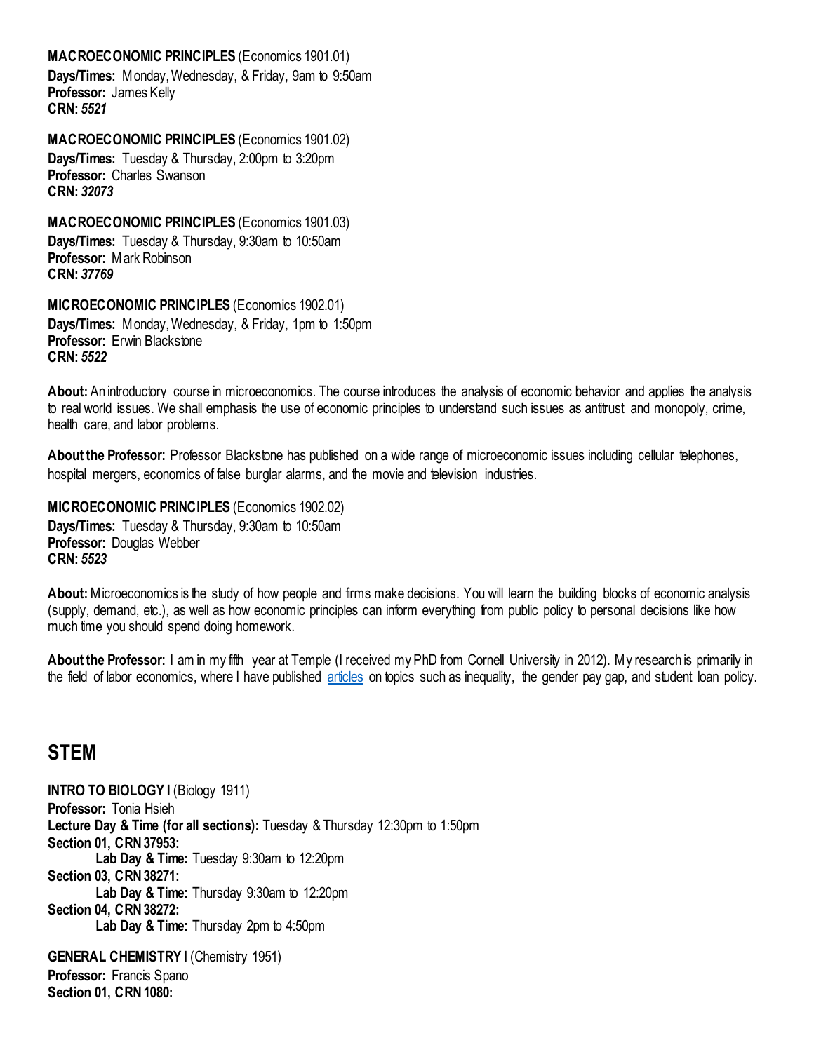**MACROECONOMIC PRINCIPLES** (Economics 1901.01)
**Days/Times:** Monday, Wednesday, & Friday, 9am to 9:50am
**Professor:** James Kelly
**CRN:** ***5521***

**MACROECONOMIC PRINCIPLES** (Economics 1901.02)
**Days/Times:** Tuesday & Thursday, 2:00pm to 3:20pm
**Professor:** Charles Swanson
**CRN:** ***32073***

**MACROECONOMIC PRINCIPLES** (Economics 1901.03)
**Days/Times:** Tuesday & Thursday, 9:30am to 10:50am
**Professor:** Mark Robinson
**CRN:** ***37769***

**MICROECONOMIC PRINCIPLES** (Economics 1902.01)
**Days/Times:** Monday, Wednesday, & Friday, 1pm to 1:50pm
**Professor:** Erwin Blackstone
**CRN:** ***5522***

**About:** An introductory course in microeconomics. The course introduces the analysis of economic behavior and applies the analysis to real world issues. We shall emphasis the use of economic principles to understand such issues as antitrust and monopoly, crime, health care, and labor problems.

**About the Professor:** Professor Blackstone has published on a wide range of microeconomic issues including cellular telephones, hospital mergers, economics of false burglar alarms, and the movie and television industries.

**MICROECONOMIC PRINCIPLES** (Economics 1902.02)
**Days/Times:** Tuesday & Thursday, 9:30am to 10:50am
**Professor:** Douglas Webber
**CRN:** ***5523***

**About:** Microeconomics is the study of how people and firms make decisions. You will learn the building blocks of economic analysis (supply, demand, etc.), as well as how economic principles can inform everything from public policy to personal decisions like how much time you should spend doing homework.

**About the Professor:** I am in my fifth year at Temple (I received my PhD from Cornell University in 2012). My research is primarily in the field of labor economics, where I have published articles on topics such as inequality, the gender pay gap, and student loan policy.

## STEM

**INTRO TO BIOLOGY I** (Biology 1911)
**Professor:** Tonia Hsieh
**Lecture Day & Time (for all sections):** Tuesday & Thursday 12:30pm to 1:50pm
**Section 01, CRN 37953:**
  **Lab Day & Time:** Tuesday 9:30am to 12:20pm
**Section 03, CRN 38271:**
  **Lab Day & Time:** Thursday 9:30am to 12:20pm
**Section 04, CRN 38272:**
  **Lab Day & Time:** Thursday 2pm to 4:50pm

**GENERAL CHEMISTRY I** (Chemistry 1951)
**Professor:** Francis Spano
**Section 01, CRN 1080:**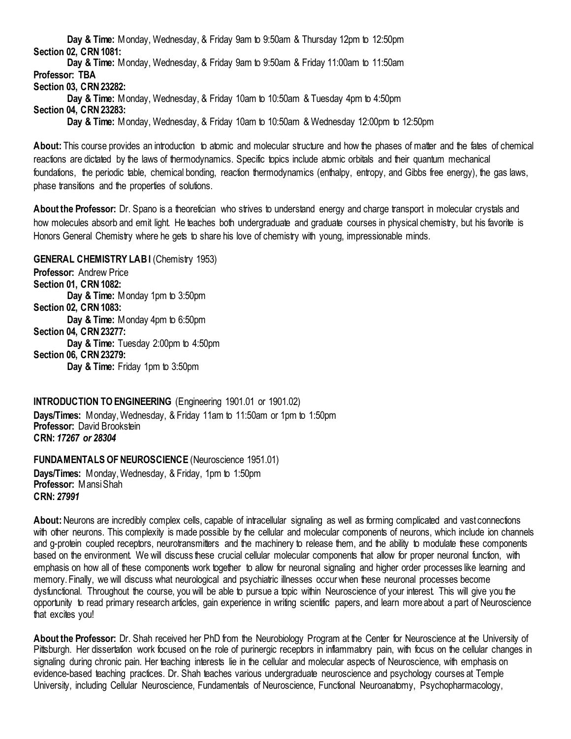**Day & Time:** Monday, Wednesday, & Friday 9am to 9:50am & Thursday 12pm to 12:50pm

**Section 02, CRN 1081:**

**Day & Time:** Monday, Wednesday, & Friday 9am to 9:50am & Friday 11:00am to 11:50am

**Professor: TBA**

**Section 03, CRN 23282:**

**Day & Time:** Monday, Wednesday, & Friday 10am to 10:50am & Tuesday 4pm to 4:50pm

**Section 04, CRN 23283:**

**Day & Time:** Monday, Wednesday, & Friday 10am to 10:50am & Wednesday 12:00pm to 12:50pm

**About:** This course provides an introduction to atomic and molecular structure and how the phases of matter and the fates of chemical reactions are dictated by the laws of thermodynamics. Specific topics include atomic orbitals and their quantum mechanical foundations, the periodic table, chemical bonding, reaction thermodynamics (enthalpy, entropy, and Gibbs free energy), the gas laws, phase transitions and the properties of solutions.

**About the Professor:** Dr. Spano is a theoretician who strives to understand energy and charge transport in molecular crystals and how molecules absorb and emit light. He teaches both undergraduate and graduate courses in physical chemistry, but his favorite is Honors General Chemistry where he gets to share his love of chemistry with young, impressionable minds.

**GENERAL CHEMISTRY LAB I** (Chemistry 1953)

**Professor:** Andrew Price

**Section 01, CRN 1082:**

**Day & Time:** Monday 1pm to 3:50pm

**Section 02, CRN 1083:**

**Day & Time:** Monday 4pm to 6:50pm

**Section 04, CRN 23277:**

**Day & Time:** Tuesday 2:00pm to 4:50pm

**Section 06, CRN 23279:**

**Day & Time:** Friday 1pm to 3:50pm

**INTRODUCTION TO ENGINEERING** (Engineering 1901.01 or 1901.02)

**Days/Times:** Monday, Wednesday, & Friday 11am to 11:50am or 1pm to 1:50pm

**Professor:** David Brookstein

**CRN:** ***17267 or 28304***

**FUNDAMENTALS OF NEUROSCIENCE** (Neuroscience 1951.01)

**Days/Times:** Monday, Wednesday, & Friday, 1pm to 1:50pm

**Professor:** Mansi Shah

**CRN:** ***27991***

**About:** Neurons are incredibly complex cells, capable of intracellular signaling as well as forming complicated and vast connections with other neurons. This complexity is made possible by the cellular and molecular components of neurons, which include ion channels and g-protein coupled receptors, neurotransmitters and the machinery to release them, and the ability to modulate these components based on the environment. We will discuss these crucial cellular molecular components that allow for proper neuronal function, with emphasis on how all of these components work together to allow for neuronal signaling and higher order processes like learning and memory. Finally, we will discuss what neurological and psychiatric illnesses occur when these neuronal processes become dysfunctional. Throughout the course, you will be able to pursue a topic within Neuroscience of your interest. This will give you the opportunity to read primary research articles, gain experience in writing scientific papers, and learn more about a part of Neuroscience that excites you!

**About the Professor:** Dr. Shah received her PhD from the Neurobiology Program at the Center for Neuroscience at the University of Pittsburgh. Her dissertation work focused on the role of purinergic receptors in inflammatory pain, with focus on the cellular changes in signaling during chronic pain. Her teaching interests lie in the cellular and molecular aspects of Neuroscience, with emphasis on evidence-based teaching practices. Dr. Shah teaches various undergraduate neuroscience and psychology courses at Temple University, including Cellular Neuroscience, Fundamentals of Neuroscience, Functional Neuroanatomy, Psychopharmacology,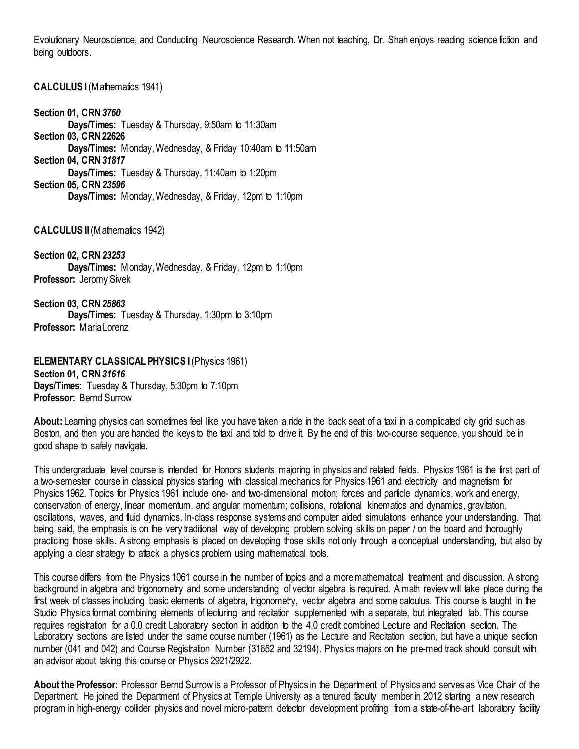Evolutionary Neuroscience, and Conducting Neuroscience Research. When not teaching, Dr. Shah enjoys reading science fiction and being outdoors.

**CALCULUS I** (Mathematics 1941)

**Section 01, CRN *3760***
&nbsp;&nbsp;&nbsp;&nbsp;**Days/Times:** Tuesday & Thursday, 9:50am to 11:30am
**Section 03, CRN 22626**
&nbsp;&nbsp;&nbsp;&nbsp;**Days/Times:** Monday, Wednesday, & Friday 10:40am to 11:50am
**Section 04, CRN *31817***
&nbsp;&nbsp;&nbsp;&nbsp;**Days/Times:** Tuesday & Thursday, 11:40am to 1:20pm
**Section 05, CRN *23596***
&nbsp;&nbsp;&nbsp;&nbsp;**Days/Times:** Monday, Wednesday, & Friday, 12pm to 1:10pm

**CALCULUS II** (Mathematics 1942)

**Section 02, CRN *23253***
&nbsp;&nbsp;&nbsp;&nbsp;**Days/Times:** Monday, Wednesday, & Friday, 12pm to 1:10pm
**Professor:** Jeromy Sivek

**Section 03, CRN *25863***
&nbsp;&nbsp;&nbsp;&nbsp;**Days/Times:** Tuesday & Thursday, 1:30pm to 3:10pm
**Professor:** Maria Lorenz

**ELEMENTARY CLASSICAL PHYSICS I** (Physics 1961)
**Section 01, CRN *31616***
**Days/Times:** Tuesday & Thursday, 5:30pm to 7:10pm
**Professor:** Bernd Surrow

**About:** Learning physics can sometimes feel like you have taken a ride in the back seat of a taxi in a complicated city grid such as Boston, and then you are handed the keys to the taxi and told to drive it. By the end of this two-course sequence, you should be in good shape to safely navigate.

This undergraduate level course is intended for Honors students majoring in physics and related fields. Physics 1961 is the first part of a two-semester course in classical physics starting with classical mechanics for Physics 1961 and electricity and magnetism for Physics 1962. Topics for Physics 1961 include one- and two-dimensional motion; forces and particle dynamics, work and energy, conservation of energy, linear momentum, and angular momentum; collisions, rotational kinematics and dynamics, gravitation, oscillations, waves, and fluid dynamics. In-class response systems and computer aided simulations enhance your understanding. That being said, the emphasis is on the very traditional way of developing problem solving skills on paper / on the board and thoroughly practicing those skills. A strong emphasis is placed on developing those skills not only through a conceptual understanding, but also by applying a clear strategy to attack a physics problem using mathematical tools.

This course differs from the Physics 1061 course in the number of topics and a more mathematical treatment and discussion. A strong background in algebra and trigonometry and some understanding of vector algebra is required. A math review will take place during the first week of classes including basic elements of algebra, trigonometry, vector algebra and some calculus. This course is taught in the Studio Physics format combining elements of lecturing and recitation supplemented with a separate, but integrated lab. This course requires registration for a 0.0 credit Laboratory section in addition to the 4.0 credit combined Lecture and Recitation section. The Laboratory sections are listed under the same course number (1961) as the Lecture and Recitation section, but have a unique section number (041 and 042) and Course Registration Number (31652 and 32194). Physics majors on the pre-med track should consult with an advisor about taking this course or Physics 2921/2922.

**About the Professor:** Professor Bernd Surrow is a Professor of Physics in the Department of Physics and serves as Vice Chair of the Department. He joined the Department of Physics at Temple University as a tenured faculty member in 2012 starting a new research program in high-energy collider physics and novel micro-pattern detector development profiting from a state-of-the-art laboratory facility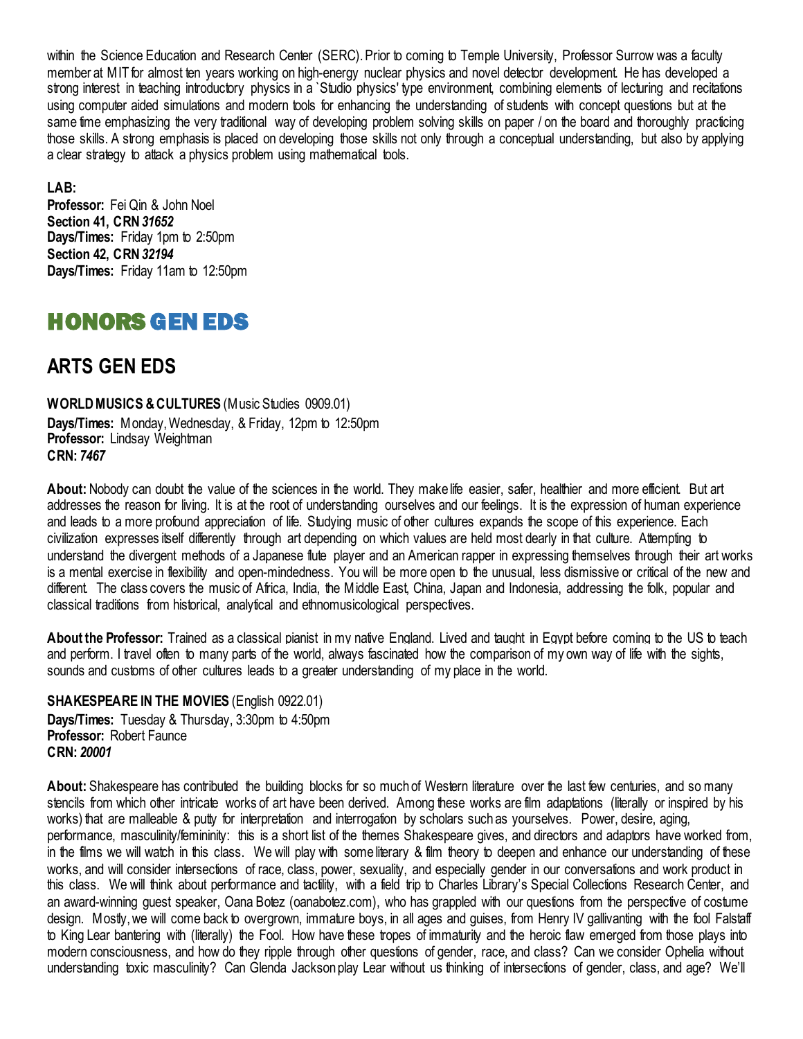within the Science Education and Research Center (SERC). Prior to coming to Temple University, Professor Surrow was a faculty member at MIT for almost ten years working on high-energy nuclear physics and novel detector development. He has developed a strong interest in teaching introductory physics in a `Studio physics' type environment, combining elements of lecturing and recitations using computer aided simulations and modern tools for enhancing the understanding of students with concept questions but at the same time emphasizing the very traditional way of developing problem solving skills on paper / on the board and thoroughly practicing those skills. A strong emphasis is placed on developing those skills not only through a conceptual understanding, but also by applying a clear strategy to attack a physics problem using mathematical tools.

**LAB:**
**Professor:** Fei Qin & John Noel
**Section 41, CRN** ***31652***
**Days/Times:** Friday 1pm to 2:50pm
**Section 42, CRN** ***32194***
**Days/Times:** Friday 11am to 12:50pm

# HONORS GEN EDS

## ARTS GEN EDS

**WORLD MUSICS & CULTURES** (Music Studies 0909.01)
**Days/Times:** Monday, Wednesday, & Friday, 12pm to 12:50pm
**Professor:** Lindsay Weightman
**CRN:** ***7467***

**About:** Nobody can doubt the value of the sciences in the world. They make life easier, safer, healthier and more efficient. But art addresses the reason for living. It is at the root of understanding ourselves and our feelings. It is the expression of human experience and leads to a more profound appreciation of life. Studying music of other cultures expands the scope of this experience. Each civilization expresses itself differently through art depending on which values are held most dearly in that culture. Attempting to understand the divergent methods of a Japanese flute player and an American rapper in expressing themselves through their art works is a mental exercise in flexibility and open-mindedness. You will be more open to the unusual, less dismissive or critical of the new and different. The class covers the music of Africa, India, the Middle East, China, Japan and Indonesia, addressing the folk, popular and classical traditions from historical, analytical and ethnomusicological perspectives.

**About the Professor:** Trained as a classical pianist in my native England. Lived and taught in Egypt before coming to the US to teach and perform. I travel often to many parts of the world, always fascinated how the comparison of my own way of life with the sights, sounds and customs of other cultures leads to a greater understanding of my place in the world.

**SHAKESPEARE IN THE MOVIES** (English 0922.01)
**Days/Times:** Tuesday & Thursday, 3:30pm to 4:50pm
**Professor:** Robert Faunce
**CRN:** ***20001***

**About:** Shakespeare has contributed the building blocks for so much of Western literature over the last few centuries, and so many stencils from which other intricate works of art have been derived. Among these works are film adaptations (literally or inspired by his works) that are malleable & putty for interpretation and interrogation by scholars such as yourselves. Power, desire, aging, performance, masculinity/femininity: this is a short list of the themes Shakespeare gives, and directors and adaptors have worked from, in the films we will watch in this class. We will play with some literary & film theory to deepen and enhance our understanding of these works, and will consider intersections of race, class, power, sexuality, and especially gender in our conversations and work product in this class. We will think about performance and tactility, with a field trip to Charles Library's Special Collections Research Center, and an award-winning guest speaker, Oana Botez (oanabotez.com), who has grappled with our questions from the perspective of costume design. Mostly, we will come back to overgrown, immature boys, in all ages and guises, from Henry IV gallivanting with the fool Falstaff to King Lear bantering with (literally) the Fool. How have these tropes of immaturity and the heroic flaw emerged from those plays into modern consciousness, and how do they ripple through other questions of gender, race, and class? Can we consider Ophelia without understanding toxic masculinity? Can Glenda Jackson play Lear without us thinking of intersections of gender, class, and age? We'll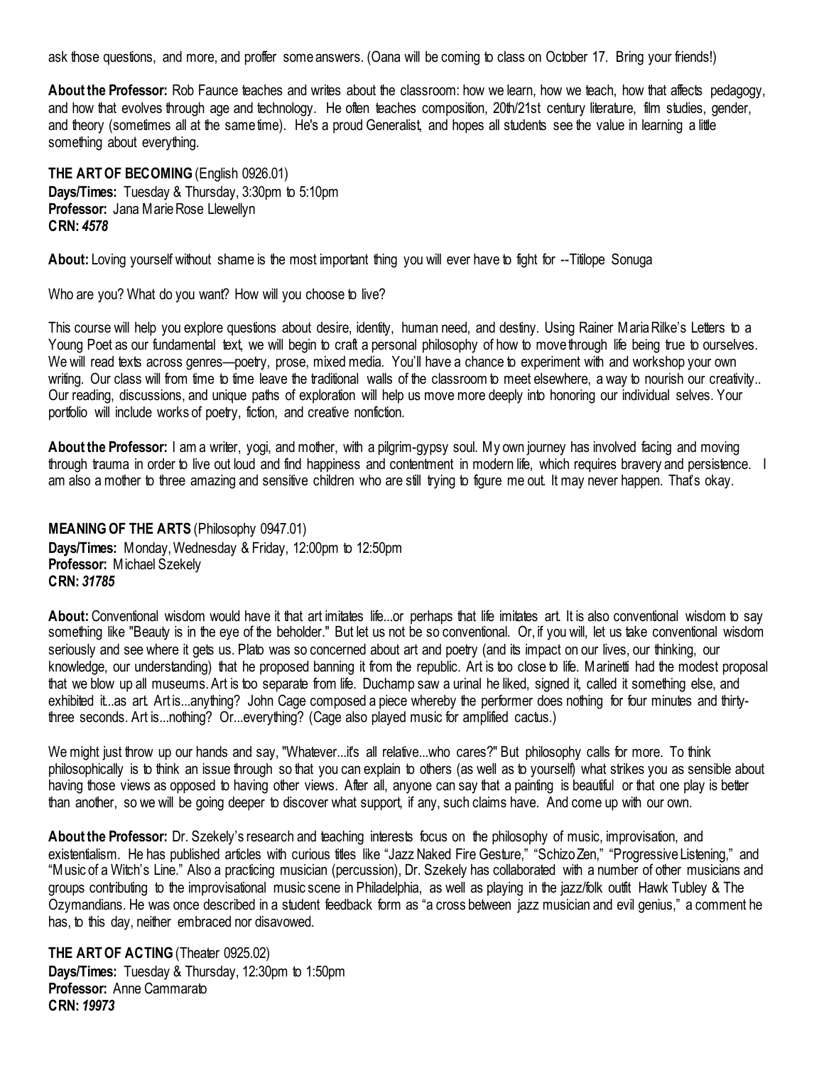ask those questions, and more, and proffer some answers. (Oana will be coming to class on October 17. Bring your friends!)

**About the Professor:** Rob Faunce teaches and writes about the classroom: how we learn, how we teach, how that affects pedagogy, and how that evolves through age and technology. He often teaches composition, 20th/21st century literature, film studies, gender, and theory (sometimes all at the same time). He's a proud Generalist, and hopes all students see the value in learning a little something about everything.

**THE ART OF BECOMING** (English 0926.01)
**Days/Times:** Tuesday & Thursday, 3:30pm to 5:10pm
**Professor:** Jana Marie Rose Llewellyn
**CRN:** ***4578***

**About:** Loving yourself without shame is the most important thing you will ever have to fight for --Titilope Sonuga

Who are you? What do you want? How will you choose to live?

This course will help you explore questions about desire, identity, human need, and destiny. Using Rainer Maria Rilke's Letters to a Young Poet as our fundamental text, we will begin to craft a personal philosophy of how to move through life being true to ourselves. We will read texts across genres—poetry, prose, mixed media. You'll have a chance to experiment with and workshop your own writing. Our class will from time to time leave the traditional walls of the classroom to meet elsewhere, a way to nourish our creativity.. Our reading, discussions, and unique paths of exploration will help us move more deeply into honoring our individual selves. Your portfolio will include works of poetry, fiction, and creative nonfiction.

**About the Professor:** I am a writer, yogi, and mother, with a pilgrim-gypsy soul. My own journey has involved facing and moving through trauma in order to live out loud and find happiness and contentment in modern life, which requires bravery and persistence. I am also a mother to three amazing and sensitive children who are still trying to figure me out. It may never happen. That's okay.

**MEANING OF THE ARTS** (Philosophy 0947.01)
**Days/Times:** Monday, Wednesday & Friday, 12:00pm to 12:50pm
**Professor:** Michael Szekely
**CRN:** ***31785***

**About:** Conventional wisdom would have it that art imitates life...or perhaps that life imitates art. It is also conventional wisdom to say something like "Beauty is in the eye of the beholder." But let us not be so conventional. Or, if you will, let us take conventional wisdom seriously and see where it gets us. Plato was so concerned about art and poetry (and its impact on our lives, our thinking, our knowledge, our understanding) that he proposed banning it from the republic. Art is too close to life. Marinetti had the modest proposal that we blow up all museums. Art is too separate from life. Duchamp saw a urinal he liked, signed it, called it something else, and exhibited it...as art. Art is...anything? John Cage composed a piece whereby the performer does nothing for four minutes and thirty-three seconds. Art is...nothing? Or...everything? (Cage also played music for amplified cactus.)

We might just throw up our hands and say, "Whatever...it's all relative...who cares?" But philosophy calls for more. To think philosophically is to think an issue through so that you can explain to others (as well as to yourself) what strikes you as sensible about having those views as opposed to having other views. After all, anyone can say that a painting is beautiful or that one play is better than another, so we will be going deeper to discover what support, if any, such claims have. And come up with our own.

**About the Professor:** Dr. Szekely's research and teaching interests focus on the philosophy of music, improvisation, and existentialism. He has published articles with curious titles like "Jazz Naked Fire Gesture," "Schizo Zen," "Progressive Listening," and "Music of a Witch's Line." Also a practicing musician (percussion), Dr. Szekely has collaborated with a number of other musicians and groups contributing to the improvisational music scene in Philadelphia, as well as playing in the jazz/folk outfit Hawk Tubley & The Ozymandians. He was once described in a student feedback form as "a cross between jazz musician and evil genius," a comment he has, to this day, neither embraced nor disavowed.

**THE ART OF ACTING** (Theater 0925.02)
**Days/Times:** Tuesday & Thursday, 12:30pm to 1:50pm
**Professor:** Anne Cammarato
**CRN:** ***19973***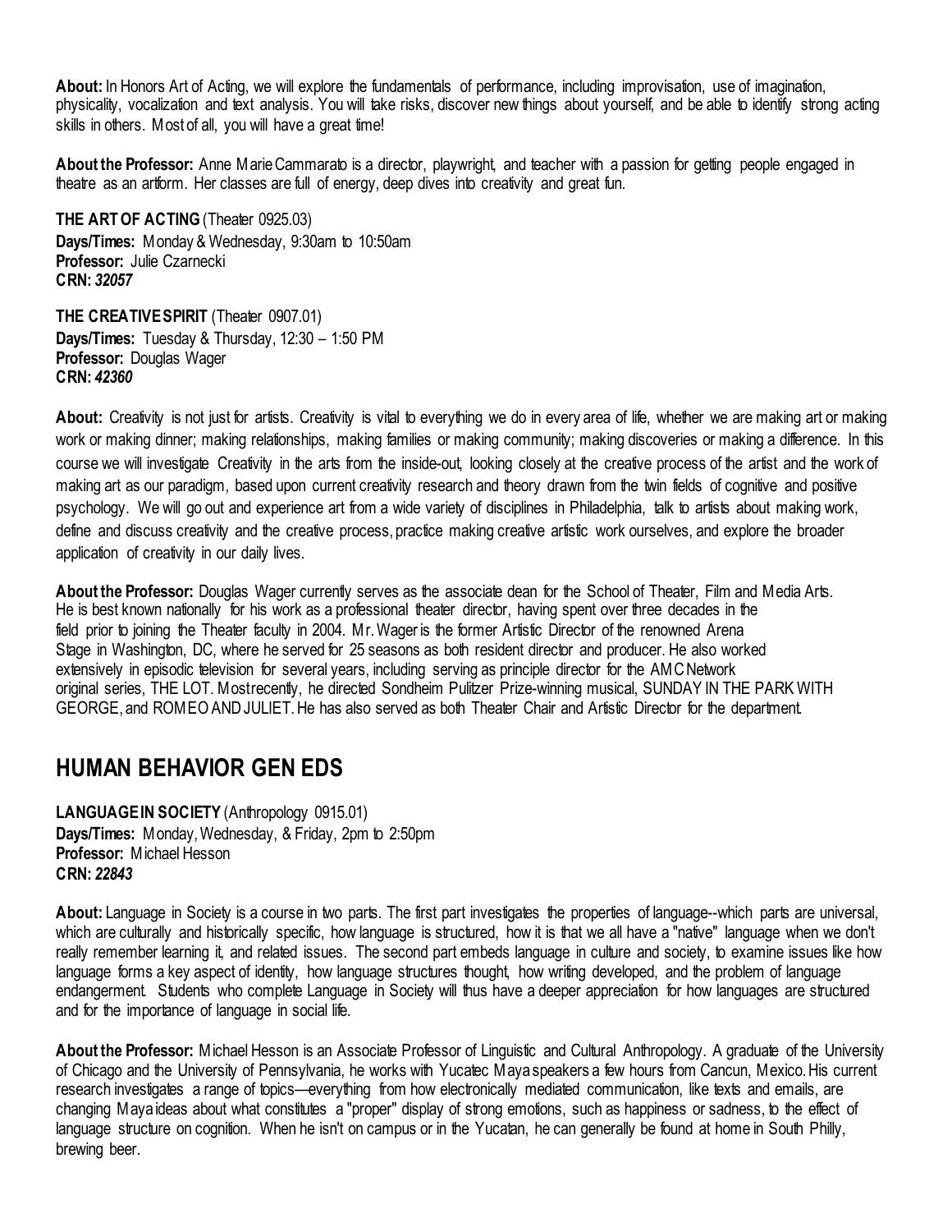**About:** In Honors Art of Acting, we will explore the fundamentals of performance, including improvisation, use of imagination, physicality, vocalization and text analysis. You will take risks, discover new things about yourself, and be able to identify strong acting skills in others. Most of all, you will have a great time!

**About the Professor:** Anne Marie Cammarato is a director, playwright, and teacher with a passion for getting people engaged in theatre as an artform. Her classes are full of energy, deep dives into creativity and great fun.

**THE ART OF ACTING** (Theater 0925.03)
**Days/Times:** Monday & Wednesday, 9:30am to 10:50am
**Professor:** Julie Czarnecki
**CRN:** ***32057***

**THE CREATIVE SPIRIT** (Theater 0907.01)
**Days/Times:** Tuesday & Thursday, 12:30 – 1:50 PM
**Professor:** Douglas Wager
**CRN:** ***42360***

**About:** Creativity is not just for artists. Creativity is vital to everything we do in every area of life, whether we are making art or making work or making dinner; making relationships, making families or making community; making discoveries or making a difference. In this course we will investigate Creativity in the arts from the inside-out, looking closely at the creative process of the artist and the work of making art as our paradigm, based upon current creativity research and theory drawn from the twin fields of cognitive and positive psychology. We will go out and experience art from a wide variety of disciplines in Philadelphia, talk to artists about making work, define and discuss creativity and the creative process, practice making creative artistic work ourselves, and explore the broader application of creativity in our daily lives.

**About the Professor:** Douglas Wager currently serves as the associate dean for the School of Theater, Film and Media Arts. He is best known nationally for his work as a professional theater director, having spent over three decades in the field prior to joining the Theater faculty in 2004. Mr. Wager is the former Artistic Director of the renowned Arena Stage in Washington, DC, where he served for 25 seasons as both resident director and producer. He also worked extensively in episodic television for several years, including serving as principle director for the AMC Network original series, THE LOT. Most recently, he directed Sondheim Pulitzer Prize-winning musical, SUNDAY IN THE PARK WITH GEORGE, and ROMEO AND JULIET. He has also served as both Theater Chair and Artistic Director for the department.

## HUMAN BEHAVIOR GEN EDS

**LANGUAGE IN SOCIETY** (Anthropology 0915.01)
**Days/Times:** Monday, Wednesday, & Friday, 2pm to 2:50pm
**Professor:** Michael Hesson
**CRN:** ***22843***

**About:** Language in Society is a course in two parts. The first part investigates the properties of language--which parts are universal, which are culturally and historically specific, how language is structured, how it is that we all have a "native" language when we don't really remember learning it, and related issues. The second part embeds language in culture and society, to examine issues like how language forms a key aspect of identity, how language structures thought, how writing developed, and the problem of language endangerment. Students who complete Language in Society will thus have a deeper appreciation for how languages are structured and for the importance of language in social life.

**About the Professor:** Michael Hesson is an Associate Professor of Linguistic and Cultural Anthropology. A graduate of the University of Chicago and the University of Pennsylvania, he works with Yucatec Maya speakers a few hours from Cancun, Mexico. His current research investigates a range of topics—everything from how electronically mediated communication, like texts and emails, are changing Maya ideas about what constitutes a "proper" display of strong emotions, such as happiness or sadness, to the effect of language structure on cognition. When he isn't on campus or in the Yucatan, he can generally be found at home in South Philly, brewing beer.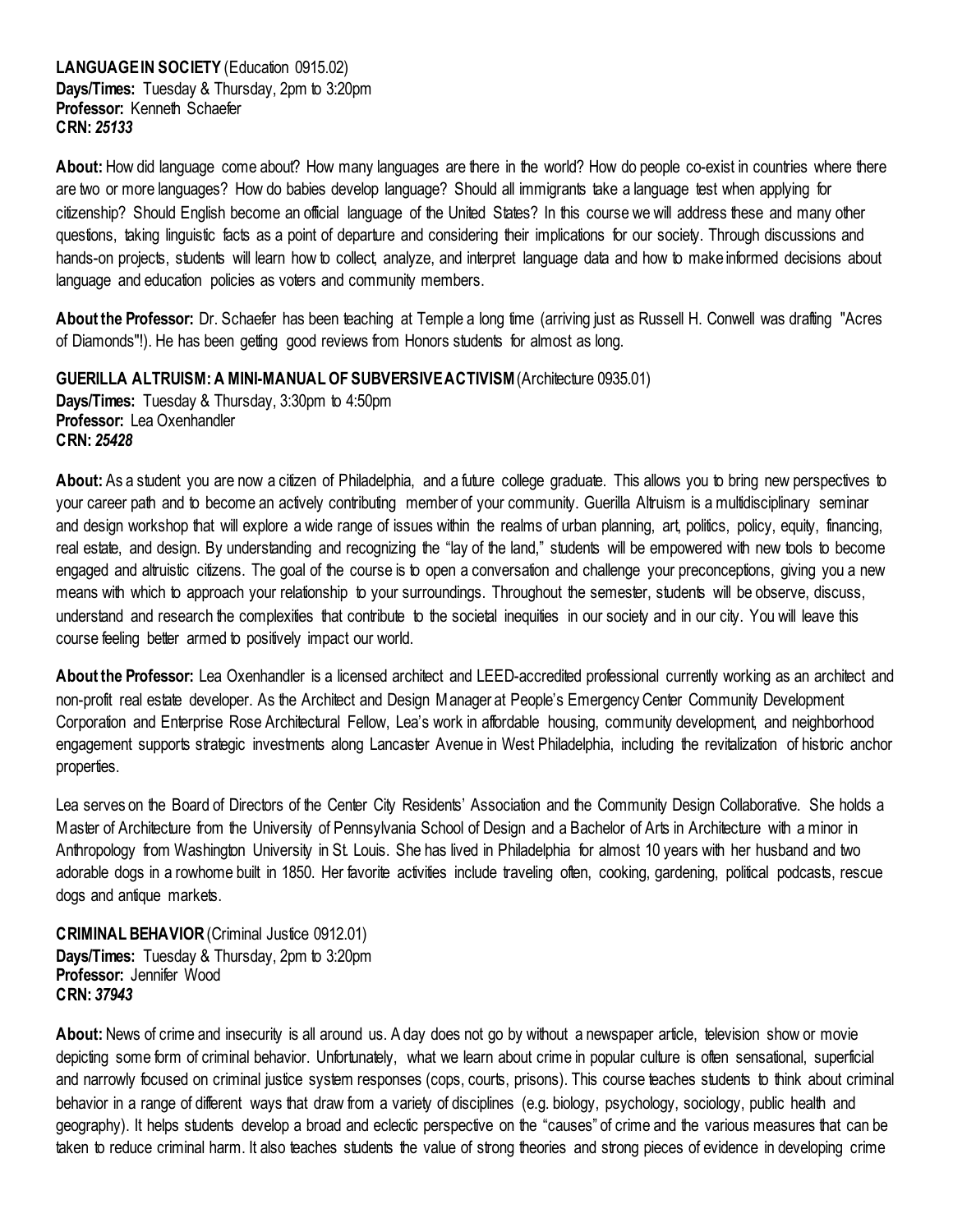**LANGUAGE IN SOCIETY** (Education 0915.02)
**Days/Times:** Tuesday & Thursday, 2pm to 3:20pm
**Professor:** Kenneth Schaefer
**CRN:** ***25133***

**About:** How did language come about? How many languages are there in the world? How do people co-exist in countries where there are two or more languages? How do babies develop language? Should all immigrants take a language test when applying for citizenship? Should English become an official language of the United States? In this course we will address these and many other questions, taking linguistic facts as a point of departure and considering their implications for our society. Through discussions and hands-on projects, students will learn how to collect, analyze, and interpret language data and how to make informed decisions about language and education policies as voters and community members.

**About the Professor:** Dr. Schaefer has been teaching at Temple a long time (arriving just as Russell H. Conwell was drafting "Acres of Diamonds"!). He has been getting good reviews from Honors students for almost as long.

**GUERILLA ALTRUISM: A MINI-MANUAL OF SUBVERSIVE ACTIVISM** (Architecture 0935.01)
**Days/Times:** Tuesday & Thursday, 3:30pm to 4:50pm
**Professor:** Lea Oxenhandler
**CRN:** ***25428***

**About:** As a student you are now a citizen of Philadelphia, and a future college graduate. This allows you to bring new perspectives to your career path and to become an actively contributing member of your community. Guerilla Altruism is a multidisciplinary seminar and design workshop that will explore a wide range of issues within the realms of urban planning, art, politics, policy, equity, financing, real estate, and design. By understanding and recognizing the "lay of the land," students will be empowered with new tools to become engaged and altruistic citizens. The goal of the course is to open a conversation and challenge your preconceptions, giving you a new means with which to approach your relationship to your surroundings. Throughout the semester, students will be observe, discuss, understand and research the complexities that contribute to the societal inequities in our society and in our city. You will leave this course feeling better armed to positively impact our world.

**About the Professor:** Lea Oxenhandler is a licensed architect and LEED-accredited professional currently working as an architect and non-profit real estate developer. As the Architect and Design Manager at People's Emergency Center Community Development Corporation and Enterprise Rose Architectural Fellow, Lea's work in affordable housing, community development, and neighborhood engagement supports strategic investments along Lancaster Avenue in West Philadelphia, including the revitalization of historic anchor properties.

Lea serves on the Board of Directors of the Center City Residents' Association and the Community Design Collaborative. She holds a Master of Architecture from the University of Pennsylvania School of Design and a Bachelor of Arts in Architecture with a minor in Anthropology from Washington University in St. Louis. She has lived in Philadelphia for almost 10 years with her husband and two adorable dogs in a rowhome built in 1850. Her favorite activities include traveling often, cooking, gardening, political podcasts, rescue dogs and antique markets.

**CRIMINAL BEHAVIOR** (Criminal Justice 0912.01)
**Days/Times:** Tuesday & Thursday, 2pm to 3:20pm
**Professor:** Jennifer Wood
**CRN:** ***37943***

**About:** News of crime and insecurity is all around us. A day does not go by without a newspaper article, television show or movie depicting some form of criminal behavior. Unfortunately, what we learn about crime in popular culture is often sensational, superficial and narrowly focused on criminal justice system responses (cops, courts, prisons). This course teaches students to think about criminal behavior in a range of different ways that draw from a variety of disciplines (e.g. biology, psychology, sociology, public health and geography). It helps students develop a broad and eclectic perspective on the "causes" of crime and the various measures that can be taken to reduce criminal harm. It also teaches students the value of strong theories and strong pieces of evidence in developing crime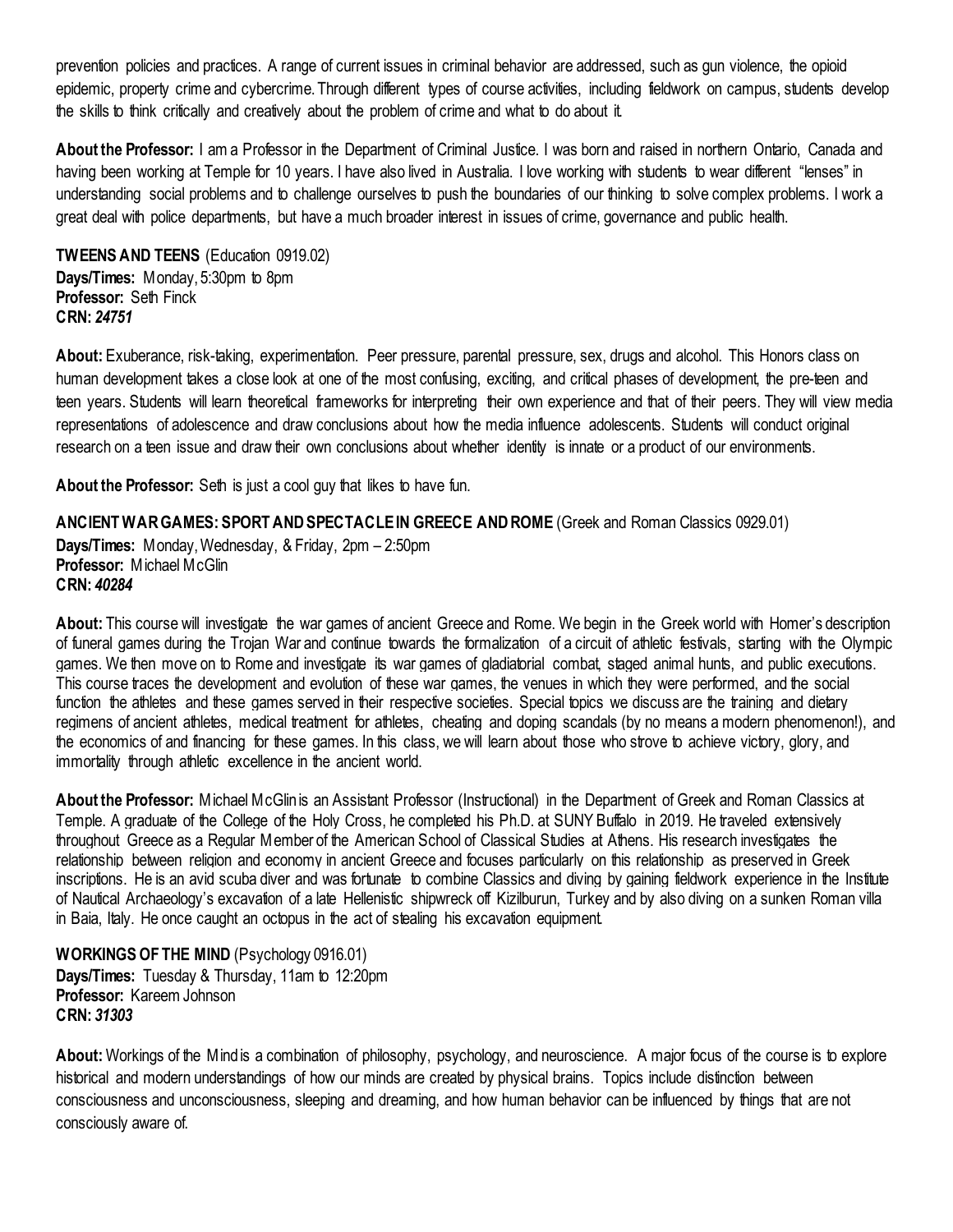prevention policies and practices. A range of current issues in criminal behavior are addressed, such as gun violence, the opioid epidemic, property crime and cybercrime. Through different types of course activities, including fieldwork on campus, students develop the skills to think critically and creatively about the problem of crime and what to do about it.

**About the Professor:** I am a Professor in the Department of Criminal Justice. I was born and raised in northern Ontario, Canada and having been working at Temple for 10 years. I have also lived in Australia. I love working with students to wear different "lenses" in understanding social problems and to challenge ourselves to push the boundaries of our thinking to solve complex problems. I work a great deal with police departments, but have a much broader interest in issues of crime, governance and public health.

**TWEENS AND TEENS** (Education 0919.02)
**Days/Times:** Monday, 5:30pm to 8pm
**Professor:** Seth Finck
**CRN:** ***24751***

**About:** Exuberance, risk-taking, experimentation. Peer pressure, parental pressure, sex, drugs and alcohol. This Honors class on human development takes a close look at one of the most confusing, exciting, and critical phases of development, the pre-teen and teen years. Students will learn theoretical frameworks for interpreting their own experience and that of their peers. They will view media representations of adolescence and draw conclusions about how the media influence adolescents. Students will conduct original research on a teen issue and draw their own conclusions about whether identity is innate or a product of our environments.

**About the Professor:** Seth is just a cool guy that likes to have fun.

**ANCIENT WAR GAMES: SPORT AND SPECTACLE IN GREECE AND ROME** (Greek and Roman Classics 0929.01)
**Days/Times:** Monday, Wednesday, & Friday, 2pm – 2:50pm
**Professor:** Michael McGlin
**CRN:** ***40284***

**About:** This course will investigate the war games of ancient Greece and Rome. We begin in the Greek world with Homer's description of funeral games during the Trojan War and continue towards the formalization of a circuit of athletic festivals, starting with the Olympic games. We then move on to Rome and investigate its war games of gladiatorial combat, staged animal hunts, and public executions. This course traces the development and evolution of these war games, the venues in which they were performed, and the social function the athletes and these games served in their respective societies. Special topics we discuss are the training and dietary regimens of ancient athletes, medical treatment for athletes, cheating and doping scandals (by no means a modern phenomenon!), and the economics of and financing for these games. In this class, we will learn about those who strove to achieve victory, glory, and immortality through athletic excellence in the ancient world.

**About the Professor:** Michael McGlin is an Assistant Professor (Instructional) in the Department of Greek and Roman Classics at Temple. A graduate of the College of the Holy Cross, he completed his Ph.D. at SUNY Buffalo in 2019. He traveled extensively throughout Greece as a Regular Member of the American School of Classical Studies at Athens. His research investigates the relationship between religion and economy in ancient Greece and focuses particularly on this relationship as preserved in Greek inscriptions. He is an avid scuba diver and was fortunate to combine Classics and diving by gaining fieldwork experience in the Institute of Nautical Archaeology's excavation of a late Hellenistic shipwreck off Kizilburun, Turkey and by also diving on a sunken Roman villa in Baia, Italy. He once caught an octopus in the act of stealing his excavation equipment.

**WORKINGS OF THE MIND** (Psychology 0916.01)
**Days/Times:** Tuesday & Thursday, 11am to 12:20pm
**Professor:** Kareem Johnson
**CRN:** ***31303***

**About:** Workings of the Mind is a combination of philosophy, psychology, and neuroscience. A major focus of the course is to explore historical and modern understandings of how our minds are created by physical brains. Topics include distinction between consciousness and unconsciousness, sleeping and dreaming, and how human behavior can be influenced by things that are not consciously aware of.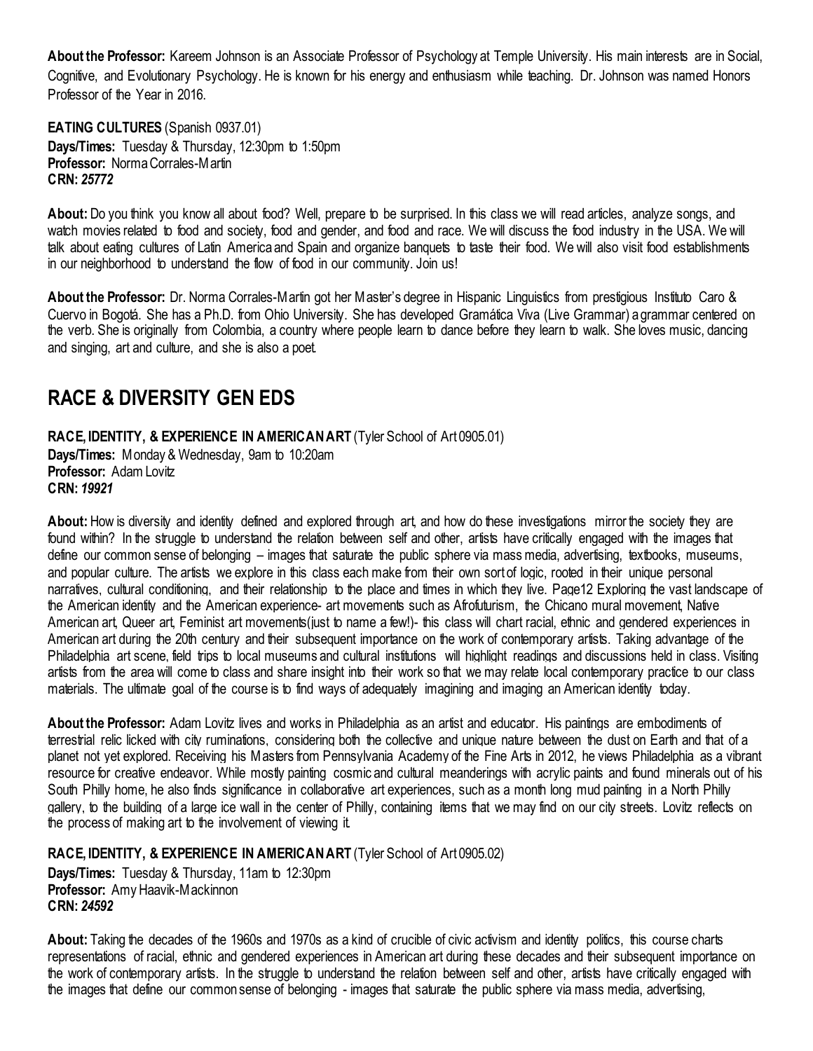**About the Professor:** Kareem Johnson is an Associate Professor of Psychology at Temple University. His main interests are in Social, Cognitive, and Evolutionary Psychology. He is known for his energy and enthusiasm while teaching. Dr. Johnson was named Honors Professor of the Year in 2016.

**EATING CULTURES** (Spanish 0937.01)
**Days/Times:** Tuesday & Thursday, 12:30pm to 1:50pm
**Professor:** Norma Corrales-Martin
**CRN:** ***25772***

**About:** Do you think you know all about food? Well, prepare to be surprised. In this class we will read articles, analyze songs, and watch movies related to food and society, food and gender, and food and race. We will discuss the food industry in the USA. We will talk about eating cultures of Latin America and Spain and organize banquets to taste their food. We will also visit food establishments in our neighborhood to understand the flow of food in our community. Join us!

**About the Professor:** Dr. Norma Corrales-Martin got her Master's degree in Hispanic Linguistics from prestigious Instituto Caro & Cuervo in Bogotá. She has a Ph.D. from Ohio University. She has developed Gramática Viva (Live Grammar) a grammar centered on the verb. She is originally from Colombia, a country where people learn to dance before they learn to walk. She loves music, dancing and singing, art and culture, and she is also a poet.

## RACE & DIVERSITY GEN EDS

**RACE, IDENTITY, & EXPERIENCE IN AMERICAN ART** (Tyler School of Art 0905.01)
**Days/Times:** Monday & Wednesday, 9am to 10:20am
**Professor:** Adam Lovitz
**CRN:** ***19921***

**About:** How is diversity and identity defined and explored through art, and how do these investigations mirror the society they are found within? In the struggle to understand the relation between self and other, artists have critically engaged with the images that define our common sense of belonging – images that saturate the public sphere via mass media, advertising, textbooks, museums, and popular culture. The artists we explore in this class each make from their own sort of logic, rooted in their unique personal narratives, cultural conditioning, and their relationship to the place and times in which they live. Page12 Exploring the vast landscape of the American identity and the American experience- art movements such as Afrofuturism, the Chicano mural movement, Native American art, Queer art, Feminist art movements(just to name a few!)- this class will chart racial, ethnic and gendered experiences in American art during the 20th century and their subsequent importance on the work of contemporary artists. Taking advantage of the Philadelphia art scene, field trips to local museums and cultural institutions will highlight readings and discussions held in class. Visiting artists from the area will come to class and share insight into their work so that we may relate local contemporary practice to our class materials. The ultimate goal of the course is to find ways of adequately imagining and imaging an American identity today.

**About the Professor:** Adam Lovitz lives and works in Philadelphia as an artist and educator. His paintings are embodiments of terrestrial relic licked with city ruminations, considering both the collective and unique nature between the dust on Earth and that of a planet not yet explored. Receiving his Masters from Pennsylvania Academy of the Fine Arts in 2012, he views Philadelphia as a vibrant resource for creative endeavor. While mostly painting cosmic and cultural meanderings with acrylic paints and found minerals out of his South Philly home, he also finds significance in collaborative art experiences, such as a month long mud painting in a North Philly gallery, to the building of a large ice wall in the center of Philly, containing items that we may find on our city streets. Lovitz reflects on the process of making art to the involvement of viewing it.

**RACE, IDENTITY, & EXPERIENCE IN AMERICAN ART** (Tyler School of Art 0905.02)
**Days/Times:** Tuesday & Thursday, 11am to 12:30pm
**Professor:** Amy Haavik-Mackinnon
**CRN:** ***24592***

**About:** Taking the decades of the 1960s and 1970s as a kind of crucible of civic activism and identity politics, this course charts representations of racial, ethnic and gendered experiences in American art during these decades and their subsequent importance on the work of contemporary artists. In the struggle to understand the relation between self and other, artists have critically engaged with the images that define our common sense of belonging - images that saturate the public sphere via mass media, advertising,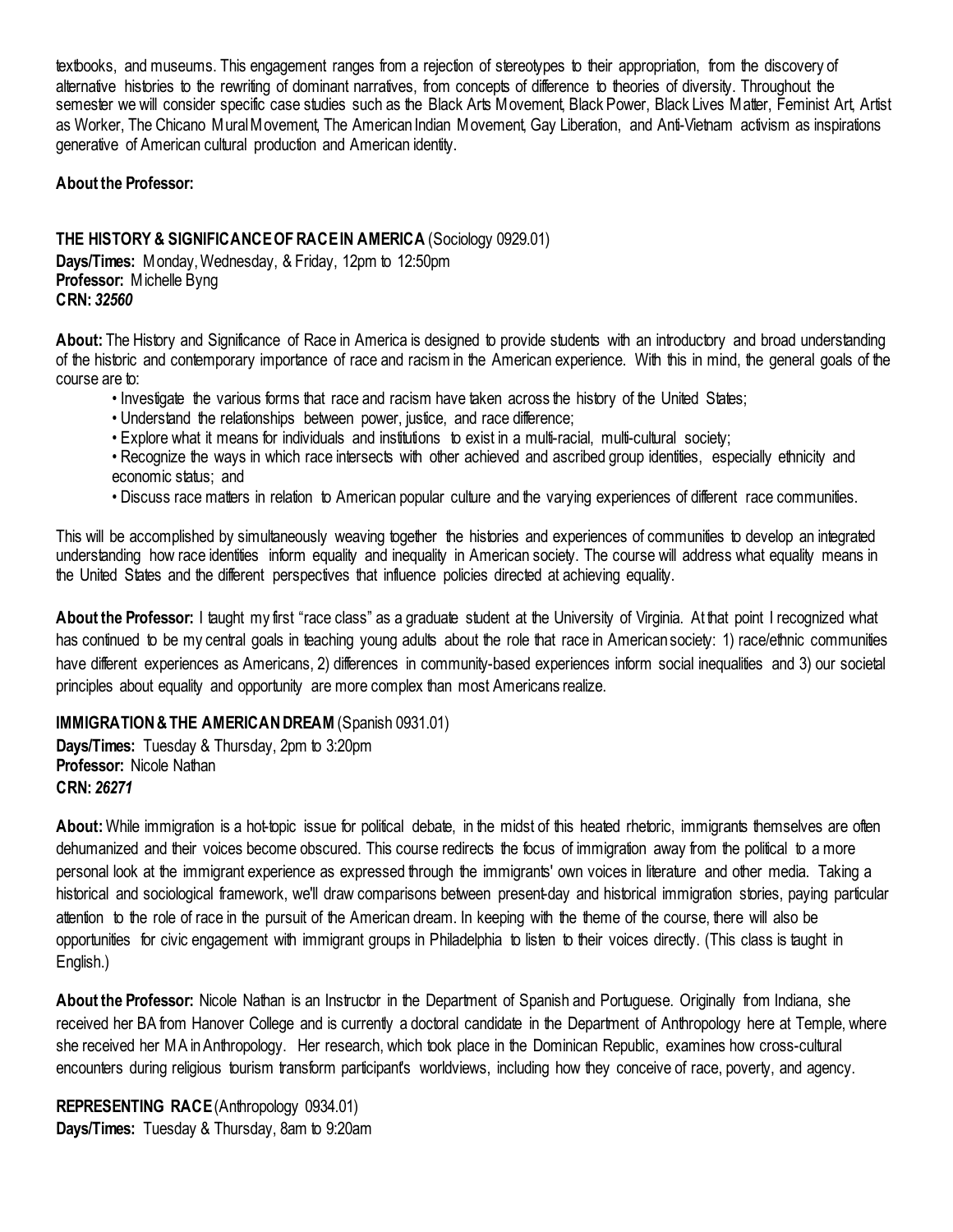textbooks, and museums. This engagement ranges from a rejection of stereotypes to their appropriation, from the discovery of alternative histories to the rewriting of dominant narratives, from concepts of difference to theories of diversity. Throughout the semester we will consider specific case studies such as the Black Arts Movement, Black Power, Black Lives Matter, Feminist Art, Artist as Worker, The Chicano Mural Movement, The American Indian Movement, Gay Liberation, and Anti-Vietnam activism as inspirations generative of American cultural production and American identity.

**About the Professor:**

**THE HISTORY & SIGNIFICANCE OF RACE IN AMERICA** (Sociology 0929.01)
**Days/Times:** Monday, Wednesday, & Friday, 12pm to 12:50pm
**Professor:** Michelle Byng
**CRN:** ***32560***

**About:** The History and Significance of Race in America is designed to provide students with an introductory and broad understanding of the historic and contemporary importance of race and racism in the American experience. With this in mind, the general goals of the course are to:

- Investigate the various forms that race and racism have taken across the history of the United States;
- Understand the relationships between power, justice, and race difference;
- Explore what it means for individuals and institutions to exist in a multi-racial, multi-cultural society;
- Recognize the ways in which race intersects with other achieved and ascribed group identities, especially ethnicity and economic status; and
- Discuss race matters in relation to American popular culture and the varying experiences of different race communities.

This will be accomplished by simultaneously weaving together the histories and experiences of communities to develop an integrated understanding how race identities inform equality and inequality in American society. The course will address what equality means in the United States and the different perspectives that influence policies directed at achieving equality.

**About the Professor:** I taught my first "race class" as a graduate student at the University of Virginia. At that point I recognized what has continued to be my central goals in teaching young adults about the role that race in American society: 1) race/ethnic communities have different experiences as Americans, 2) differences in community-based experiences inform social inequalities and 3) our societal principles about equality and opportunity are more complex than most Americans realize.

**IMMIGRATION & THE AMERICAN DREAM** (Spanish 0931.01)
**Days/Times:** Tuesday & Thursday, 2pm to 3:20pm
**Professor:** Nicole Nathan
**CRN:** ***26271***

**About:** While immigration is a hot-topic issue for political debate, in the midst of this heated rhetoric, immigrants themselves are often dehumanized and their voices become obscured. This course redirects the focus of immigration away from the political to a more personal look at the immigrant experience as expressed through the immigrants' own voices in literature and other media. Taking a historical and sociological framework, we'll draw comparisons between present-day and historical immigration stories, paying particular attention to the role of race in the pursuit of the American dream. In keeping with the theme of the course, there will also be opportunities for civic engagement with immigrant groups in Philadelphia to listen to their voices directly. (This class is taught in English.)

**About the Professor:** Nicole Nathan is an Instructor in the Department of Spanish and Portuguese. Originally from Indiana, she received her BA from Hanover College and is currently a doctoral candidate in the Department of Anthropology here at Temple, where she received her MA in Anthropology. Her research, which took place in the Dominican Republic, examines how cross-cultural encounters during religious tourism transform participant's worldviews, including how they conceive of race, poverty, and agency.

**REPRESENTING RACE** (Anthropology 0934.01)
**Days/Times:** Tuesday & Thursday, 8am to 9:20am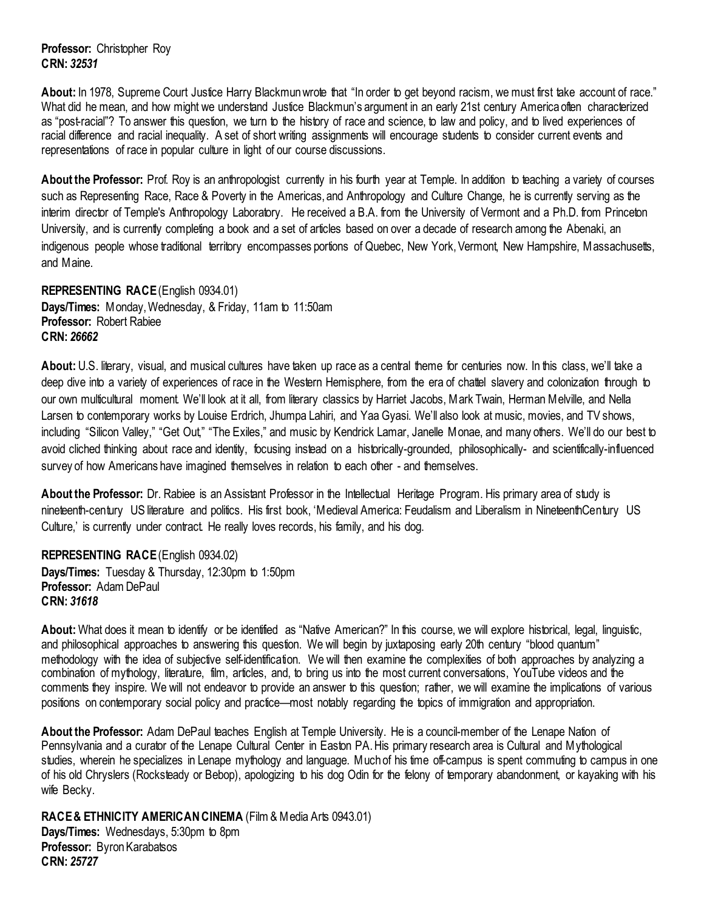**Professor:** Christopher Roy
**CRN:** ***32531***

**About:** In 1978, Supreme Court Justice Harry Blackmun wrote that "In order to get beyond racism, we must first take account of race." What did he mean, and how might we understand Justice Blackmun's argument in an early 21st century America often characterized as "post-racial"? To answer this question, we turn to the history of race and science, to law and policy, and to lived experiences of racial difference and racial inequality. A set of short writing assignments will encourage students to consider current events and representations of race in popular culture in light of our course discussions.

**About the Professor:** Prof. Roy is an anthropologist currently in his fourth year at Temple. In addition to teaching a variety of courses such as Representing Race, Race & Poverty in the Americas, and Anthropology and Culture Change, he is currently serving as the interim director of Temple's Anthropology Laboratory. He received a B.A. from the University of Vermont and a Ph.D. from Princeton University, and is currently completing a book and a set of articles based on over a decade of research among the Abenaki, an indigenous people whose traditional territory encompasses portions of Quebec, New York, Vermont, New Hampshire, Massachusetts, and Maine.

**REPRESENTING RACE** (English 0934.01)
**Days/Times:** Monday, Wednesday, & Friday, 11am to 11:50am
**Professor:** Robert Rabiee
**CRN:** ***26662***

**About:** U.S. literary, visual, and musical cultures have taken up race as a central theme for centuries now. In this class, we'll take a deep dive into a variety of experiences of race in the Western Hemisphere, from the era of chattel slavery and colonization through to our own multicultural moment. We'll look at it all, from literary classics by Harriet Jacobs, Mark Twain, Herman Melville, and Nella Larsen to contemporary works by Louise Erdrich, Jhumpa Lahiri, and Yaa Gyasi. We'll also look at music, movies, and TV shows, including "Silicon Valley," "Get Out," "The Exiles," and music by Kendrick Lamar, Janelle Monae, and many others. We'll do our best to avoid cliched thinking about race and identity, focusing instead on a historically-grounded, philosophically- and scientifically-influenced survey of how Americans have imagined themselves in relation to each other - and themselves.

**About the Professor:** Dr. Rabiee is an Assistant Professor in the Intellectual Heritage Program. His primary area of study is nineteenth-century US literature and politics. His first book, 'Medieval America: Feudalism and Liberalism in NineteenthCentury US Culture,' is currently under contract. He really loves records, his family, and his dog.

**REPRESENTING RACE** (English 0934.02)
**Days/Times:** Tuesday & Thursday, 12:30pm to 1:50pm
**Professor:** Adam DePaul
**CRN:** ***31618***

**About:** What does it mean to identify or be identified as "Native American?" In this course, we will explore historical, legal, linguistic, and philosophical approaches to answering this question. We will begin by juxtaposing early 20th century "blood quantum" methodology with the idea of subjective self-identification. We will then examine the complexities of both approaches by analyzing a combination of mythology, literature, film, articles, and, to bring us into the most current conversations, YouTube videos and the comments they inspire. We will not endeavor to provide an answer to this question; rather, we will examine the implications of various positions on contemporary social policy and practice—most notably regarding the topics of immigration and appropriation.

**About the Professor:** Adam DePaul teaches English at Temple University. He is a council-member of the Lenape Nation of Pennsylvania and a curator of the Lenape Cultural Center in Easton PA. His primary research area is Cultural and Mythological studies, wherein he specializes in Lenape mythology and language. Much of his time off-campus is spent commuting to campus in one of his old Chryslers (Rocksteady or Bebop), apologizing to his dog Odin for the felony of temporary abandonment, or kayaking with his wife Becky.

**RACE & ETHNICITY AMERICAN CINEMA** (Film & Media Arts 0943.01)
**Days/Times:** Wednesdays, 5:30pm to 8pm
**Professor:** Byron Karabatsos
**CRN:** ***25727***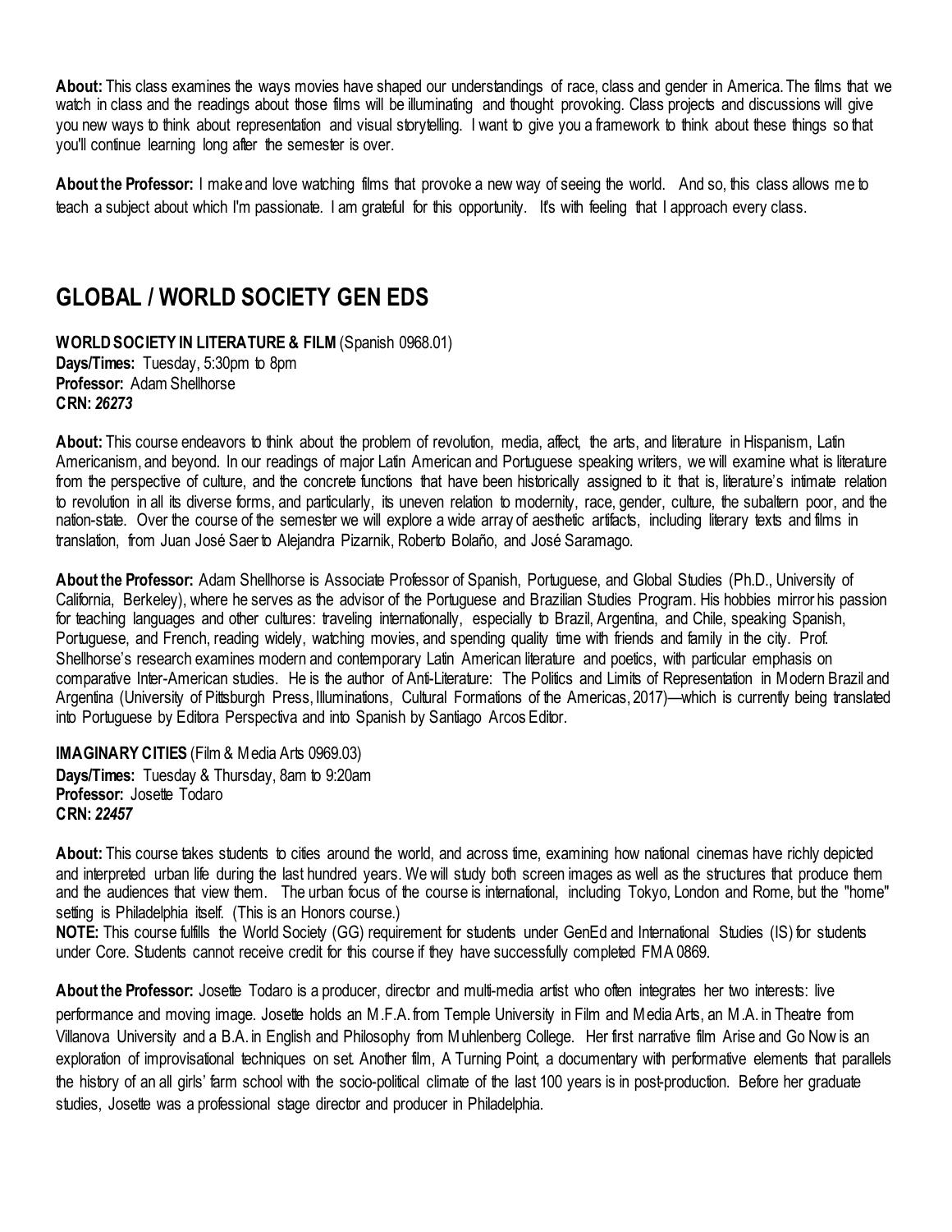**About:** This class examines the ways movies have shaped our understandings of race, class and gender in America. The films that we watch in class and the readings about those films will be illuminating and thought provoking. Class projects and discussions will give you new ways to think about representation and visual storytelling. I want to give you a framework to think about these things so that you'll continue learning long after the semester is over.

**About the Professor:** I make and love watching films that provoke a new way of seeing the world. And so, this class allows me to teach a subject about which I'm passionate. I am grateful for this opportunity. It's with feeling that I approach every class.

## GLOBAL / WORLD SOCIETY GEN EDS

**WORLD SOCIETY IN LITERATURE & FILM** (Spanish 0968.01)
**Days/Times:** Tuesday, 5:30pm to 8pm
**Professor:** Adam Shellhorse
**CRN:** ***26273***

**About:** This course endeavors to think about the problem of revolution, media, affect, the arts, and literature in Hispanism, Latin Americanism, and beyond. In our readings of major Latin American and Portuguese speaking writers, we will examine what is literature from the perspective of culture, and the concrete functions that have been historically assigned to it: that is, literature's intimate relation to revolution in all its diverse forms, and particularly, its uneven relation to modernity, race, gender, culture, the subaltern poor, and the nation-state. Over the course of the semester we will explore a wide array of aesthetic artifacts, including literary texts and films in translation, from Juan José Saer to Alejandra Pizarnik, Roberto Bolaño, and José Saramago.

**About the Professor:** Adam Shellhorse is Associate Professor of Spanish, Portuguese, and Global Studies (Ph.D., University of California, Berkeley), where he serves as the advisor of the Portuguese and Brazilian Studies Program. His hobbies mirror his passion for teaching languages and other cultures: traveling internationally, especially to Brazil, Argentina, and Chile, speaking Spanish, Portuguese, and French, reading widely, watching movies, and spending quality time with friends and family in the city. Prof. Shellhorse's research examines modern and contemporary Latin American literature and poetics, with particular emphasis on comparative Inter-American studies. He is the author of Anti-Literature: The Politics and Limits of Representation in Modern Brazil and Argentina (University of Pittsburgh Press, Illuminations, Cultural Formations of the Americas, 2017)—which is currently being translated into Portuguese by Editora Perspectiva and into Spanish by Santiago Arcos Editor.

**IMAGINARY CITIES** (Film & Media Arts 0969.03)
**Days/Times:** Tuesday & Thursday, 8am to 9:20am
**Professor:** Josette Todaro
**CRN:** ***22457***

**About:** This course takes students to cities around the world, and across time, examining how national cinemas have richly depicted and interpreted urban life during the last hundred years. We will study both screen images as well as the structures that produce them and the audiences that view them. The urban focus of the course is international, including Tokyo, London and Rome, but the "home" setting is Philadelphia itself. (This is an Honors course.)
**NOTE:** This course fulfills the World Society (GG) requirement for students under GenEd and International Studies (IS) for students under Core. Students cannot receive credit for this course if they have successfully completed FMA 0869.

**About the Professor:** Josette Todaro is a producer, director and multi-media artist who often integrates her two interests: live performance and moving image. Josette holds an M.F.A. from Temple University in Film and Media Arts, an M.A. in Theatre from Villanova University and a B.A. in English and Philosophy from Muhlenberg College. Her first narrative film Arise and Go Now is an exploration of improvisational techniques on set. Another film, A Turning Point, a documentary with performative elements that parallels the history of an all girls' farm school with the socio-political climate of the last 100 years is in post-production. Before her graduate studies, Josette was a professional stage director and producer in Philadelphia.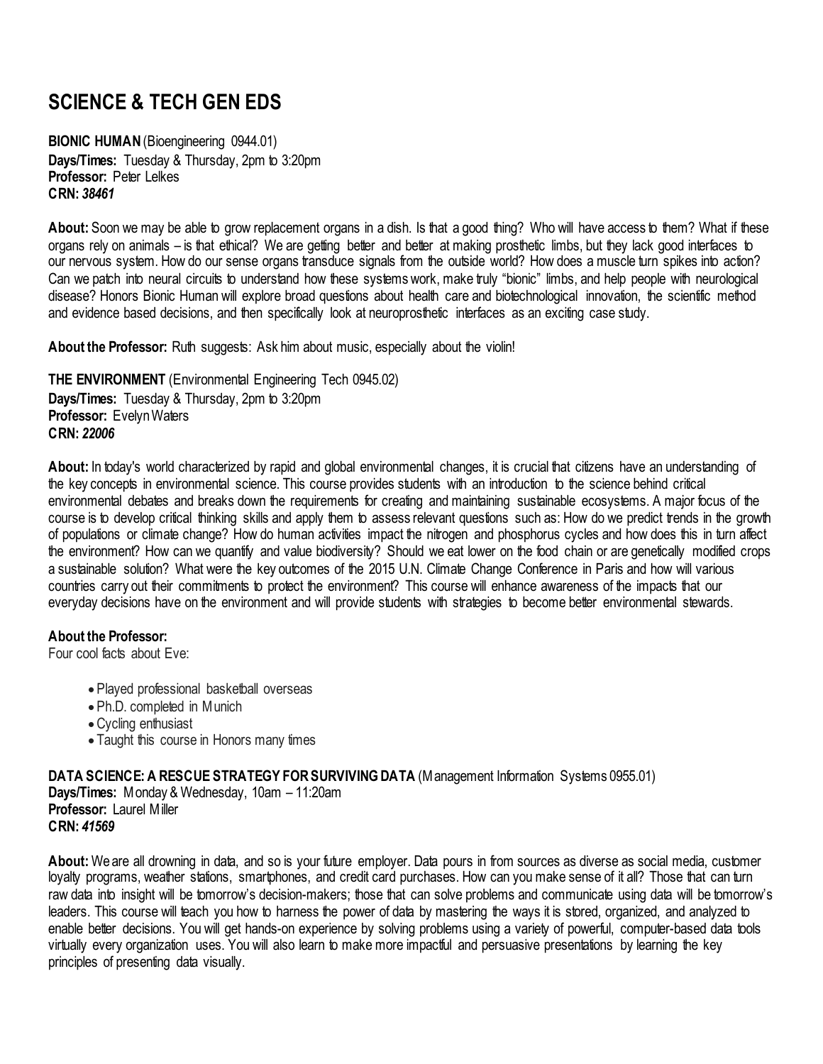# SCIENCE & TECH GEN EDS

**BIONIC HUMAN** (Bioengineering 0944.01)
**Days/Times:** Tuesday & Thursday, 2pm to 3:20pm
**Professor:** Peter Lelkes
**CRN:** ***38461***

**About:** Soon we may be able to grow replacement organs in a dish. Is that a good thing? Who will have access to them? What if these organs rely on animals – is that ethical? We are getting better and better at making prosthetic limbs, but they lack good interfaces to our nervous system. How do our sense organs transduce signals from the outside world? How does a muscle turn spikes into action? Can we patch into neural circuits to understand how these systems work, make truly "bionic" limbs, and help people with neurological disease? Honors Bionic Human will explore broad questions about health care and biotechnological innovation, the scientific method and evidence based decisions, and then specifically look at neuroprosthetic interfaces as an exciting case study.

**About the Professor:** Ruth suggests: Ask him about music, especially about the violin!

**THE ENVIRONMENT** (Environmental Engineering Tech 0945.02)
**Days/Times:** Tuesday & Thursday, 2pm to 3:20pm
**Professor:** Evelyn Waters
**CRN:** ***22006***

**About:** In today's world characterized by rapid and global environmental changes, it is crucial that citizens have an understanding of the key concepts in environmental science. This course provides students with an introduction to the science behind critical environmental debates and breaks down the requirements for creating and maintaining sustainable ecosystems. A major focus of the course is to develop critical thinking skills and apply them to assess relevant questions such as: How do we predict trends in the growth of populations or climate change? How do human activities impact the nitrogen and phosphorus cycles and how does this in turn affect the environment? How can we quantify and value biodiversity? Should we eat lower on the food chain or are genetically modified crops a sustainable solution? What were the key outcomes of the 2015 U.N. Climate Change Conference in Paris and how will various countries carry out their commitments to protect the environment? This course will enhance awareness of the impacts that our everyday decisions have on the environment and will provide students with strategies to become better environmental stewards.

**About the Professor:**
Four cool facts about Eve:

- Played professional basketball overseas
- Ph.D. completed in Munich
- Cycling enthusiast
- Taught this course in Honors many times

**DATA SCIENCE: A RESCUE STRATEGY FOR SURVIVING DATA** (Management Information Systems 0955.01)
**Days/Times:** Monday & Wednesday, 10am – 11:20am
**Professor:** Laurel Miller
**CRN:** ***41569***

**About:** We are all drowning in data, and so is your future employer. Data pours in from sources as diverse as social media, customer loyalty programs, weather stations, smartphones, and credit card purchases. How can you make sense of it all? Those that can turn raw data into insight will be tomorrow's decision-makers; those that can solve problems and communicate using data will be tomorrow's leaders. This course will teach you how to harness the power of data by mastering the ways it is stored, organized, and analyzed to enable better decisions. You will get hands-on experience by solving problems using a variety of powerful, computer-based data tools virtually every organization uses. You will also learn to make more impactful and persuasive presentations by learning the key principles of presenting data visually.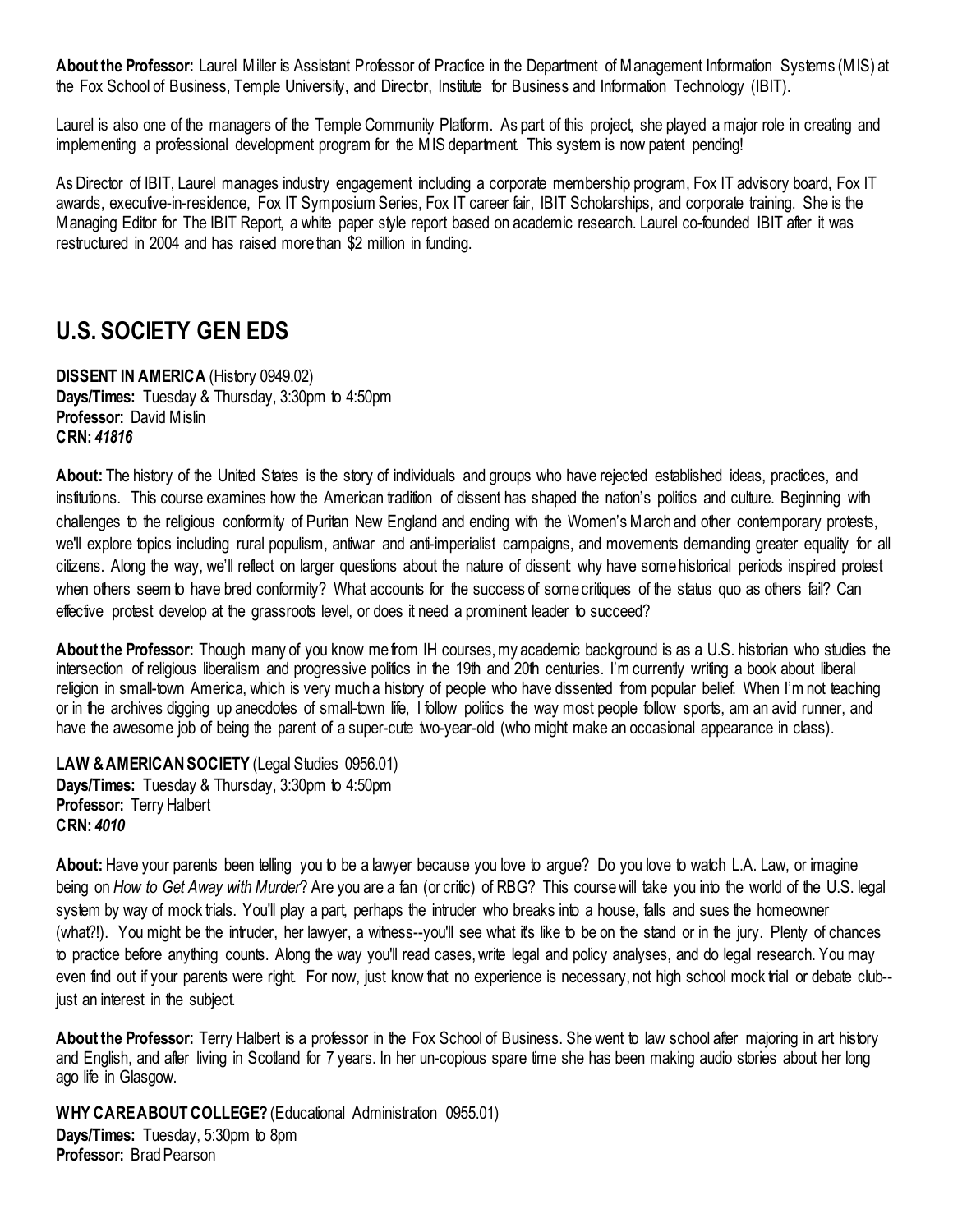**About the Professor:** Laurel Miller is Assistant Professor of Practice in the Department of Management Information Systems (MIS) at the Fox School of Business, Temple University, and Director, Institute for Business and Information Technology (IBIT).

Laurel is also one of the managers of the Temple Community Platform. As part of this project, she played a major role in creating and implementing a professional development program for the MIS department. This system is now patent pending!

As Director of IBIT, Laurel manages industry engagement including a corporate membership program, Fox IT advisory board, Fox IT awards, executive-in-residence, Fox IT Symposium Series, Fox IT career fair, IBIT Scholarships, and corporate training. She is the Managing Editor for The IBIT Report, a white paper style report based on academic research. Laurel co-founded IBIT after it was restructured in 2004 and has raised more than $2 million in funding.

## U.S. SOCIETY GEN EDS

**DISSENT IN AMERICA** (History 0949.02)
**Days/Times:** Tuesday & Thursday, 3:30pm to 4:50pm
**Professor:** David Mislin
**CRN:** ***41816***

**About:** The history of the United States is the story of individuals and groups who have rejected established ideas, practices, and institutions. This course examines how the American tradition of dissent has shaped the nation's politics and culture. Beginning with challenges to the religious conformity of Puritan New England and ending with the Women's March and other contemporary protests, we'll explore topics including rural populism, antiwar and anti-imperialist campaigns, and movements demanding greater equality for all citizens. Along the way, we'll reflect on larger questions about the nature of dissent: why have some historical periods inspired protest when others seem to have bred conformity? What accounts for the success of some critiques of the status quo as others fail? Can effective protest develop at the grassroots level, or does it need a prominent leader to succeed?

**About the Professor:** Though many of you know me from IH courses, my academic background is as a U.S. historian who studies the intersection of religious liberalism and progressive politics in the 19th and 20th centuries. I'm currently writing a book about liberal religion in small-town America, which is very much a history of people who have dissented from popular belief. When I'm not teaching or in the archives digging up anecdotes of small-town life, I follow politics the way most people follow sports, am an avid runner, and have the awesome job of being the parent of a super-cute two-year-old (who might make an occasional appearance in class).

**LAW & AMERICAN SOCIETY** (Legal Studies 0956.01)
**Days/Times:** Tuesday & Thursday, 3:30pm to 4:50pm
**Professor:** Terry Halbert
**CRN:** ***4010***

**About:** Have your parents been telling you to be a lawyer because you love to argue? Do you love to watch L.A. Law, or imagine being on *How to Get Away with Murder*? Are you are a fan (or critic) of RBG? This course will take you into the world of the U.S. legal system by way of mock trials. You'll play a part, perhaps the intruder who breaks into a house, falls and sues the homeowner (what?!). You might be the intruder, her lawyer, a witness--you'll see what it's like to be on the stand or in the jury. Plenty of chances to practice before anything counts. Along the way you'll read cases, write legal and policy analyses, and do legal research. You may even find out if your parents were right. For now, just know that no experience is necessary, not high school mock trial or debate club--just an interest in the subject.

**About the Professor:** Terry Halbert is a professor in the Fox School of Business. She went to law school after majoring in art history and English, and after living in Scotland for 7 years. In her un-copious spare time she has been making audio stories about her long ago life in Glasgow.

**WHY CARE ABOUT COLLEGE?** (Educational Administration 0955.01)
**Days/Times:** Tuesday, 5:30pm to 8pm
**Professor:** Brad Pearson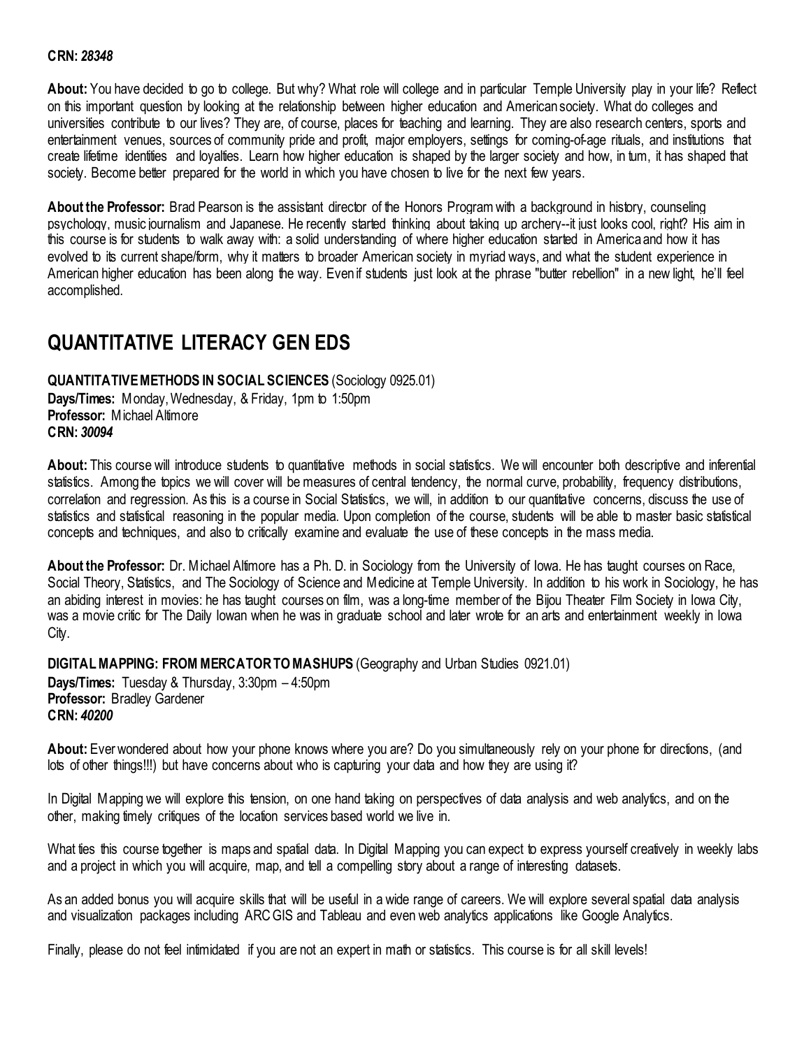**CRN:** ***28348***

**About:** You have decided to go to college. But why? What role will college and in particular Temple University play in your life? Reflect on this important question by looking at the relationship between higher education and American society. What do colleges and universities contribute to our lives? They are, of course, places for teaching and learning. They are also research centers, sports and entertainment venues, sources of community pride and profit, major employers, settings for coming-of-age rituals, and institutions that create lifetime identities and loyalties. Learn how higher education is shaped by the larger society and how, in turn, it has shaped that society. Become better prepared for the world in which you have chosen to live for the next few years.

**About the Professor:** Brad Pearson is the assistant director of the Honors Program with a background in history, counseling psychology, music journalism and Japanese. He recently started thinking about taking up archery--it just looks cool, right? His aim in this course is for students to walk away with: a solid understanding of where higher education started in America and how it has evolved to its current shape/form, why it matters to broader American society in myriad ways, and what the student experience in American higher education has been along the way. Even if students just look at the phrase "butter rebellion" in a new light, he'll feel accomplished.

## QUANTITATIVE LITERACY GEN EDS

**QUANTITATIVE METHODS IN SOCIAL SCIENCES** (Sociology 0925.01)
**Days/Times:** Monday, Wednesday, & Friday, 1pm to 1:50pm
**Professor:** Michael Altimore
**CRN:** ***30094***

**About:** This course will introduce students to quantitative methods in social statistics. We will encounter both descriptive and inferential statistics. Among the topics we will cover will be measures of central tendency, the normal curve, probability, frequency distributions, correlation and regression. As this is a course in Social Statistics, we will, in addition to our quantitative concerns, discuss the use of statistics and statistical reasoning in the popular media. Upon completion of the course, students will be able to master basic statistical concepts and techniques, and also to critically examine and evaluate the use of these concepts in the mass media.

**About the Professor:** Dr. Michael Altimore has a Ph. D. in Sociology from the University of Iowa. He has taught courses on Race, Social Theory, Statistics, and The Sociology of Science and Medicine at Temple University. In addition to his work in Sociology, he has an abiding interest in movies: he has taught courses on film, was a long-time member of the Bijou Theater Film Society in Iowa City, was a movie critic for The Daily Iowan when he was in graduate school and later wrote for an arts and entertainment weekly in Iowa City.

**DIGITAL MAPPING: FROM MERCATOR TO MASHUPS** (Geography and Urban Studies 0921.01)
**Days/Times:** Tuesday & Thursday, 3:30pm – 4:50pm
**Professor:** Bradley Gardener
**CRN:** ***40200***

**About:** Ever wondered about how your phone knows where you are? Do you simultaneously rely on your phone for directions, (and lots of other things!!!) but have concerns about who is capturing your data and how they are using it?

In Digital Mapping we will explore this tension, on one hand taking on perspectives of data analysis and web analytics, and on the other, making timely critiques of the location services based world we live in.

What ties this course together is maps and spatial data. In Digital Mapping you can expect to express yourself creatively in weekly labs and a project in which you will acquire, map, and tell a compelling story about a range of interesting datasets.

As an added bonus you will acquire skills that will be useful in a wide range of careers. We will explore several spatial data analysis and visualization packages including ARC GIS and Tableau and even web analytics applications like Google Analytics.

Finally, please do not feel intimidated if you are not an expert in math or statistics. This course is for all skill levels!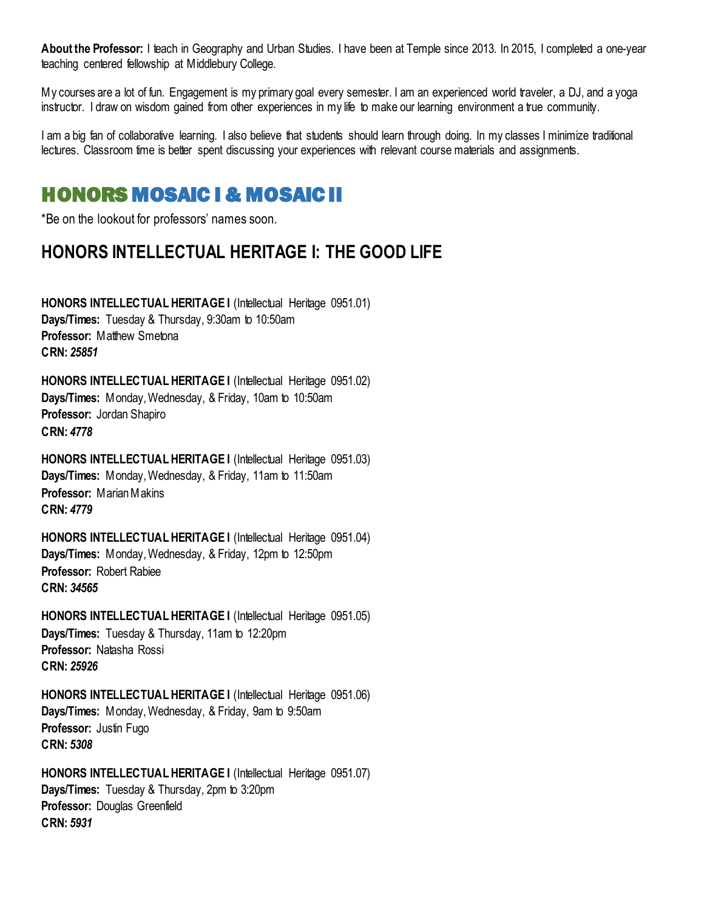**About the Professor:** I teach in Geography and Urban Studies. I have been at Temple since 2013. In 2015, I completed a one-year teaching centered fellowship at Middlebury College.

My courses are a lot of fun. Engagement is my primary goal every semester. I am an experienced world traveler, a DJ, and a yoga instructor. I draw on wisdom gained from other experiences in my life to make our learning environment a true community.

I am a big fan of collaborative learning. I also believe that students should learn through doing. In my classes I minimize traditional lectures. Classroom time is better spent discussing your experiences with relevant course materials and assignments.

## HONORS MOSAIC I & MOSAIC II

*Be on the lookout for professors' names soon.

## HONORS INTELLECTUAL HERITAGE I: THE GOOD LIFE

**HONORS INTELLECTUAL HERITAGE I** (Intellectual Heritage 0951.01)
**Days/Times:** Tuesday & Thursday, 9:30am to 10:50am
**Professor:** Matthew Smetona
**CRN:** ***25851***

**HONORS INTELLECTUAL HERITAGE I** (Intellectual Heritage 0951.02)
**Days/Times:** Monday, Wednesday, & Friday, 10am to 10:50am
**Professor:** Jordan Shapiro
**CRN:** ***4778***

**HONORS INTELLECTUAL HERITAGE I** (Intellectual Heritage 0951.03)
**Days/Times:** Monday, Wednesday, & Friday, 11am to 11:50am
**Professor:** Marian Makins
**CRN:** ***4779***

**HONORS INTELLECTUAL HERITAGE I** (Intellectual Heritage 0951.04)
**Days/Times:** Monday, Wednesday, & Friday, 12pm to 12:50pm
**Professor:** Robert Rabiee
**CRN:** ***34565***

**HONORS INTELLECTUAL HERITAGE I** (Intellectual Heritage 0951.05)
**Days/Times:** Tuesday & Thursday, 11am to 12:20pm
**Professor:** Natasha Rossi
**CRN:** ***25926***

**HONORS INTELLECTUAL HERITAGE I** (Intellectual Heritage 0951.06)
**Days/Times:** Monday, Wednesday, & Friday, 9am to 9:50am
**Professor:** Justin Fugo
**CRN:** ***5308***

**HONORS INTELLECTUAL HERITAGE I** (Intellectual Heritage 0951.07)
**Days/Times:** Tuesday & Thursday, 2pm to 3:20pm
**Professor:** Douglas Greenfield
**CRN:** ***5931***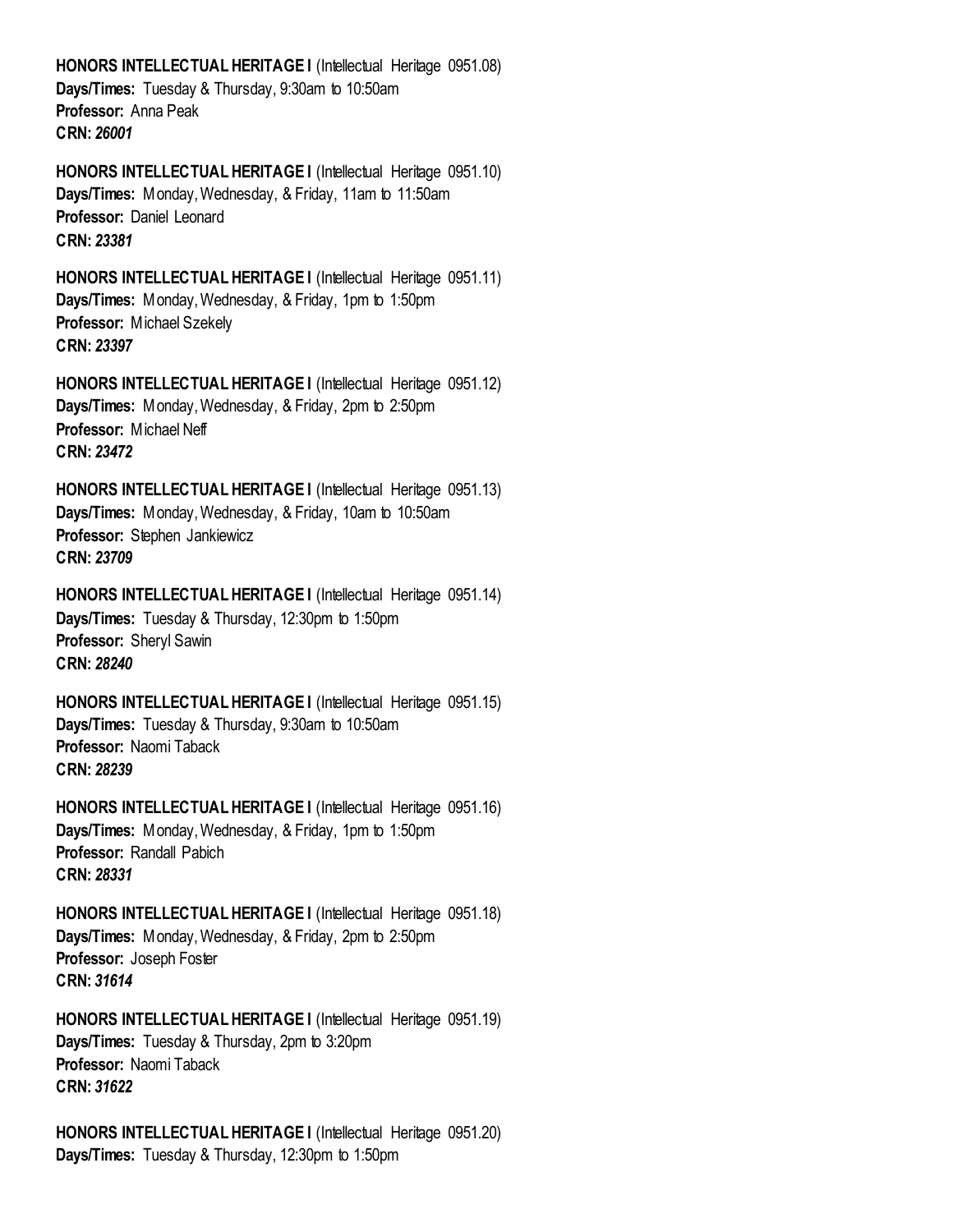**HONORS INTELLECTUAL HERITAGE I** (Intellectual Heritage 0951.08)
**Days/Times:** Tuesday & Thursday, 9:30am to 10:50am
**Professor:** Anna Peak
**CRN:** ***26001***

**HONORS INTELLECTUAL HERITAGE I** (Intellectual Heritage 0951.10)
**Days/Times:** Monday, Wednesday, & Friday, 11am to 11:50am
**Professor:** Daniel Leonard
**CRN:** ***23381***

**HONORS INTELLECTUAL HERITAGE I** (Intellectual Heritage 0951.11)
**Days/Times:** Monday, Wednesday, & Friday, 1pm to 1:50pm
**Professor:** Michael Szekely
**CRN:** ***23397***

**HONORS INTELLECTUAL HERITAGE I** (Intellectual Heritage 0951.12)
**Days/Times:** Monday, Wednesday, & Friday, 2pm to 2:50pm
**Professor:** Michael Neff
**CRN:** ***23472***

**HONORS INTELLECTUAL HERITAGE I** (Intellectual Heritage 0951.13)
**Days/Times:** Monday, Wednesday, & Friday, 10am to 10:50am
**Professor:** Stephen Jankiewicz
**CRN:** ***23709***

**HONORS INTELLECTUAL HERITAGE I** (Intellectual Heritage 0951.14)
**Days/Times:** Tuesday & Thursday, 12:30pm to 1:50pm
**Professor:** Sheryl Sawin
**CRN:** ***28240***

**HONORS INTELLECTUAL HERITAGE I** (Intellectual Heritage 0951.15)
**Days/Times:** Tuesday & Thursday, 9:30am to 10:50am
**Professor:** Naomi Taback
**CRN:** ***28239***

**HONORS INTELLECTUAL HERITAGE I** (Intellectual Heritage 0951.16)
**Days/Times:** Monday, Wednesday, & Friday, 1pm to 1:50pm
**Professor:** Randall Pabich
**CRN:** ***28331***

**HONORS INTELLECTUAL HERITAGE I** (Intellectual Heritage 0951.18)
**Days/Times:** Monday, Wednesday, & Friday, 2pm to 2:50pm
**Professor:** Joseph Foster
**CRN:** ***31614***

**HONORS INTELLECTUAL HERITAGE I** (Intellectual Heritage 0951.19)
**Days/Times:** Tuesday & Thursday, 2pm to 3:20pm
**Professor:** Naomi Taback
**CRN:** ***31622***

**HONORS INTELLECTUAL HERITAGE I** (Intellectual Heritage 0951.20)
**Days/Times:** Tuesday & Thursday, 12:30pm to 1:50pm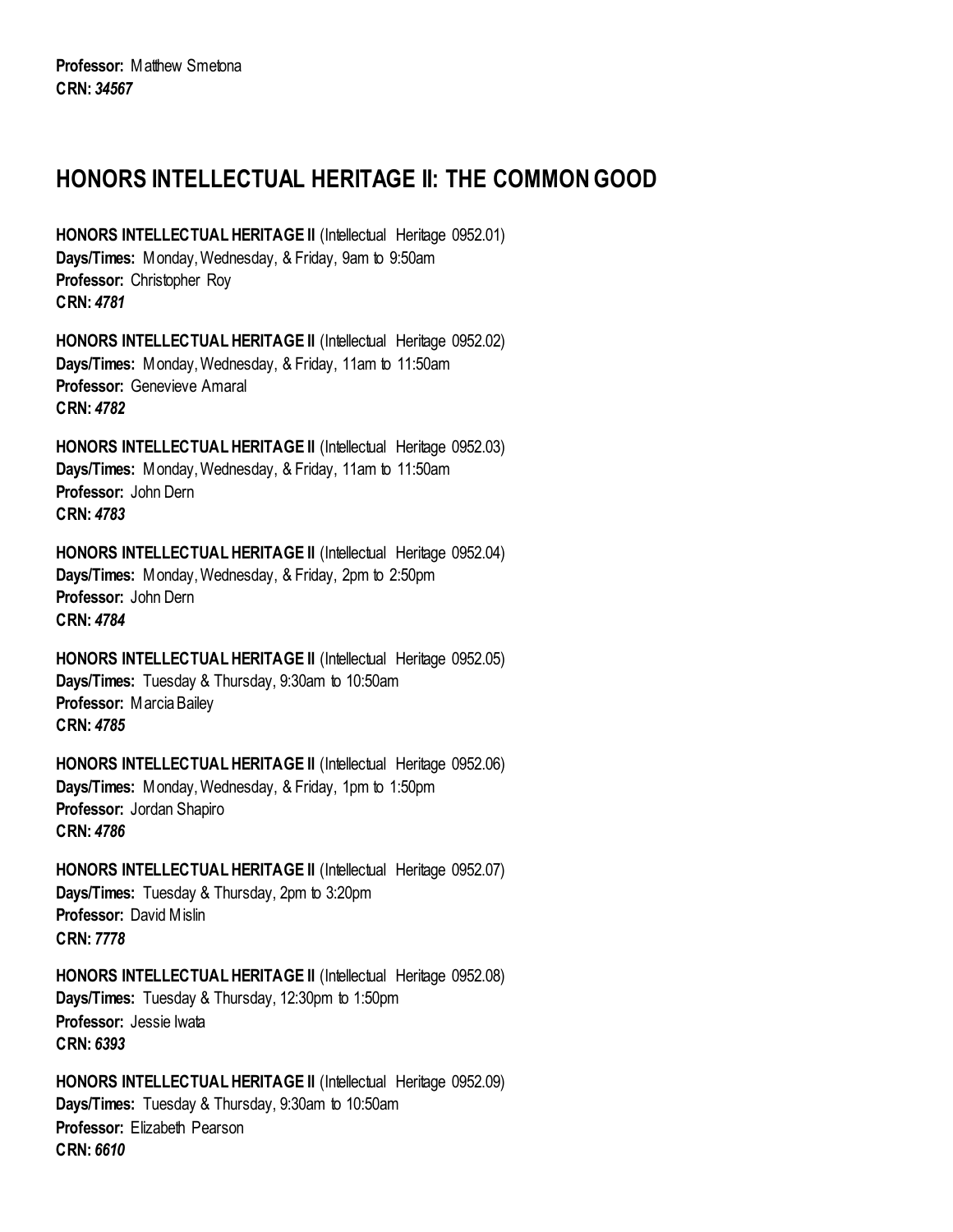**Professor:** Matthew Smetona
**CRN:** ***34567***

## HONORS INTELLECTUAL HERITAGE II: THE COMMON GOOD

**HONORS INTELLECTUAL HERITAGE II** (Intellectual Heritage 0952.01)
**Days/Times:** Monday, Wednesday, & Friday, 9am to 9:50am
**Professor:** Christopher Roy
**CRN:** ***4781***

**HONORS INTELLECTUAL HERITAGE II** (Intellectual Heritage 0952.02)
**Days/Times:** Monday, Wednesday, & Friday, 11am to 11:50am
**Professor:** Genevieve Amaral
**CRN:** ***4782***

**HONORS INTELLECTUAL HERITAGE II** (Intellectual Heritage 0952.03)
**Days/Times:** Monday, Wednesday, & Friday, 11am to 11:50am
**Professor:** John Dern
**CRN:** ***4783***

**HONORS INTELLECTUAL HERITAGE II** (Intellectual Heritage 0952.04)
**Days/Times:** Monday, Wednesday, & Friday, 2pm to 2:50pm
**Professor:** John Dern
**CRN:** ***4784***

**HONORS INTELLECTUAL HERITAGE II** (Intellectual Heritage 0952.05)
**Days/Times:** Tuesday & Thursday, 9:30am to 10:50am
**Professor:** Marcia Bailey
**CRN:** ***4785***

**HONORS INTELLECTUAL HERITAGE II** (Intellectual Heritage 0952.06)
**Days/Times:** Monday, Wednesday, & Friday, 1pm to 1:50pm
**Professor:** Jordan Shapiro
**CRN:** ***4786***

**HONORS INTELLECTUAL HERITAGE II** (Intellectual Heritage 0952.07)
**Days/Times:** Tuesday & Thursday, 2pm to 3:20pm
**Professor:** David Mislin
**CRN:** ***7778***

**HONORS INTELLECTUAL HERITAGE II** (Intellectual Heritage 0952.08)
**Days/Times:** Tuesday & Thursday, 12:30pm to 1:50pm
**Professor:** Jessie Iwata
**CRN:** ***6393***

**HONORS INTELLECTUAL HERITAGE II** (Intellectual Heritage 0952.09)
**Days/Times:** Tuesday & Thursday, 9:30am to 10:50am
**Professor:** Elizabeth Pearson
**CRN:** ***6610***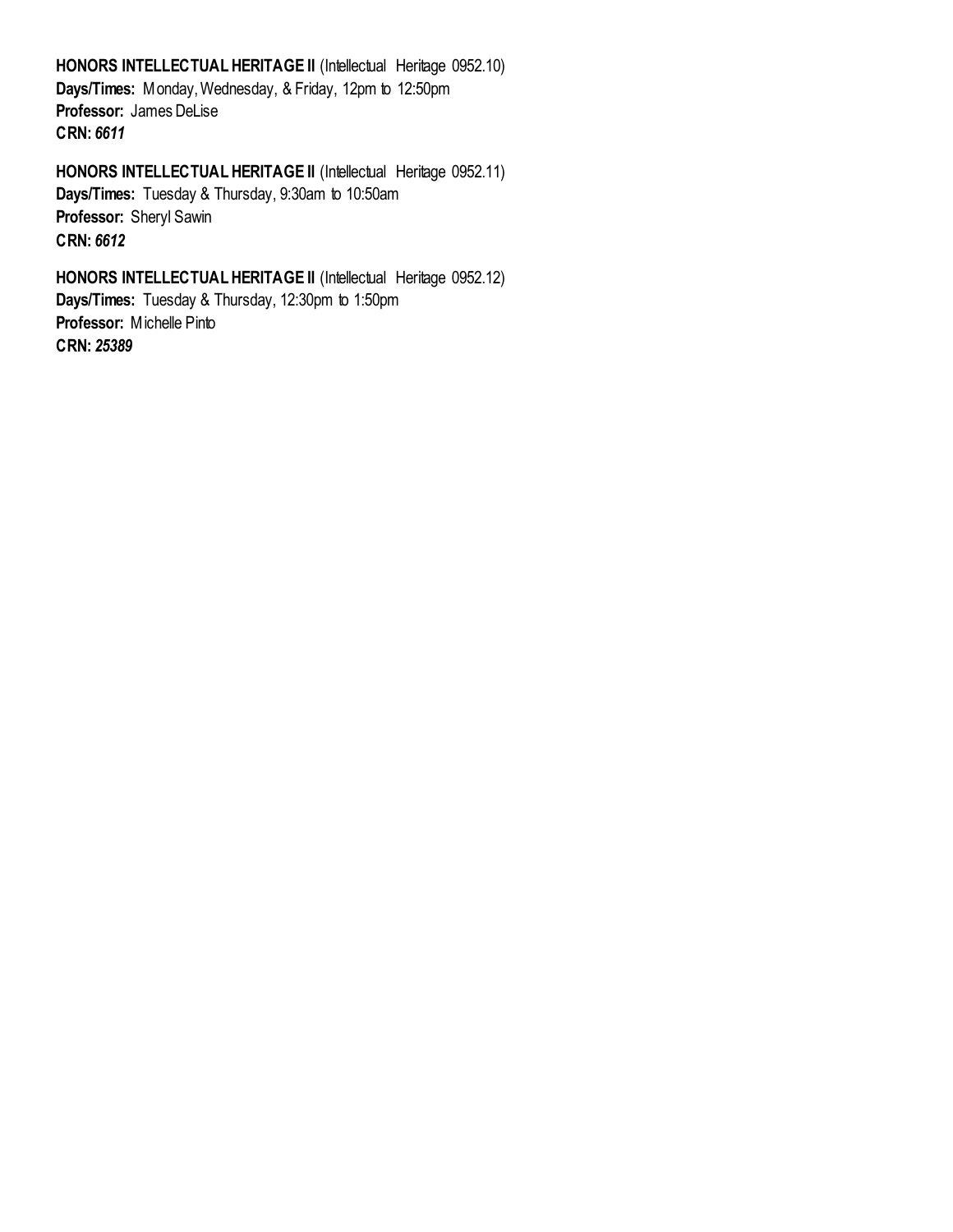**HONORS INTELLECTUAL HERITAGE II** (Intellectual Heritage 0952.10)
**Days/Times:** Monday, Wednesday, & Friday, 12pm to 12:50pm
**Professor:** James DeLise
**CRN:** ***6611***

**HONORS INTELLECTUAL HERITAGE II** (Intellectual Heritage 0952.11)
**Days/Times:** Tuesday & Thursday, 9:30am to 10:50am
**Professor:** Sheryl Sawin
**CRN:** ***6612***

**HONORS INTELLECTUAL HERITAGE II** (Intellectual Heritage 0952.12)
**Days/Times:** Tuesday & Thursday, 12:30pm to 1:50pm
**Professor:** Michelle Pinto
**CRN:** ***25389***